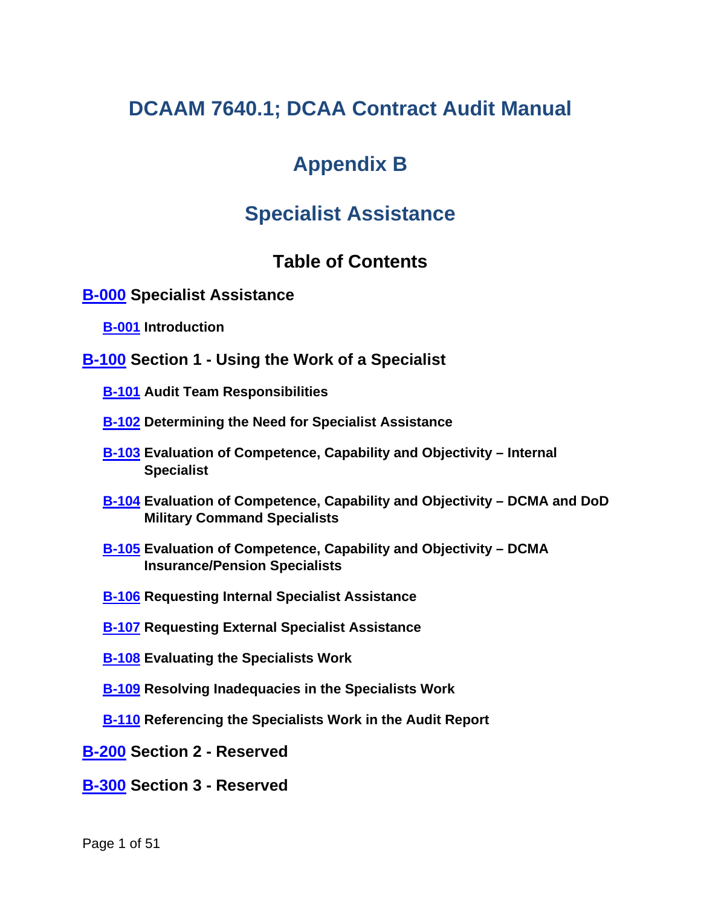# DCAAM 7640.1; DCAA Contract Audit Manual

# Appendix B

# Specialist Assistance

## Table of Contents

**B-000 Specialist Assistance**

- **B-001 Introduction**

**B-100 Section 1 - Using the Work of a Specialist**

- **B-101 Audit Team Responsibilities**
- **B-102 Determining the Need for Specialist Assistance**
- **B-103 Evaluation of Competence, Capability and Objectivity – Internal Specialist**
- **B-104 Evaluation of Competence, Capability and Objectivity – DCMA and DoD Military Command Specialists**
- **B-105 Evaluation of Competence, Capability and Objectivity – DCMA Insurance/Pension Specialists**
- **B-106 Requesting Internal Specialist Assistance**
- **B-107 Requesting External Specialist Assistance**
- **B-108 Evaluating the Specialists Work**
- **B-109 Resolving Inadequacies in the Specialists Work**
- **B-110 Referencing the Specialists Work in the Audit Report**

**B-200 Section 2 - Reserved**

**B-300 Section 3 - Reserved**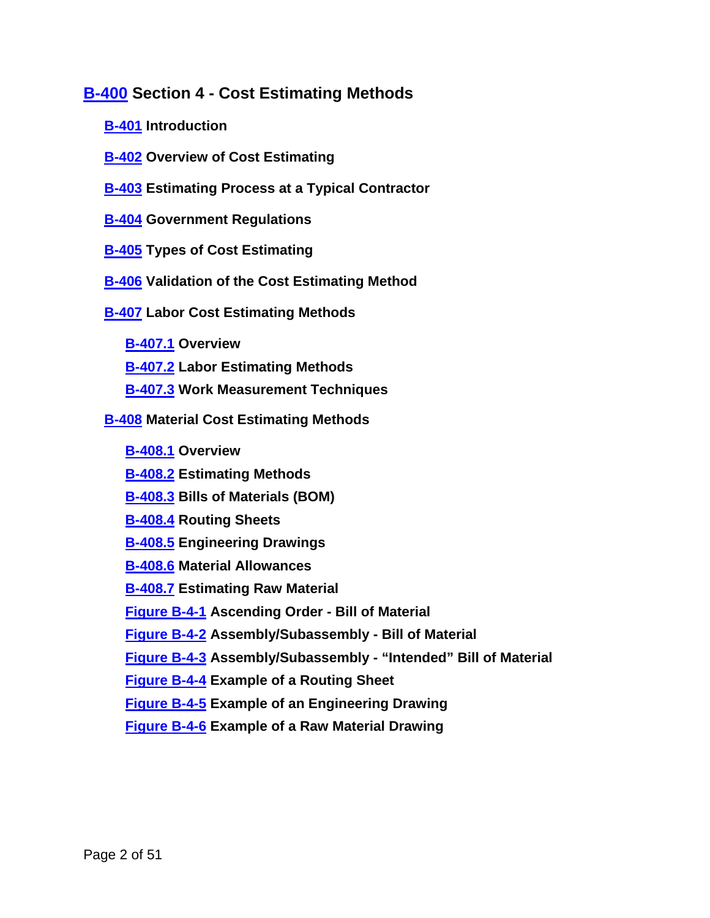## B-400 Section 4 - Cost Estimating Methods

- **B-401 Introduction**
- **B-402 Overview of Cost Estimating**
- **B-403 Estimating Process at a Typical Contractor**
- **B-404 Government Regulations**
- **B-405 Types of Cost Estimating**
- **B-406 Validation of the Cost Estimating Method**
- **B-407 Labor Cost Estimating Methods**
    - **B-407.1 Overview**
    - **B-407.2 Labor Estimating Methods**
    - **B-407.3 Work Measurement Techniques**
- **B-408 Material Cost Estimating Methods**
    - **B-408.1 Overview**
    - **B-408.2 Estimating Methods**
    - **B-408.3 Bills of Materials (BOM)**
    - **B-408.4 Routing Sheets**
    - **B-408.5 Engineering Drawings**
    - **B-408.6 Material Allowances**
    - **B-408.7 Estimating Raw Material**
    - **Figure B-4-1 Ascending Order - Bill of Material**
    - **Figure B-4-2 Assembly/Subassembly - Bill of Material**
    - **Figure B-4-3 Assembly/Subassembly - "Intended" Bill of Material**
    - **Figure B-4-4 Example of a Routing Sheet**
    - **Figure B-4-5 Example of an Engineering Drawing**
    - **Figure B-4-6 Example of a Raw Material Drawing**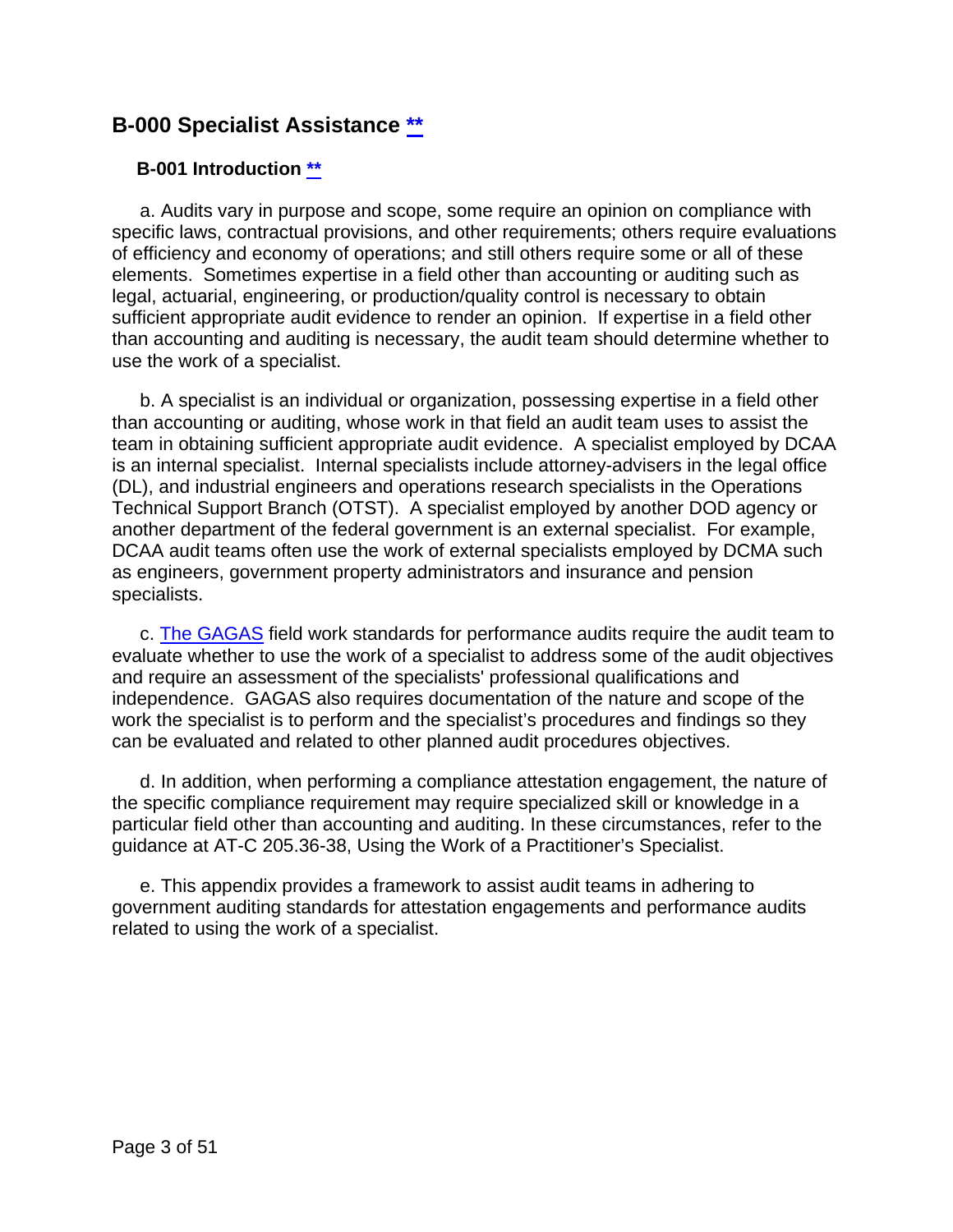## B-000 Specialist Assistance [**](#)

### B-001 Introduction [**](#)

a. Audits vary in purpose and scope, some require an opinion on compliance with specific laws, contractual provisions, and other requirements; others require evaluations of efficiency and economy of operations; and still others require some or all of these elements. Sometimes expertise in a field other than accounting or auditing such as legal, actuarial, engineering, or production/quality control is necessary to obtain sufficient appropriate audit evidence to render an opinion. If expertise in a field other than accounting and auditing is necessary, the audit team should determine whether to use the work of a specialist.

b. A specialist is an individual or organization, possessing expertise in a field other than accounting or auditing, whose work in that field an audit team uses to assist the team in obtaining sufficient appropriate audit evidence. A specialist employed by DCAA is an internal specialist. Internal specialists include attorney-advisers in the legal office (DL), and industrial engineers and operations research specialists in the Operations Technical Support Branch (OTST). A specialist employed by another DOD agency or another department of the federal government is an external specialist. For example, DCAA audit teams often use the work of external specialists employed by DCMA such as engineers, government property administrators and insurance and pension specialists.

c. [The GAGAS](#) field work standards for performance audits require the audit team to evaluate whether to use the work of a specialist to address some of the audit objectives and require an assessment of the specialists' professional qualifications and independence. GAGAS also requires documentation of the nature and scope of the work the specialist is to perform and the specialist's procedures and findings so they can be evaluated and related to other planned audit procedures objectives.

d. In addition, when performing a compliance attestation engagement, the nature of the specific compliance requirement may require specialized skill or knowledge in a particular field other than accounting and auditing. In these circumstances, refer to the guidance at AT-C 205.36-38, Using the Work of a Practitioner's Specialist.

e. This appendix provides a framework to assist audit teams in adhering to government auditing standards for attestation engagements and performance audits related to using the work of a specialist.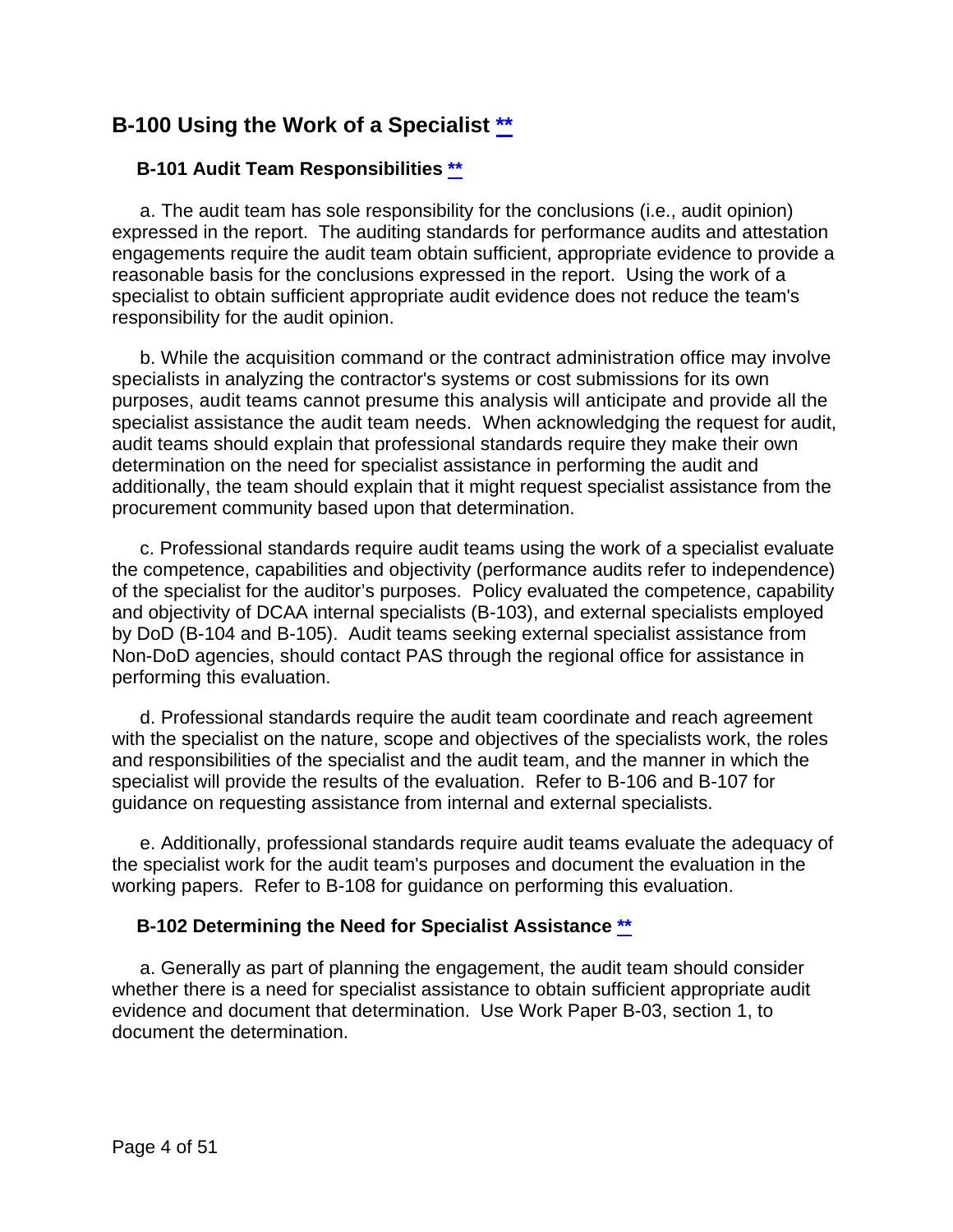## B-100 Using the Work of a Specialist **

### B-101 Audit Team Responsibilities **

a. The audit team has sole responsibility for the conclusions (i.e., audit opinion) expressed in the report. The auditing standards for performance audits and attestation engagements require the audit team obtain sufficient, appropriate evidence to provide a reasonable basis for the conclusions expressed in the report. Using the work of a specialist to obtain sufficient appropriate audit evidence does not reduce the team's responsibility for the audit opinion.

b. While the acquisition command or the contract administration office may involve specialists in analyzing the contractor's systems or cost submissions for its own purposes, audit teams cannot presume this analysis will anticipate and provide all the specialist assistance the audit team needs. When acknowledging the request for audit, audit teams should explain that professional standards require they make their own determination on the need for specialist assistance in performing the audit and additionally, the team should explain that it might request specialist assistance from the procurement community based upon that determination.

c. Professional standards require audit teams using the work of a specialist evaluate the competence, capabilities and objectivity (performance audits refer to independence) of the specialist for the auditor's purposes. Policy evaluated the competence, capability and objectivity of DCAA internal specialists (B-103), and external specialists employed by DoD (B-104 and B-105). Audit teams seeking external specialist assistance from Non-DoD agencies, should contact PAS through the regional office for assistance in performing this evaluation.

d. Professional standards require the audit team coordinate and reach agreement with the specialist on the nature, scope and objectives of the specialists work, the roles and responsibilities of the specialist and the audit team, and the manner in which the specialist will provide the results of the evaluation. Refer to B-106 and B-107 for guidance on requesting assistance from internal and external specialists.

e. Additionally, professional standards require audit teams evaluate the adequacy of the specialist work for the audit team's purposes and document the evaluation in the working papers. Refer to B-108 for guidance on performing this evaluation.

### B-102 Determining the Need for Specialist Assistance **

a. Generally as part of planning the engagement, the audit team should consider whether there is a need for specialist assistance to obtain sufficient appropriate audit evidence and document that determination. Use Work Paper B-03, section 1, to document the determination.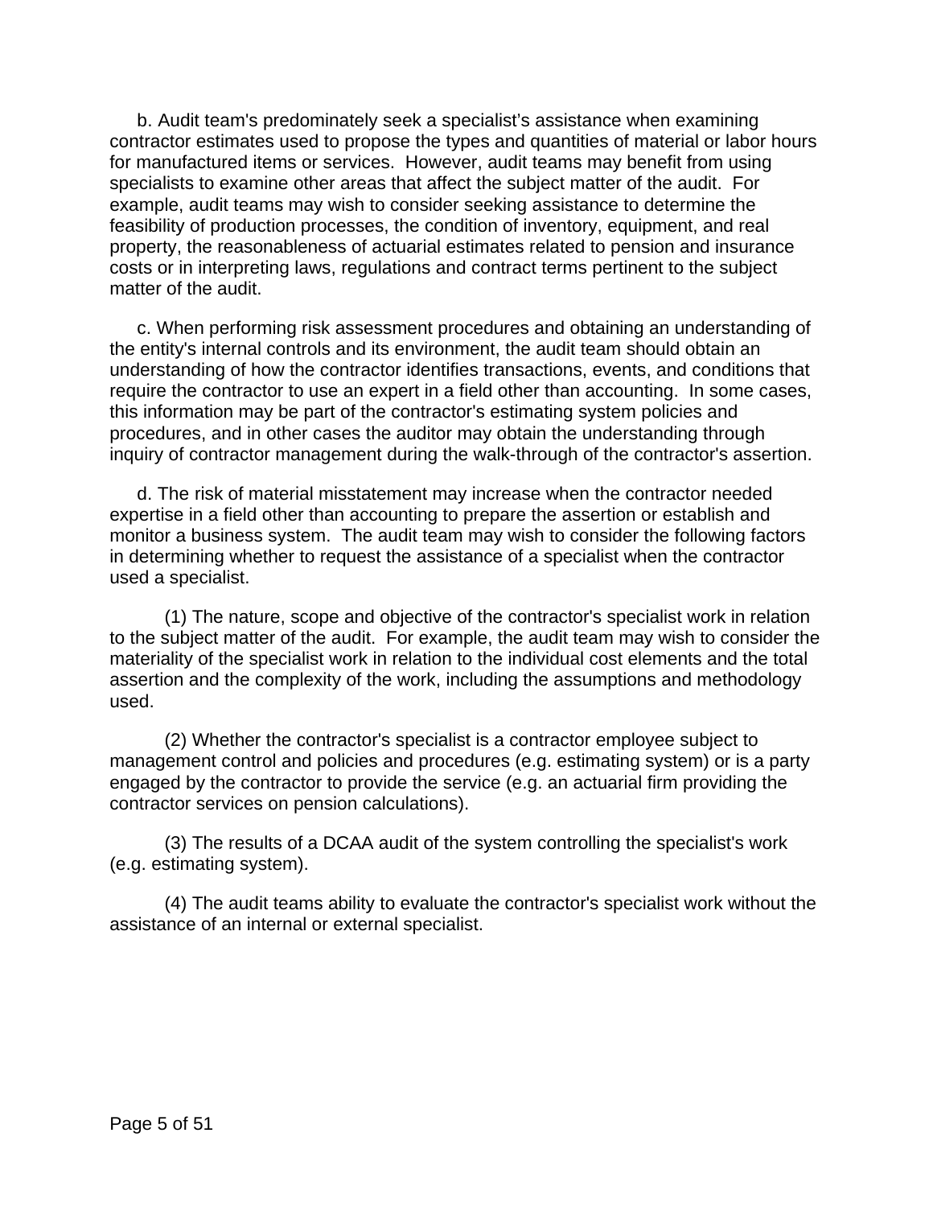b. Audit team's predominately seek a specialist's assistance when examining contractor estimates used to propose the types and quantities of material or labor hours for manufactured items or services. However, audit teams may benefit from using specialists to examine other areas that affect the subject matter of the audit. For example, audit teams may wish to consider seeking assistance to determine the feasibility of production processes, the condition of inventory, equipment, and real property, the reasonableness of actuarial estimates related to pension and insurance costs or in interpreting laws, regulations and contract terms pertinent to the subject matter of the audit.

c. When performing risk assessment procedures and obtaining an understanding of the entity's internal controls and its environment, the audit team should obtain an understanding of how the contractor identifies transactions, events, and conditions that require the contractor to use an expert in a field other than accounting. In some cases, this information may be part of the contractor's estimating system policies and procedures, and in other cases the auditor may obtain the understanding through inquiry of contractor management during the walk-through of the contractor's assertion.

d. The risk of material misstatement may increase when the contractor needed expertise in a field other than accounting to prepare the assertion or establish and monitor a business system. The audit team may wish to consider the following factors in determining whether to request the assistance of a specialist when the contractor used a specialist.

(1) The nature, scope and objective of the contractor's specialist work in relation to the subject matter of the audit. For example, the audit team may wish to consider the materiality of the specialist work in relation to the individual cost elements and the total assertion and the complexity of the work, including the assumptions and methodology used.

(2) Whether the contractor's specialist is a contractor employee subject to management control and policies and procedures (e.g. estimating system) or is a party engaged by the contractor to provide the service (e.g. an actuarial firm providing the contractor services on pension calculations).

(3) The results of a DCAA audit of the system controlling the specialist's work (e.g. estimating system).

(4) The audit teams ability to evaluate the contractor's specialist work without the assistance of an internal or external specialist.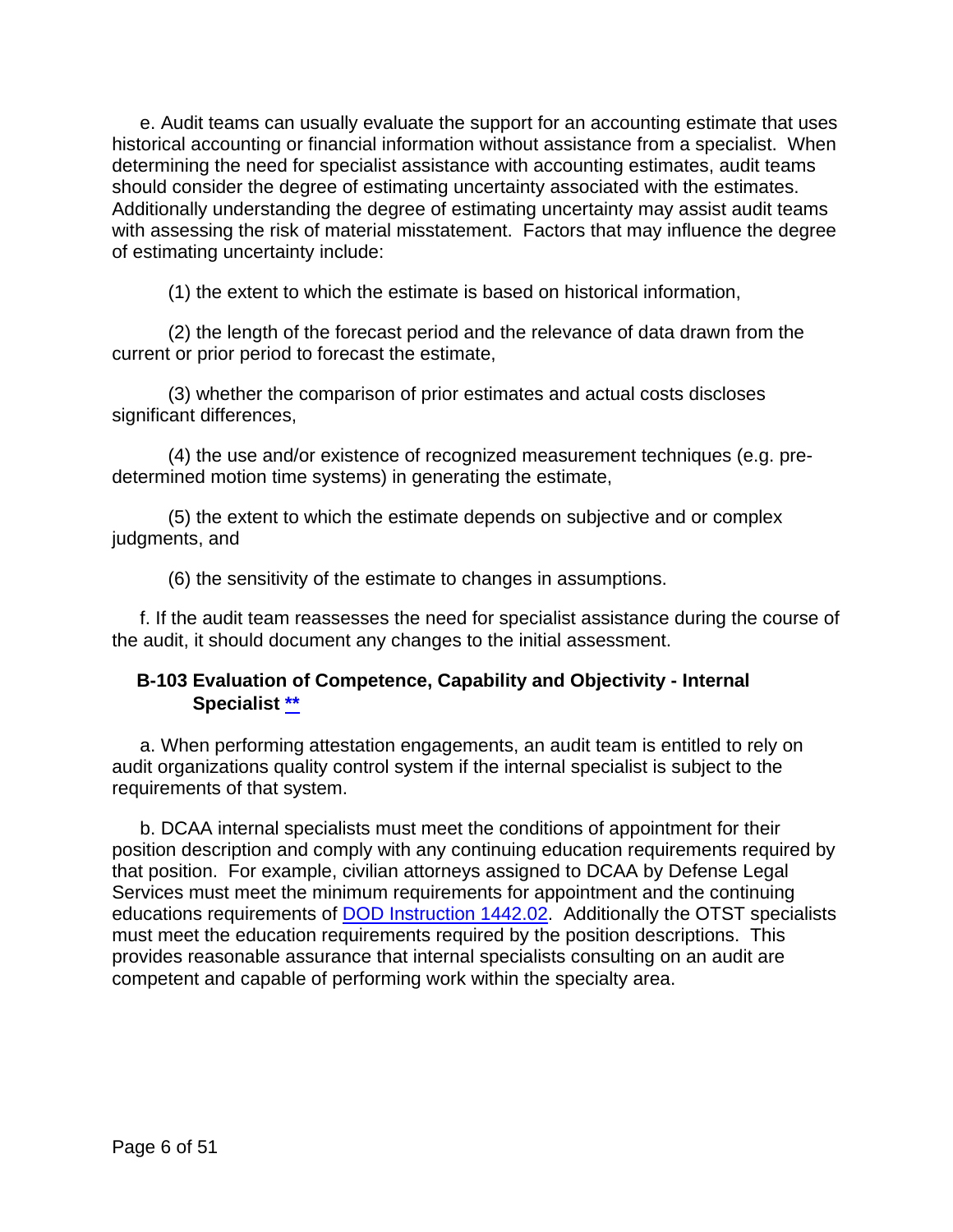e. Audit teams can usually evaluate the support for an accounting estimate that uses historical accounting or financial information without assistance from a specialist. When determining the need for specialist assistance with accounting estimates, audit teams should consider the degree of estimating uncertainty associated with the estimates. Additionally understanding the degree of estimating uncertainty may assist audit teams with assessing the risk of material misstatement. Factors that may influence the degree of estimating uncertainty include:

(1) the extent to which the estimate is based on historical information,

(2) the length of the forecast period and the relevance of data drawn from the current or prior period to forecast the estimate,

(3) whether the comparison of prior estimates and actual costs discloses significant differences,

(4) the use and/or existence of recognized measurement techniques (e.g. pre-determined motion time systems) in generating the estimate,

(5) the extent to which the estimate depends on subjective and or complex judgments, and

(6) the sensitivity of the estimate to changes in assumptions.

f. If the audit team reassesses the need for specialist assistance during the course of the audit, it should document any changes to the initial assessment.

### B-103 Evaluation of Competence, Capability and Objectivity - Internal Specialist **

a. When performing attestation engagements, an audit team is entitled to rely on audit organizations quality control system if the internal specialist is subject to the requirements of that system.

b. DCAA internal specialists must meet the conditions of appointment for their position description and comply with any continuing education requirements required by that position. For example, civilian attorneys assigned to DCAA by Defense Legal Services must meet the minimum requirements for appointment and the continuing educations requirements of DOD Instruction 1442.02. Additionally the OTST specialists must meet the education requirements required by the position descriptions. This provides reasonable assurance that internal specialists consulting on an audit are competent and capable of performing work within the specialty area.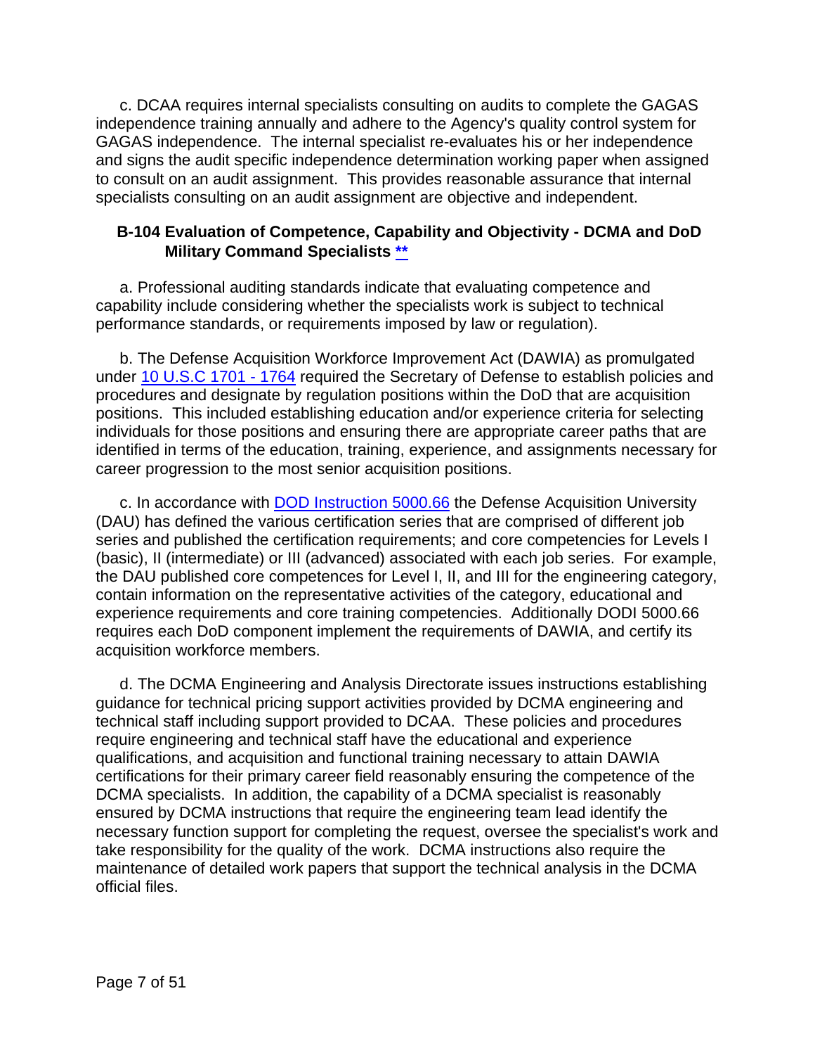c. DCAA requires internal specialists consulting on audits to complete the GAGAS independence training annually and adhere to the Agency's quality control system for GAGAS independence. The internal specialist re-evaluates his or her independence and signs the audit specific independence determination working paper when assigned to consult on an audit assignment. This provides reasonable assurance that internal specialists consulting on an audit assignment are objective and independent.

### B-104 Evaluation of Competence, Capability and Objectivity - DCMA and DoD Military Command Specialists **

a. Professional auditing standards indicate that evaluating competence and capability include considering whether the specialists work is subject to technical performance standards, or requirements imposed by law or regulation).

b. The Defense Acquisition Workforce Improvement Act (DAWIA) as promulgated under 10 U.S.C 1701 - 1764 required the Secretary of Defense to establish policies and procedures and designate by regulation positions within the DoD that are acquisition positions. This included establishing education and/or experience criteria for selecting individuals for those positions and ensuring there are appropriate career paths that are identified in terms of the education, training, experience, and assignments necessary for career progression to the most senior acquisition positions.

c. In accordance with DOD Instruction 5000.66 the Defense Acquisition University (DAU) has defined the various certification series that are comprised of different job series and published the certification requirements; and core competencies for Levels I (basic), II (intermediate) or III (advanced) associated with each job series. For example, the DAU published core competences for Level I, II, and III for the engineering category, contain information on the representative activities of the category, educational and experience requirements and core training competencies. Additionally DODI 5000.66 requires each DoD component implement the requirements of DAWIA, and certify its acquisition workforce members.

d. The DCMA Engineering and Analysis Directorate issues instructions establishing guidance for technical pricing support activities provided by DCMA engineering and technical staff including support provided to DCAA. These policies and procedures require engineering and technical staff have the educational and experience qualifications, and acquisition and functional training necessary to attain DAWIA certifications for their primary career field reasonably ensuring the competence of the DCMA specialists. In addition, the capability of a DCMA specialist is reasonably ensured by DCMA instructions that require the engineering team lead identify the necessary function support for completing the request, oversee the specialist's work and take responsibility for the quality of the work. DCMA instructions also require the maintenance of detailed work papers that support the technical analysis in the DCMA official files.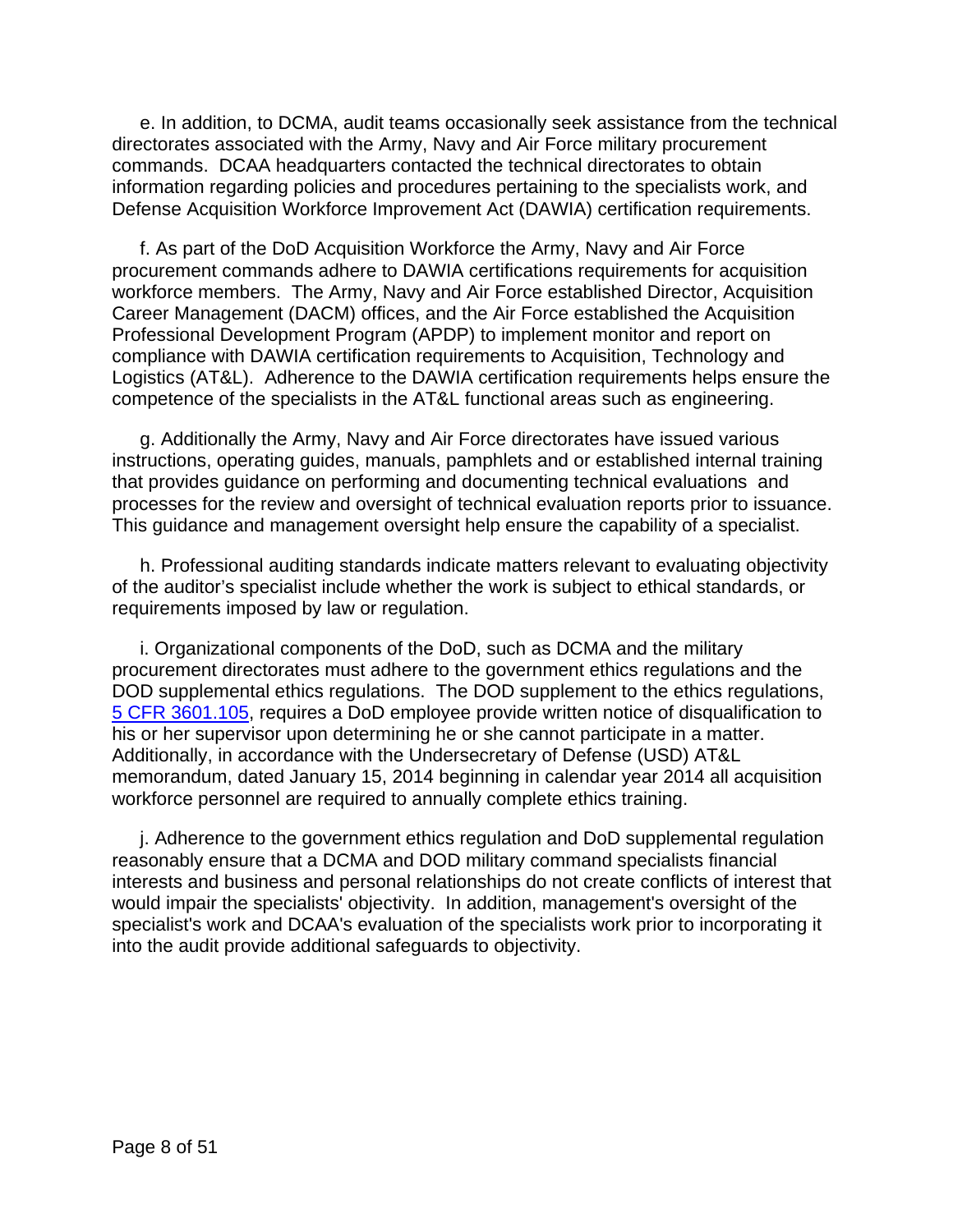e. In addition, to DCMA, audit teams occasionally seek assistance from the technical directorates associated with the Army, Navy and Air Force military procurement commands. DCAA headquarters contacted the technical directorates to obtain information regarding policies and procedures pertaining to the specialists work, and Defense Acquisition Workforce Improvement Act (DAWIA) certification requirements.

f. As part of the DoD Acquisition Workforce the Army, Navy and Air Force procurement commands adhere to DAWIA certifications requirements for acquisition workforce members. The Army, Navy and Air Force established Director, Acquisition Career Management (DACM) offices, and the Air Force established the Acquisition Professional Development Program (APDP) to implement monitor and report on compliance with DAWIA certification requirements to Acquisition, Technology and Logistics (AT&L). Adherence to the DAWIA certification requirements helps ensure the competence of the specialists in the AT&L functional areas such as engineering.

g. Additionally the Army, Navy and Air Force directorates have issued various instructions, operating guides, manuals, pamphlets and or established internal training that provides guidance on performing and documenting technical evaluations and processes for the review and oversight of technical evaluation reports prior to issuance. This guidance and management oversight help ensure the capability of a specialist.

h. Professional auditing standards indicate matters relevant to evaluating objectivity of the auditor's specialist include whether the work is subject to ethical standards, or requirements imposed by law or regulation.

i. Organizational components of the DoD, such as DCMA and the military procurement directorates must adhere to the government ethics regulations and the DOD supplemental ethics regulations. The DOD supplement to the ethics regulations, 5 CFR 3601.105, requires a DoD employee provide written notice of disqualification to his or her supervisor upon determining he or she cannot participate in a matter. Additionally, in accordance with the Undersecretary of Defense (USD) AT&L memorandum, dated January 15, 2014 beginning in calendar year 2014 all acquisition workforce personnel are required to annually complete ethics training.

j. Adherence to the government ethics regulation and DoD supplemental regulation reasonably ensure that a DCMA and DOD military command specialists financial interests and business and personal relationships do not create conflicts of interest that would impair the specialists' objectivity. In addition, management's oversight of the specialist's work and DCAA's evaluation of the specialists work prior to incorporating it into the audit provide additional safeguards to objectivity.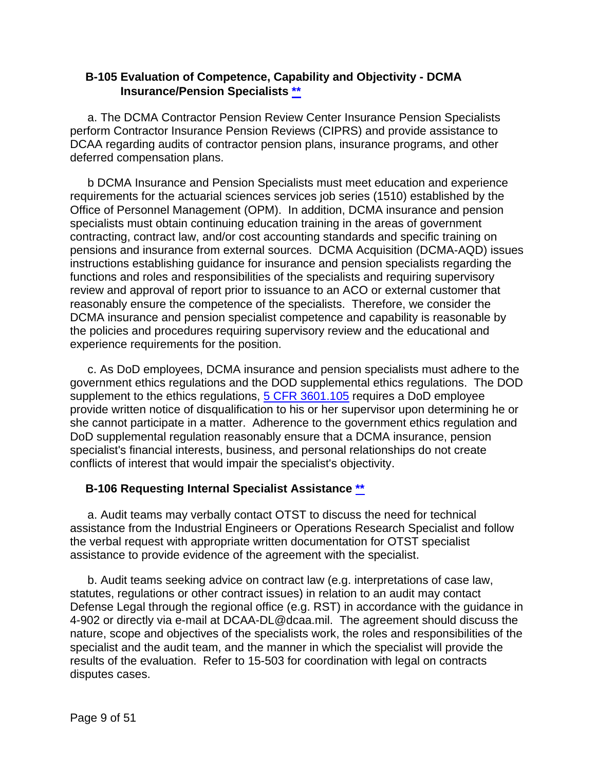### B-105 Evaluation of Competence, Capability and Objectivity - DCMA Insurance/Pension Specialists **

a. The DCMA Contractor Pension Review Center Insurance Pension Specialists perform Contractor Insurance Pension Reviews (CIPRS) and provide assistance to DCAA regarding audits of contractor pension plans, insurance programs, and other deferred compensation plans.

b DCMA Insurance and Pension Specialists must meet education and experience requirements for the actuarial sciences services job series (1510) established by the Office of Personnel Management (OPM). In addition, DCMA insurance and pension specialists must obtain continuing education training in the areas of government contracting, contract law, and/or cost accounting standards and specific training on pensions and insurance from external sources. DCMA Acquisition (DCMA-AQD) issues instructions establishing guidance for insurance and pension specialists regarding the functions and roles and responsibilities of the specialists and requiring supervisory review and approval of report prior to issuance to an ACO or external customer that reasonably ensure the competence of the specialists. Therefore, we consider the DCMA insurance and pension specialist competence and capability is reasonable by the policies and procedures requiring supervisory review and the educational and experience requirements for the position.

c. As DoD employees, DCMA insurance and pension specialists must adhere to the government ethics regulations and the DOD supplemental ethics regulations. The DOD supplement to the ethics regulations, 5 CFR 3601.105 requires a DoD employee provide written notice of disqualification to his or her supervisor upon determining he or she cannot participate in a matter. Adherence to the government ethics regulation and DoD supplemental regulation reasonably ensure that a DCMA insurance, pension specialist's financial interests, business, and personal relationships do not create conflicts of interest that would impair the specialist's objectivity.

### B-106 Requesting Internal Specialist Assistance **

a. Audit teams may verbally contact OTST to discuss the need for technical assistance from the Industrial Engineers or Operations Research Specialist and follow the verbal request with appropriate written documentation for OTST specialist assistance to provide evidence of the agreement with the specialist.

b. Audit teams seeking advice on contract law (e.g. interpretations of case law, statutes, regulations or other contract issues) in relation to an audit may contact Defense Legal through the regional office (e.g. RST) in accordance with the guidance in 4-902 or directly via e-mail at DCAA-DL@dcaa.mil. The agreement should discuss the nature, scope and objectives of the specialists work, the roles and responsibilities of the specialist and the audit team, and the manner in which the specialist will provide the results of the evaluation. Refer to 15-503 for coordination with legal on contracts disputes cases.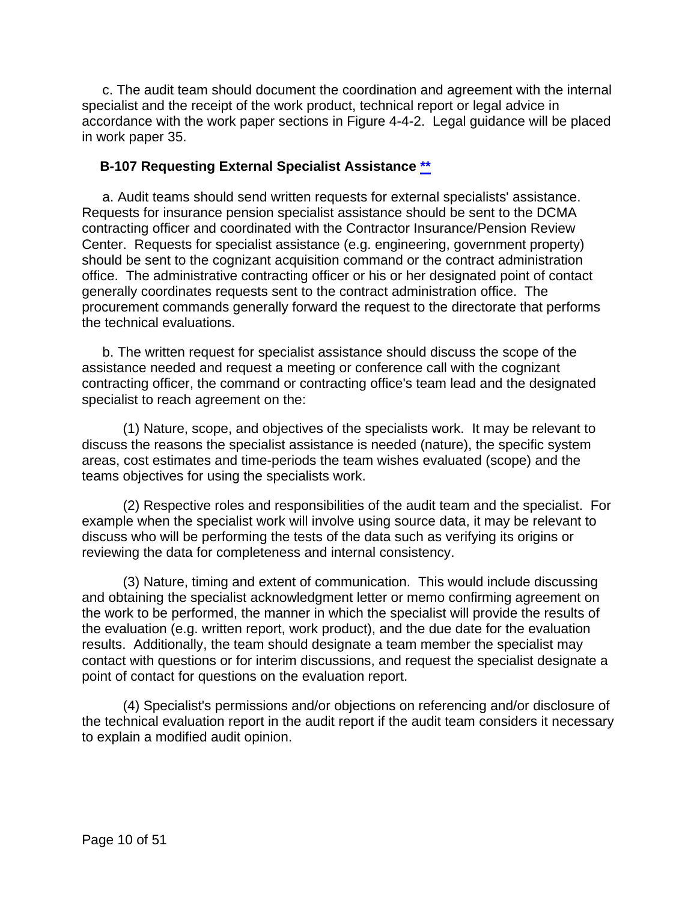c. The audit team should document the coordination and agreement with the internal specialist and the receipt of the work product, technical report or legal advice in accordance with the work paper sections in Figure 4-4-2. Legal guidance will be placed in work paper 35.

### B-107 Requesting External Specialist Assistance **

a. Audit teams should send written requests for external specialists' assistance. Requests for insurance pension specialist assistance should be sent to the DCMA contracting officer and coordinated with the Contractor Insurance/Pension Review Center. Requests for specialist assistance (e.g. engineering, government property) should be sent to the cognizant acquisition command or the contract administration office. The administrative contracting officer or his or her designated point of contact generally coordinates requests sent to the contract administration office. The procurement commands generally forward the request to the directorate that performs the technical evaluations.

b. The written request for specialist assistance should discuss the scope of the assistance needed and request a meeting or conference call with the cognizant contracting officer, the command or contracting office's team lead and the designated specialist to reach agreement on the:

(1) Nature, scope, and objectives of the specialists work. It may be relevant to discuss the reasons the specialist assistance is needed (nature), the specific system areas, cost estimates and time-periods the team wishes evaluated (scope) and the teams objectives for using the specialists work.

(2) Respective roles and responsibilities of the audit team and the specialist. For example when the specialist work will involve using source data, it may be relevant to discuss who will be performing the tests of the data such as verifying its origins or reviewing the data for completeness and internal consistency.

(3) Nature, timing and extent of communication. This would include discussing and obtaining the specialist acknowledgment letter or memo confirming agreement on the work to be performed, the manner in which the specialist will provide the results of the evaluation (e.g. written report, work product), and the due date for the evaluation results. Additionally, the team should designate a team member the specialist may contact with questions or for interim discussions, and request the specialist designate a point of contact for questions on the evaluation report.

(4) Specialist's permissions and/or objections on referencing and/or disclosure of the technical evaluation report in the audit report if the audit team considers it necessary to explain a modified audit opinion.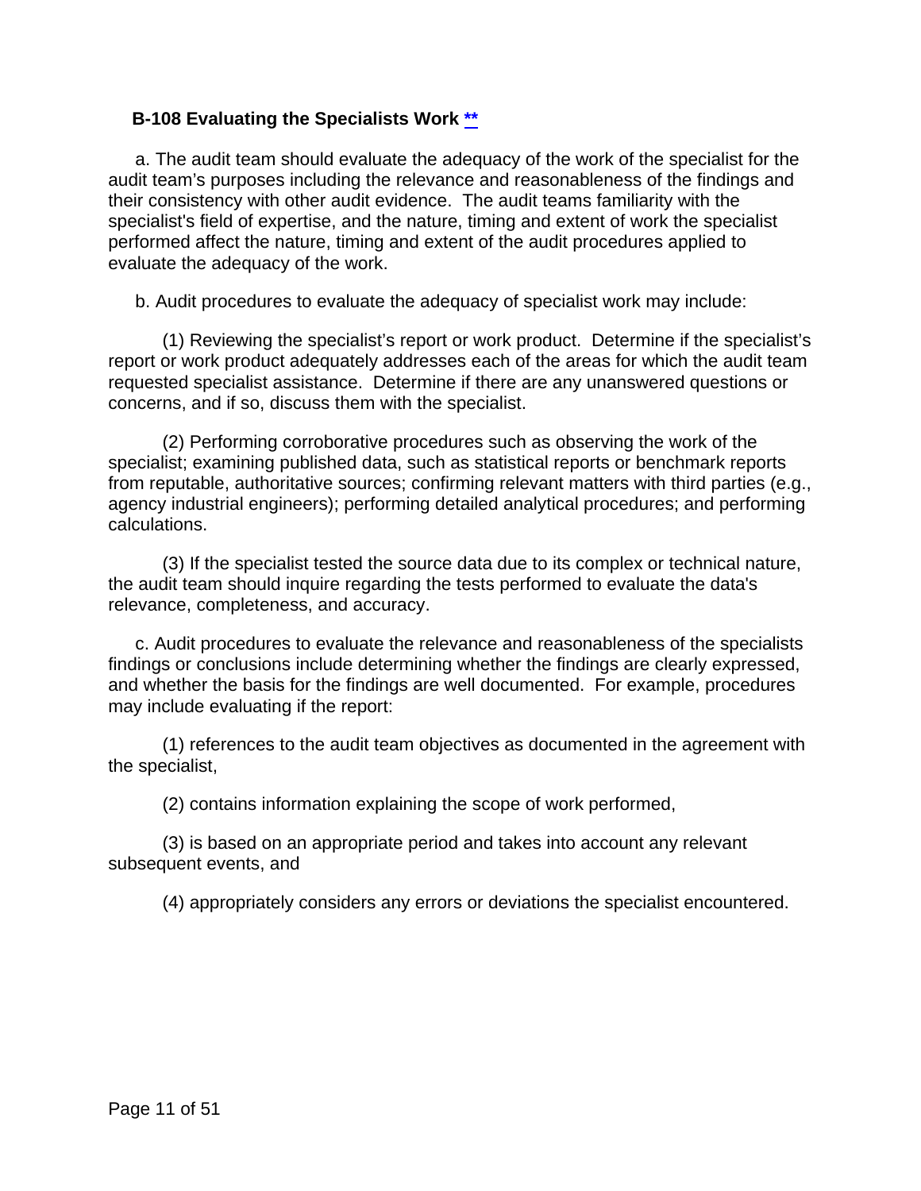### B-108 Evaluating the Specialists Work **

a. The audit team should evaluate the adequacy of the work of the specialist for the audit team's purposes including the relevance and reasonableness of the findings and their consistency with other audit evidence. The audit teams familiarity with the specialist's field of expertise, and the nature, timing and extent of work the specialist performed affect the nature, timing and extent of the audit procedures applied to evaluate the adequacy of the work.

b. Audit procedures to evaluate the adequacy of specialist work may include:

(1) Reviewing the specialist's report or work product. Determine if the specialist's report or work product adequately addresses each of the areas for which the audit team requested specialist assistance. Determine if there are any unanswered questions or concerns, and if so, discuss them with the specialist.

(2) Performing corroborative procedures such as observing the work of the specialist; examining published data, such as statistical reports or benchmark reports from reputable, authoritative sources; confirming relevant matters with third parties (e.g., agency industrial engineers); performing detailed analytical procedures; and performing calculations.

(3) If the specialist tested the source data due to its complex or technical nature, the audit team should inquire regarding the tests performed to evaluate the data's relevance, completeness, and accuracy.

c. Audit procedures to evaluate the relevance and reasonableness of the specialists findings or conclusions include determining whether the findings are clearly expressed, and whether the basis for the findings are well documented. For example, procedures may include evaluating if the report:

(1) references to the audit team objectives as documented in the agreement with the specialist,

(2) contains information explaining the scope of work performed,

(3) is based on an appropriate period and takes into account any relevant subsequent events, and

(4) appropriately considers any errors or deviations the specialist encountered.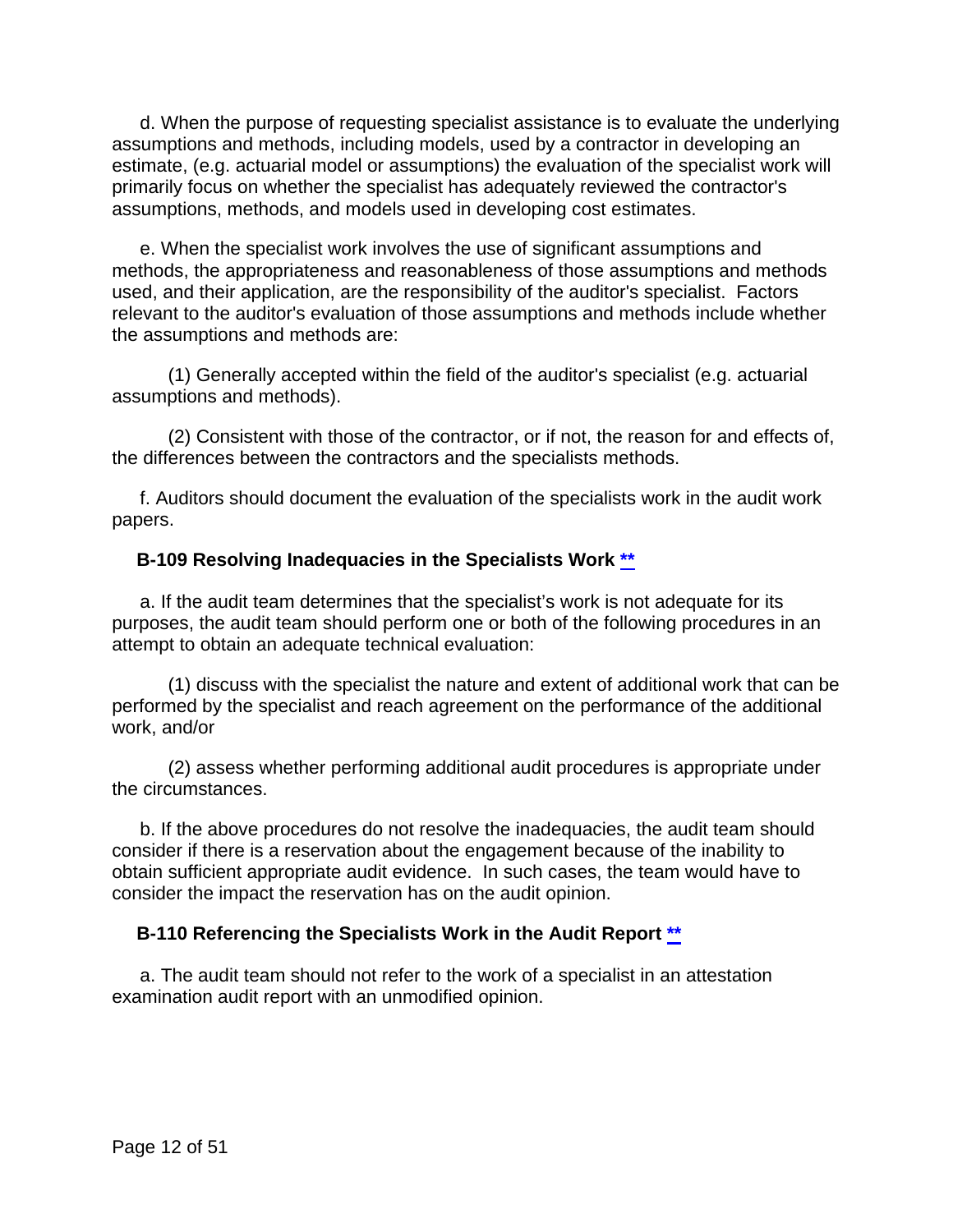d. When the purpose of requesting specialist assistance is to evaluate the underlying assumptions and methods, including models, used by a contractor in developing an estimate, (e.g. actuarial model or assumptions) the evaluation of the specialist work will primarily focus on whether the specialist has adequately reviewed the contractor's assumptions, methods, and models used in developing cost estimates.

e. When the specialist work involves the use of significant assumptions and methods, the appropriateness and reasonableness of those assumptions and methods used, and their application, are the responsibility of the auditor's specialist. Factors relevant to the auditor's evaluation of those assumptions and methods include whether the assumptions and methods are:

(1) Generally accepted within the field of the auditor's specialist (e.g. actuarial assumptions and methods).

(2) Consistent with those of the contractor, or if not, the reason for and effects of, the differences between the contractors and the specialists methods.

f. Auditors should document the evaluation of the specialists work in the audit work papers.

### B-109 Resolving Inadequacies in the Specialists Work **

a. If the audit team determines that the specialist's work is not adequate for its purposes, the audit team should perform one or both of the following procedures in an attempt to obtain an adequate technical evaluation:

(1) discuss with the specialist the nature and extent of additional work that can be performed by the specialist and reach agreement on the performance of the additional work, and/or

(2) assess whether performing additional audit procedures is appropriate under the circumstances.

b. If the above procedures do not resolve the inadequacies, the audit team should consider if there is a reservation about the engagement because of the inability to obtain sufficient appropriate audit evidence. In such cases, the team would have to consider the impact the reservation has on the audit opinion.

### B-110 Referencing the Specialists Work in the Audit Report **

a. The audit team should not refer to the work of a specialist in an attestation examination audit report with an unmodified opinion.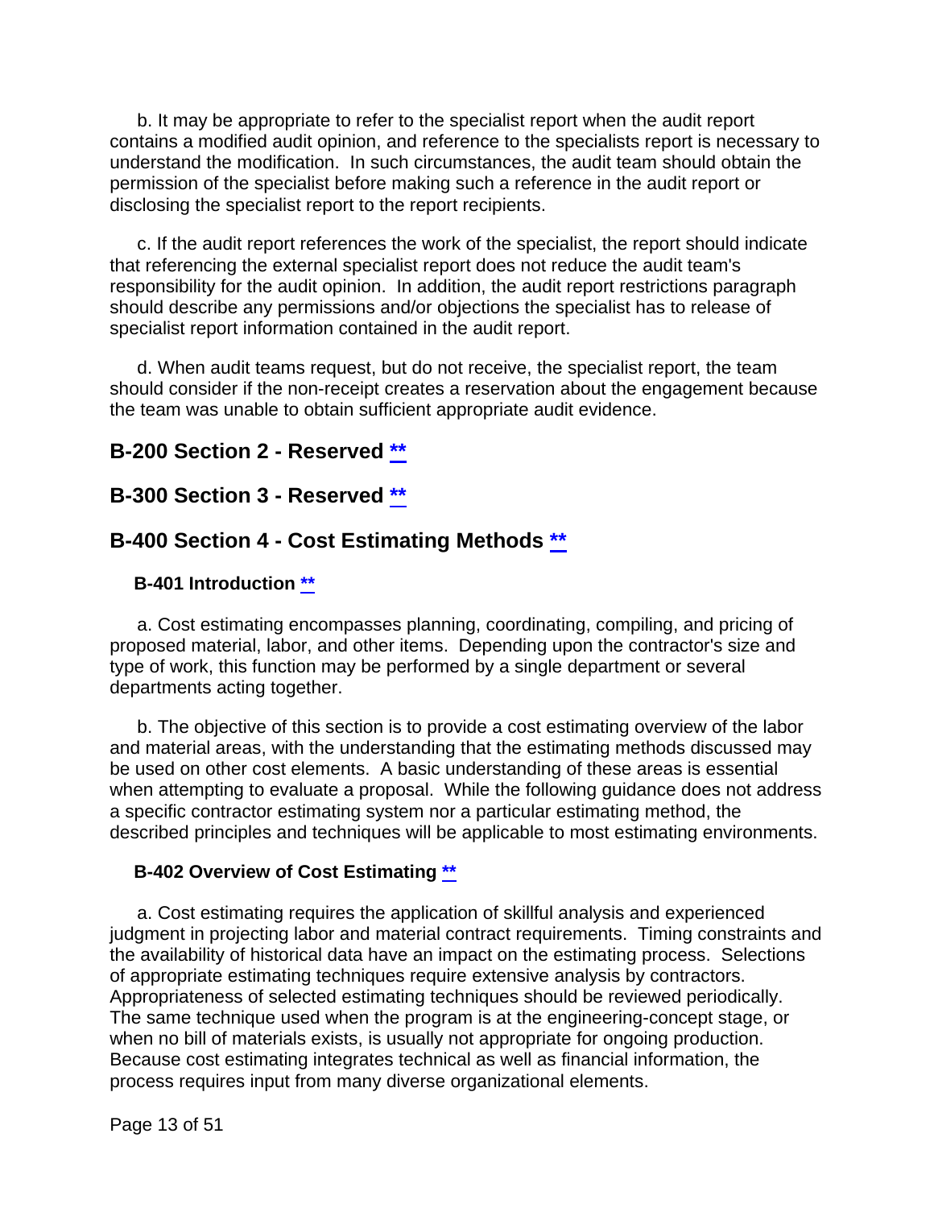b. It may be appropriate to refer to the specialist report when the audit report contains a modified audit opinion, and reference to the specialists report is necessary to understand the modification. In such circumstances, the audit team should obtain the permission of the specialist before making such a reference in the audit report or disclosing the specialist report to the report recipients.

c. If the audit report references the work of the specialist, the report should indicate that referencing the external specialist report does not reduce the audit team's responsibility for the audit opinion. In addition, the audit report restrictions paragraph should describe any permissions and/or objections the specialist has to release of specialist report information contained in the audit report.

d. When audit teams request, but do not receive, the specialist report, the team should consider if the non-receipt creates a reservation about the engagement because the team was unable to obtain sufficient appropriate audit evidence.

## B-200 Section 2 - Reserved **

## B-300 Section 3 - Reserved **

## B-400 Section 4 - Cost Estimating Methods **

### B-401 Introduction **

a. Cost estimating encompasses planning, coordinating, compiling, and pricing of proposed material, labor, and other items. Depending upon the contractor's size and type of work, this function may be performed by a single department or several departments acting together.

b. The objective of this section is to provide a cost estimating overview of the labor and material areas, with the understanding that the estimating methods discussed may be used on other cost elements. A basic understanding of these areas is essential when attempting to evaluate a proposal. While the following guidance does not address a specific contractor estimating system nor a particular estimating method, the described principles and techniques will be applicable to most estimating environments.

### B-402 Overview of Cost Estimating **

a. Cost estimating requires the application of skillful analysis and experienced judgment in projecting labor and material contract requirements. Timing constraints and the availability of historical data have an impact on the estimating process. Selections of appropriate estimating techniques require extensive analysis by contractors. Appropriateness of selected estimating techniques should be reviewed periodically. The same technique used when the program is at the engineering-concept stage, or when no bill of materials exists, is usually not appropriate for ongoing production. Because cost estimating integrates technical as well as financial information, the process requires input from many diverse organizational elements.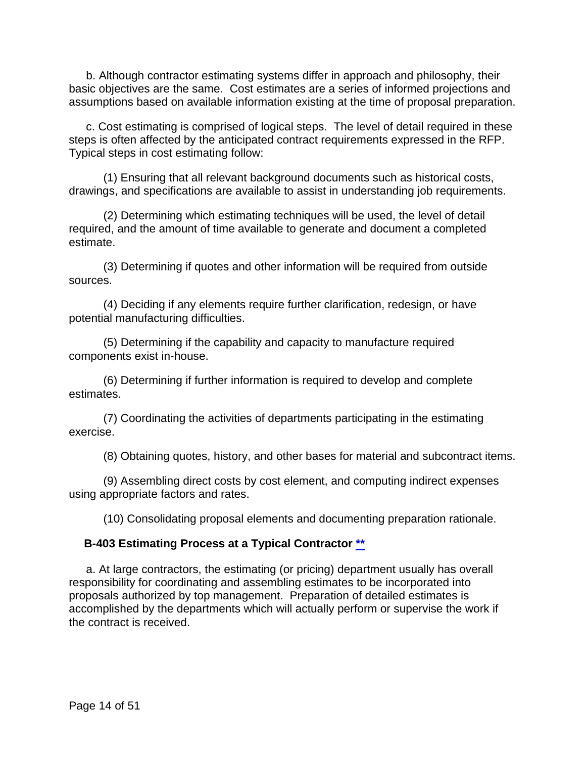b. Although contractor estimating systems differ in approach and philosophy, their basic objectives are the same. Cost estimates are a series of informed projections and assumptions based on available information existing at the time of proposal preparation.

c. Cost estimating is comprised of logical steps. The level of detail required in these steps is often affected by the anticipated contract requirements expressed in the RFP. Typical steps in cost estimating follow:

(1) Ensuring that all relevant background documents such as historical costs, drawings, and specifications are available to assist in understanding job requirements.

(2) Determining which estimating techniques will be used, the level of detail required, and the amount of time available to generate and document a completed estimate.

(3) Determining if quotes and other information will be required from outside sources.

(4) Deciding if any elements require further clarification, redesign, or have potential manufacturing difficulties.

(5) Determining if the capability and capacity to manufacture required components exist in-house.

(6) Determining if further information is required to develop and complete estimates.

(7) Coordinating the activities of departments participating in the estimating exercise.

(8) Obtaining quotes, history, and other bases for material and subcontract items.

(9) Assembling direct costs by cost element, and computing indirect expenses using appropriate factors and rates.

(10) Consolidating proposal elements and documenting preparation rationale.

### B-403 Estimating Process at a Typical Contractor **

a. At large contractors, the estimating (or pricing) department usually has overall responsibility for coordinating and assembling estimates to be incorporated into proposals authorized by top management. Preparation of detailed estimates is accomplished by the departments which will actually perform or supervise the work if the contract is received.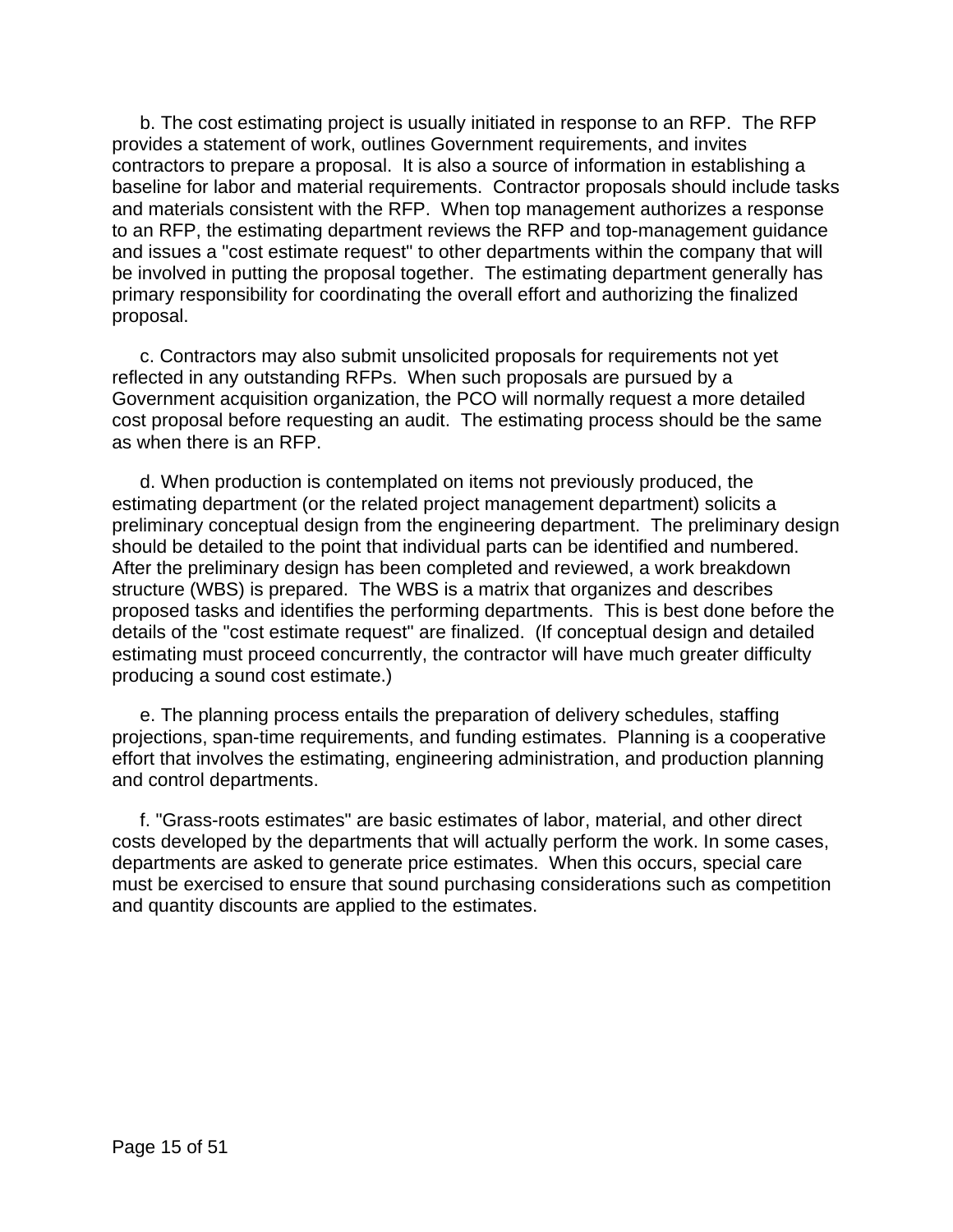b. The cost estimating project is usually initiated in response to an RFP. The RFP provides a statement of work, outlines Government requirements, and invites contractors to prepare a proposal. It is also a source of information in establishing a baseline for labor and material requirements. Contractor proposals should include tasks and materials consistent with the RFP. When top management authorizes a response to an RFP, the estimating department reviews the RFP and top-management guidance and issues a "cost estimate request" to other departments within the company that will be involved in putting the proposal together. The estimating department generally has primary responsibility for coordinating the overall effort and authorizing the finalized proposal.

c. Contractors may also submit unsolicited proposals for requirements not yet reflected in any outstanding RFPs. When such proposals are pursued by a Government acquisition organization, the PCO will normally request a more detailed cost proposal before requesting an audit. The estimating process should be the same as when there is an RFP.

d. When production is contemplated on items not previously produced, the estimating department (or the related project management department) solicits a preliminary conceptual design from the engineering department. The preliminary design should be detailed to the point that individual parts can be identified and numbered. After the preliminary design has been completed and reviewed, a work breakdown structure (WBS) is prepared. The WBS is a matrix that organizes and describes proposed tasks and identifies the performing departments. This is best done before the details of the "cost estimate request" are finalized. (If conceptual design and detailed estimating must proceed concurrently, the contractor will have much greater difficulty producing a sound cost estimate.)

e. The planning process entails the preparation of delivery schedules, staffing projections, span-time requirements, and funding estimates. Planning is a cooperative effort that involves the estimating, engineering administration, and production planning and control departments.

f. "Grass-roots estimates" are basic estimates of labor, material, and other direct costs developed by the departments that will actually perform the work. In some cases, departments are asked to generate price estimates. When this occurs, special care must be exercised to ensure that sound purchasing considerations such as competition and quantity discounts are applied to the estimates.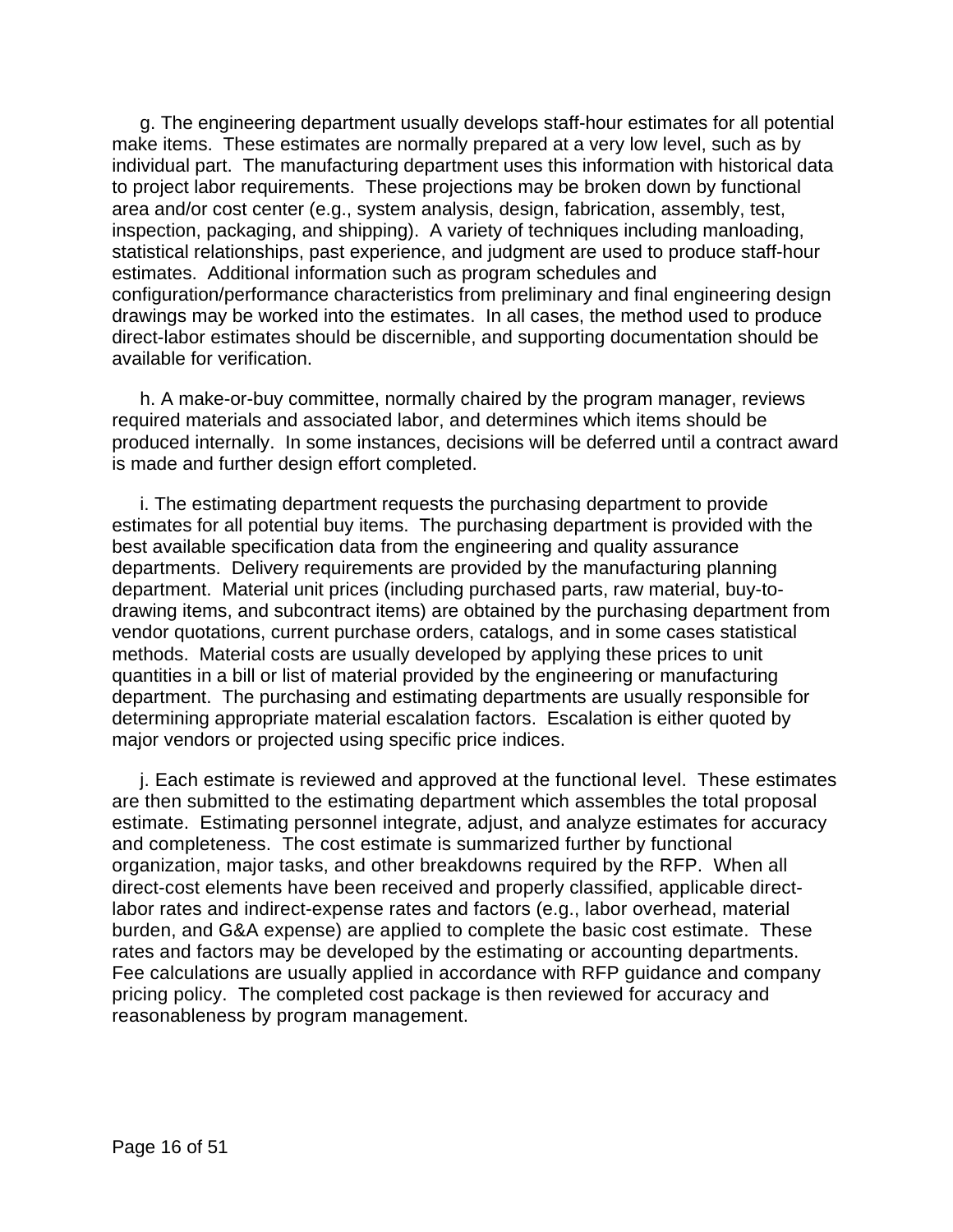g. The engineering department usually develops staff-hour estimates for all potential make items. These estimates are normally prepared at a very low level, such as by individual part. The manufacturing department uses this information with historical data to project labor requirements. These projections may be broken down by functional area and/or cost center (e.g., system analysis, design, fabrication, assembly, test, inspection, packaging, and shipping). A variety of techniques including manloading, statistical relationships, past experience, and judgment are used to produce staff-hour estimates. Additional information such as program schedules and configuration/performance characteristics from preliminary and final engineering design drawings may be worked into the estimates. In all cases, the method used to produce direct-labor estimates should be discernible, and supporting documentation should be available for verification.

h. A make-or-buy committee, normally chaired by the program manager, reviews required materials and associated labor, and determines which items should be produced internally. In some instances, decisions will be deferred until a contract award is made and further design effort completed.

i. The estimating department requests the purchasing department to provide estimates for all potential buy items. The purchasing department is provided with the best available specification data from the engineering and quality assurance departments. Delivery requirements are provided by the manufacturing planning department. Material unit prices (including purchased parts, raw material, buy-to-drawing items, and subcontract items) are obtained by the purchasing department from vendor quotations, current purchase orders, catalogs, and in some cases statistical methods. Material costs are usually developed by applying these prices to unit quantities in a bill or list of material provided by the engineering or manufacturing department. The purchasing and estimating departments are usually responsible for determining appropriate material escalation factors. Escalation is either quoted by major vendors or projected using specific price indices.

j. Each estimate is reviewed and approved at the functional level. These estimates are then submitted to the estimating department which assembles the total proposal estimate. Estimating personnel integrate, adjust, and analyze estimates for accuracy and completeness. The cost estimate is summarized further by functional organization, major tasks, and other breakdowns required by the RFP. When all direct-cost elements have been received and properly classified, applicable direct-labor rates and indirect-expense rates and factors (e.g., labor overhead, material burden, and G&A expense) are applied to complete the basic cost estimate. These rates and factors may be developed by the estimating or accounting departments. Fee calculations are usually applied in accordance with RFP guidance and company pricing policy. The completed cost package is then reviewed for accuracy and reasonableness by program management.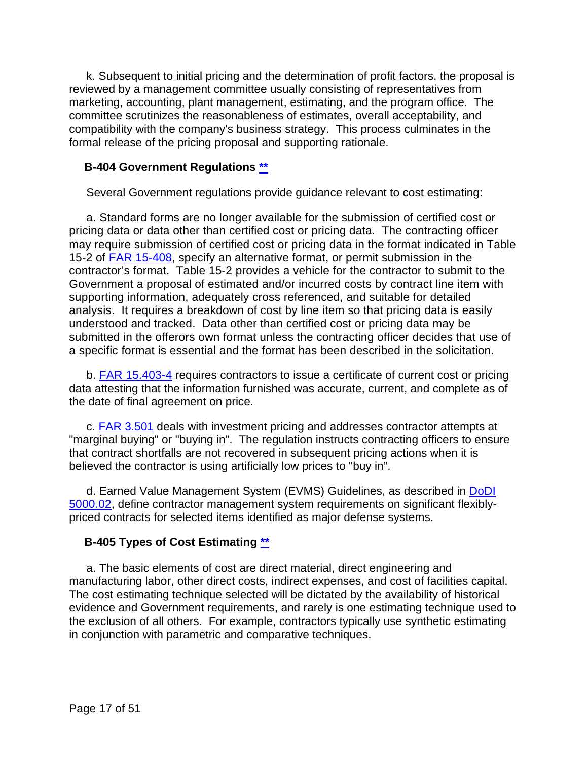k. Subsequent to initial pricing and the determination of profit factors, the proposal is reviewed by a management committee usually consisting of representatives from marketing, accounting, plant management, estimating, and the program office. The committee scrutinizes the reasonableness of estimates, overall acceptability, and compatibility with the company's business strategy. This process culminates in the formal release of the pricing proposal and supporting rationale.

### B-404 Government Regulations **

Several Government regulations provide guidance relevant to cost estimating:

a. Standard forms are no longer available for the submission of certified cost or pricing data or data other than certified cost or pricing data. The contracting officer may require submission of certified cost or pricing data in the format indicated in Table 15-2 of FAR 15-408, specify an alternative format, or permit submission in the contractor's format. Table 15-2 provides a vehicle for the contractor to submit to the Government a proposal of estimated and/or incurred costs by contract line item with supporting information, adequately cross referenced, and suitable for detailed analysis. It requires a breakdown of cost by line item so that pricing data is easily understood and tracked. Data other than certified cost or pricing data may be submitted in the offerors own format unless the contracting officer decides that use of a specific format is essential and the format has been described in the solicitation.

b. FAR 15.403-4 requires contractors to issue a certificate of current cost or pricing data attesting that the information furnished was accurate, current, and complete as of the date of final agreement on price.

c. FAR 3.501 deals with investment pricing and addresses contractor attempts at "marginal buying" or "buying in". The regulation instructs contracting officers to ensure that contract shortfalls are not recovered in subsequent pricing actions when it is believed the contractor is using artificially low prices to "buy in".

d. Earned Value Management System (EVMS) Guidelines, as described in DoDI 5000.02, define contractor management system requirements on significant flexibly-priced contracts for selected items identified as major defense systems.

### B-405 Types of Cost Estimating **

a. The basic elements of cost are direct material, direct engineering and manufacturing labor, other direct costs, indirect expenses, and cost of facilities capital. The cost estimating technique selected will be dictated by the availability of historical evidence and Government requirements, and rarely is one estimating technique used to the exclusion of all others. For example, contractors typically use synthetic estimating in conjunction with parametric and comparative techniques.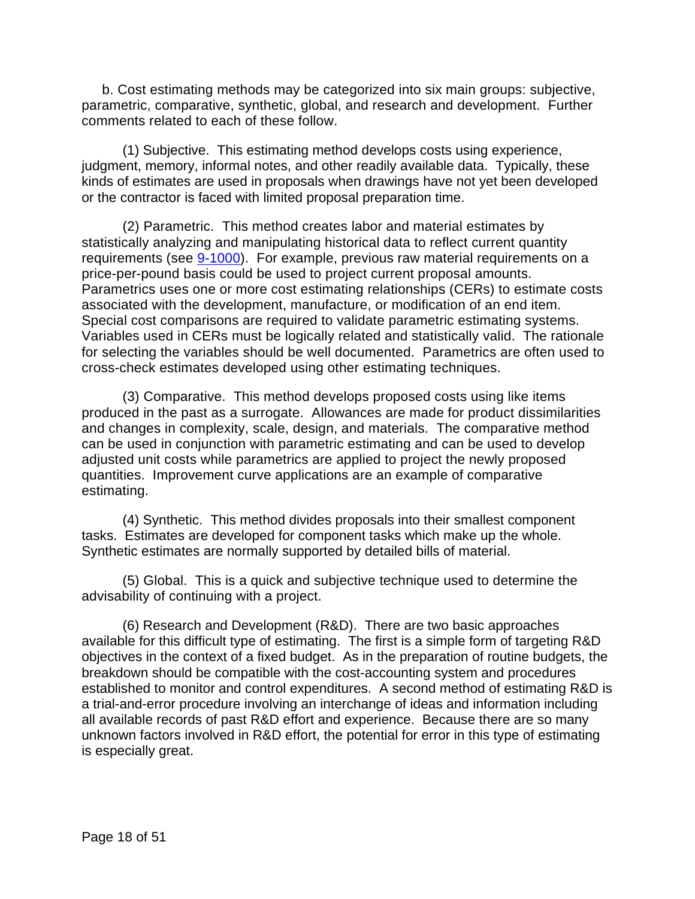b. Cost estimating methods may be categorized into six main groups: subjective, parametric, comparative, synthetic, global, and research and development. Further comments related to each of these follow.

(1) Subjective. This estimating method develops costs using experience, judgment, memory, informal notes, and other readily available data. Typically, these kinds of estimates are used in proposals when drawings have not yet been developed or the contractor is faced with limited proposal preparation time.

(2) Parametric. This method creates labor and material estimates by statistically analyzing and manipulating historical data to reflect current quantity requirements (see 9-1000). For example, previous raw material requirements on a price-per-pound basis could be used to project current proposal amounts. Parametrics uses one or more cost estimating relationships (CERs) to estimate costs associated with the development, manufacture, or modification of an end item. Special cost comparisons are required to validate parametric estimating systems. Variables used in CERs must be logically related and statistically valid. The rationale for selecting the variables should be well documented. Parametrics are often used to cross-check estimates developed using other estimating techniques.

(3) Comparative. This method develops proposed costs using like items produced in the past as a surrogate. Allowances are made for product dissimilarities and changes in complexity, scale, design, and materials. The comparative method can be used in conjunction with parametric estimating and can be used to develop adjusted unit costs while parametrics are applied to project the newly proposed quantities. Improvement curve applications are an example of comparative estimating.

(4) Synthetic. This method divides proposals into their smallest component tasks. Estimates are developed for component tasks which make up the whole. Synthetic estimates are normally supported by detailed bills of material.

(5) Global. This is a quick and subjective technique used to determine the advisability of continuing with a project.

(6) Research and Development (R&D). There are two basic approaches available for this difficult type of estimating. The first is a simple form of targeting R&D objectives in the context of a fixed budget. As in the preparation of routine budgets, the breakdown should be compatible with the cost-accounting system and procedures established to monitor and control expenditures. A second method of estimating R&D is a trial-and-error procedure involving an interchange of ideas and information including all available records of past R&D effort and experience. Because there are so many unknown factors involved in R&D effort, the potential for error in this type of estimating is especially great.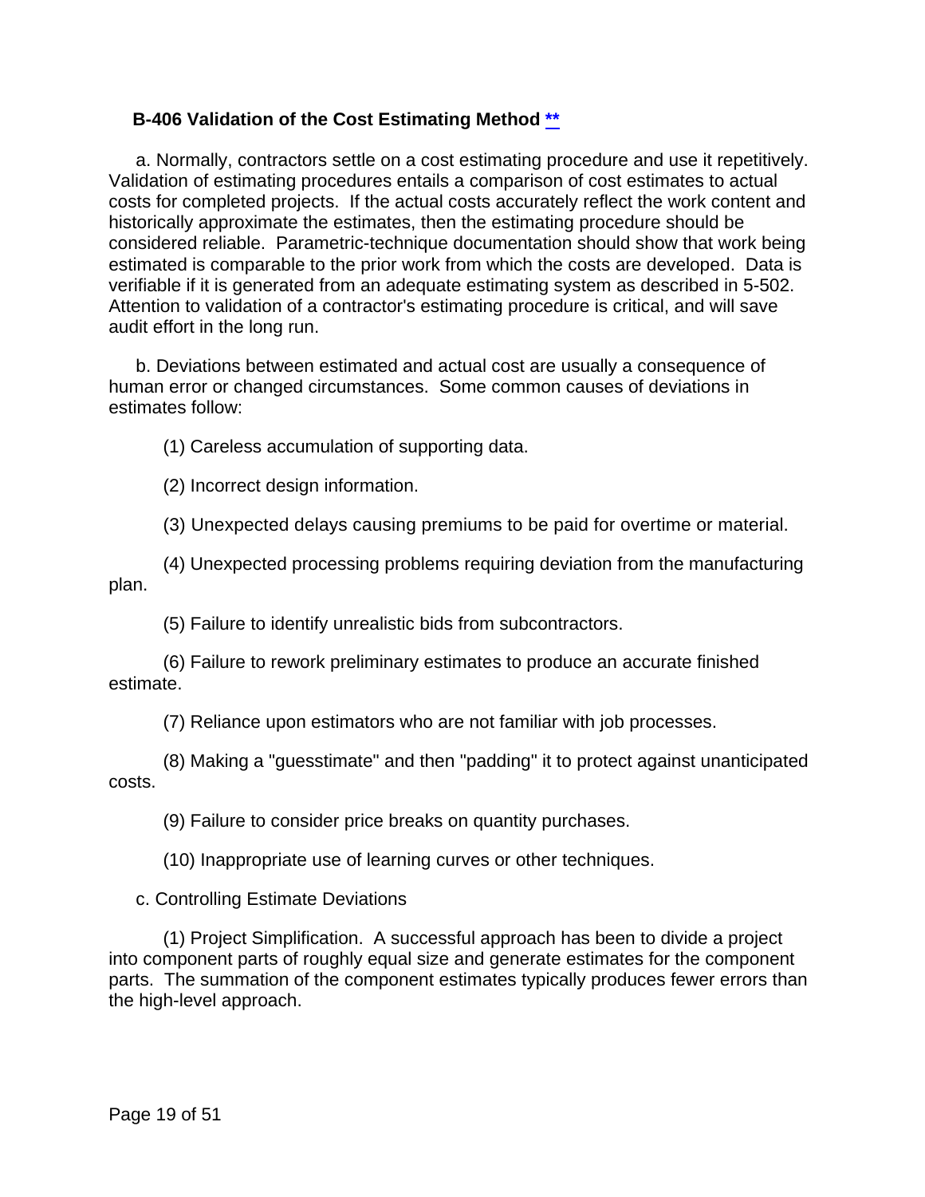### B-406 Validation of the Cost Estimating Method [**](#)

a. Normally, contractors settle on a cost estimating procedure and use it repetitively. Validation of estimating procedures entails a comparison of cost estimates to actual costs for completed projects. If the actual costs accurately reflect the work content and historically approximate the estimates, then the estimating procedure should be considered reliable. Parametric-technique documentation should show that work being estimated is comparable to the prior work from which the costs are developed. Data is verifiable if it is generated from an adequate estimating system as described in 5-502. Attention to validation of a contractor's estimating procedure is critical, and will save audit effort in the long run.

b. Deviations between estimated and actual cost are usually a consequence of human error or changed circumstances. Some common causes of deviations in estimates follow:

(1) Careless accumulation of supporting data.

(2) Incorrect design information.

(3) Unexpected delays causing premiums to be paid for overtime or material.

(4) Unexpected processing problems requiring deviation from the manufacturing plan.

(5) Failure to identify unrealistic bids from subcontractors.

(6) Failure to rework preliminary estimates to produce an accurate finished estimate.

(7) Reliance upon estimators who are not familiar with job processes.

(8) Making a "guesstimate" and then "padding" it to protect against unanticipated costs.

(9) Failure to consider price breaks on quantity purchases.

(10) Inappropriate use of learning curves or other techniques.

c. Controlling Estimate Deviations

(1) Project Simplification. A successful approach has been to divide a project into component parts of roughly equal size and generate estimates for the component parts. The summation of the component estimates typically produces fewer errors than the high-level approach.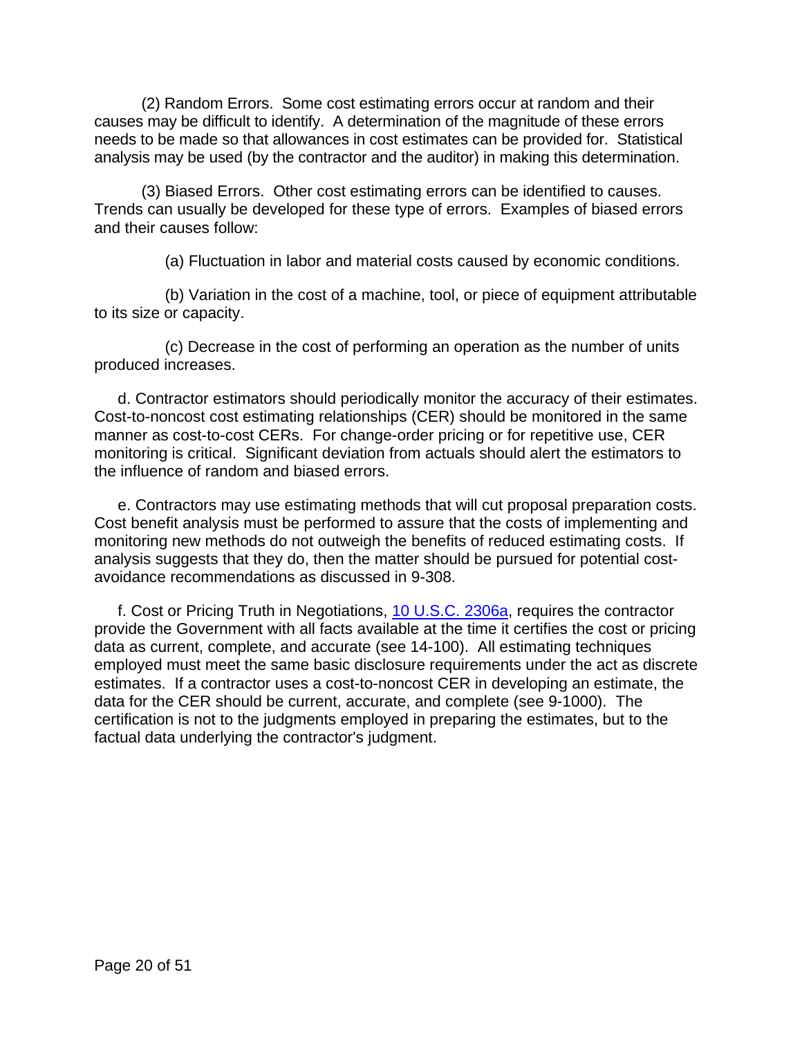(2) Random Errors. Some cost estimating errors occur at random and their causes may be difficult to identify. A determination of the magnitude of these errors needs to be made so that allowances in cost estimates can be provided for. Statistical analysis may be used (by the contractor and the auditor) in making this determination.

(3) Biased Errors. Other cost estimating errors can be identified to causes. Trends can usually be developed for these type of errors. Examples of biased errors and their causes follow:

(a) Fluctuation in labor and material costs caused by economic conditions.

(b) Variation in the cost of a machine, tool, or piece of equipment attributable to its size or capacity.

(c) Decrease in the cost of performing an operation as the number of units produced increases.

d. Contractor estimators should periodically monitor the accuracy of their estimates. Cost-to-noncost cost estimating relationships (CER) should be monitored in the same manner as cost-to-cost CERs. For change-order pricing or for repetitive use, CER monitoring is critical. Significant deviation from actuals should alert the estimators to the influence of random and biased errors.

e. Contractors may use estimating methods that will cut proposal preparation costs. Cost benefit analysis must be performed to assure that the costs of implementing and monitoring new methods do not outweigh the benefits of reduced estimating costs. If analysis suggests that they do, then the matter should be pursued for potential cost-avoidance recommendations as discussed in 9-308.

f. Cost or Pricing Truth in Negotiations, 10 U.S.C. 2306a, requires the contractor provide the Government with all facts available at the time it certifies the cost or pricing data as current, complete, and accurate (see 14-100). All estimating techniques employed must meet the same basic disclosure requirements under the act as discrete estimates. If a contractor uses a cost-to-noncost CER in developing an estimate, the data for the CER should be current, accurate, and complete (see 9-1000). The certification is not to the judgments employed in preparing the estimates, but to the factual data underlying the contractor's judgment.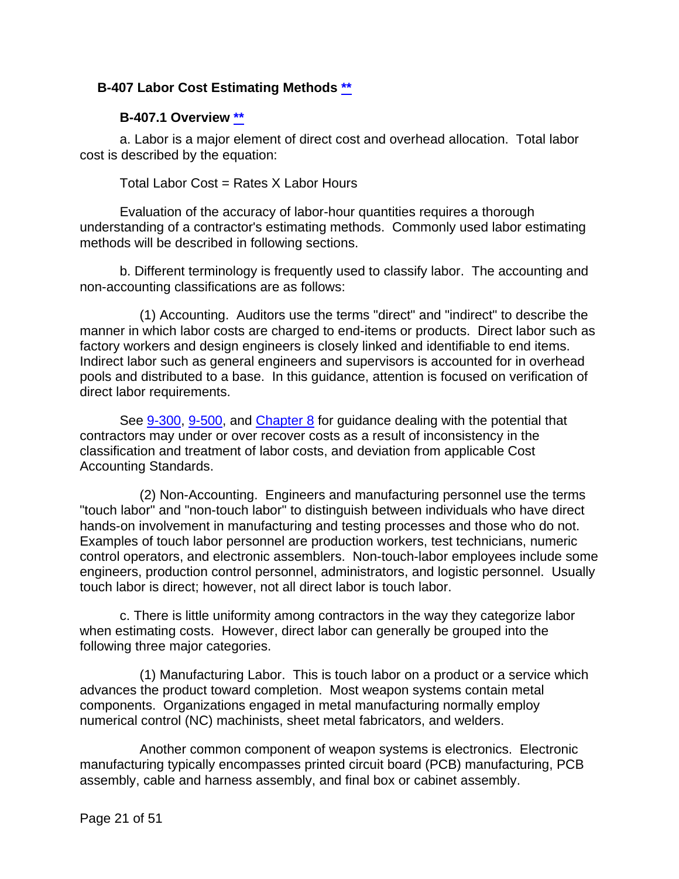## B-407 Labor Cost Estimating Methods **

### B-407.1 Overview **

a. Labor is a major element of direct cost and overhead allocation. Total labor cost is described by the equation:

Total Labor Cost = Rates X Labor Hours

Evaluation of the accuracy of labor-hour quantities requires a thorough understanding of a contractor's estimating methods. Commonly used labor estimating methods will be described in following sections.

b. Different terminology is frequently used to classify labor. The accounting and non-accounting classifications are as follows:

(1) Accounting. Auditors use the terms "direct" and "indirect" to describe the manner in which labor costs are charged to end-items or products. Direct labor such as factory workers and design engineers is closely linked and identifiable to end items. Indirect labor such as general engineers and supervisors is accounted for in overhead pools and distributed to a base. In this guidance, attention is focused on verification of direct labor requirements.

See 9-300, 9-500, and Chapter 8 for guidance dealing with the potential that contractors may under or over recover costs as a result of inconsistency in the classification and treatment of labor costs, and deviation from applicable Cost Accounting Standards.

(2) Non-Accounting. Engineers and manufacturing personnel use the terms "touch labor" and "non-touch labor" to distinguish between individuals who have direct hands-on involvement in manufacturing and testing processes and those who do not. Examples of touch labor personnel are production workers, test technicians, numeric control operators, and electronic assemblers. Non-touch-labor employees include some engineers, production control personnel, administrators, and logistic personnel. Usually touch labor is direct; however, not all direct labor is touch labor.

c. There is little uniformity among contractors in the way they categorize labor when estimating costs. However, direct labor can generally be grouped into the following three major categories.

(1) Manufacturing Labor. This is touch labor on a product or a service which advances the product toward completion. Most weapon systems contain metal components. Organizations engaged in metal manufacturing normally employ numerical control (NC) machinists, sheet metal fabricators, and welders.

Another common component of weapon systems is electronics. Electronic manufacturing typically encompasses printed circuit board (PCB) manufacturing, PCB assembly, cable and harness assembly, and final box or cabinet assembly.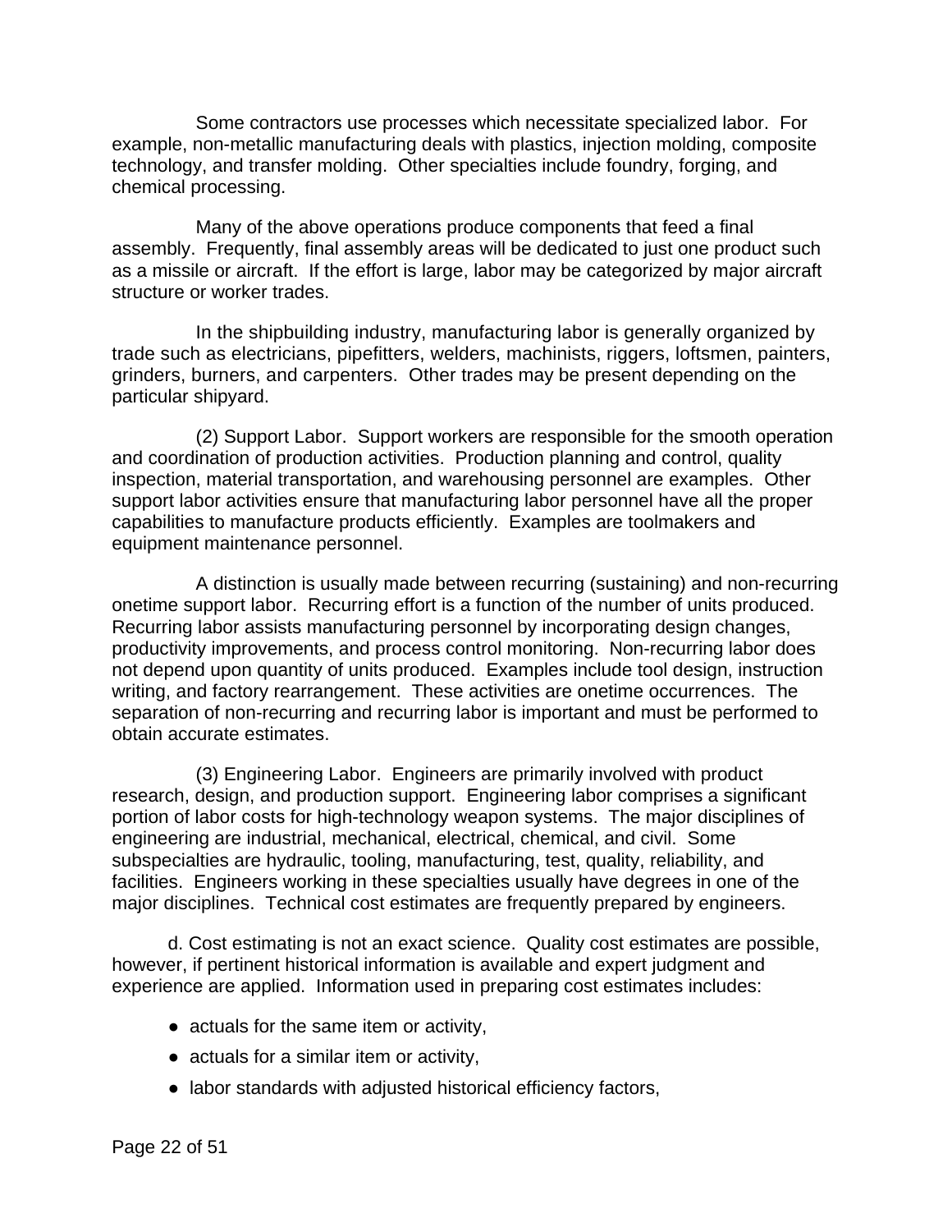Some contractors use processes which necessitate specialized labor. For example, non-metallic manufacturing deals with plastics, injection molding, composite technology, and transfer molding. Other specialties include foundry, forging, and chemical processing.

Many of the above operations produce components that feed a final assembly. Frequently, final assembly areas will be dedicated to just one product such as a missile or aircraft. If the effort is large, labor may be categorized by major aircraft structure or worker trades.

In the shipbuilding industry, manufacturing labor is generally organized by trade such as electricians, pipefitters, welders, machinists, riggers, loftsmen, painters, grinders, burners, and carpenters. Other trades may be present depending on the particular shipyard.

(2) Support Labor. Support workers are responsible for the smooth operation and coordination of production activities. Production planning and control, quality inspection, material transportation, and warehousing personnel are examples. Other support labor activities ensure that manufacturing labor personnel have all the proper capabilities to manufacture products efficiently. Examples are toolmakers and equipment maintenance personnel.

A distinction is usually made between recurring (sustaining) and non-recurring onetime support labor. Recurring effort is a function of the number of units produced. Recurring labor assists manufacturing personnel by incorporating design changes, productivity improvements, and process control monitoring. Non-recurring labor does not depend upon quantity of units produced. Examples include tool design, instruction writing, and factory rearrangement. These activities are onetime occurrences. The separation of non-recurring and recurring labor is important and must be performed to obtain accurate estimates.

(3) Engineering Labor. Engineers are primarily involved with product research, design, and production support. Engineering labor comprises a significant portion of labor costs for high-technology weapon systems. The major disciplines of engineering are industrial, mechanical, electrical, chemical, and civil. Some subspecialties are hydraulic, tooling, manufacturing, test, quality, reliability, and facilities. Engineers working in these specialties usually have degrees in one of the major disciplines. Technical cost estimates are frequently prepared by engineers.

d. Cost estimating is not an exact science. Quality cost estimates are possible, however, if pertinent historical information is available and expert judgment and experience are applied. Information used in preparing cost estimates includes:

- actuals for the same item or activity,
- actuals for a similar item or activity,
- labor standards with adjusted historical efficiency factors,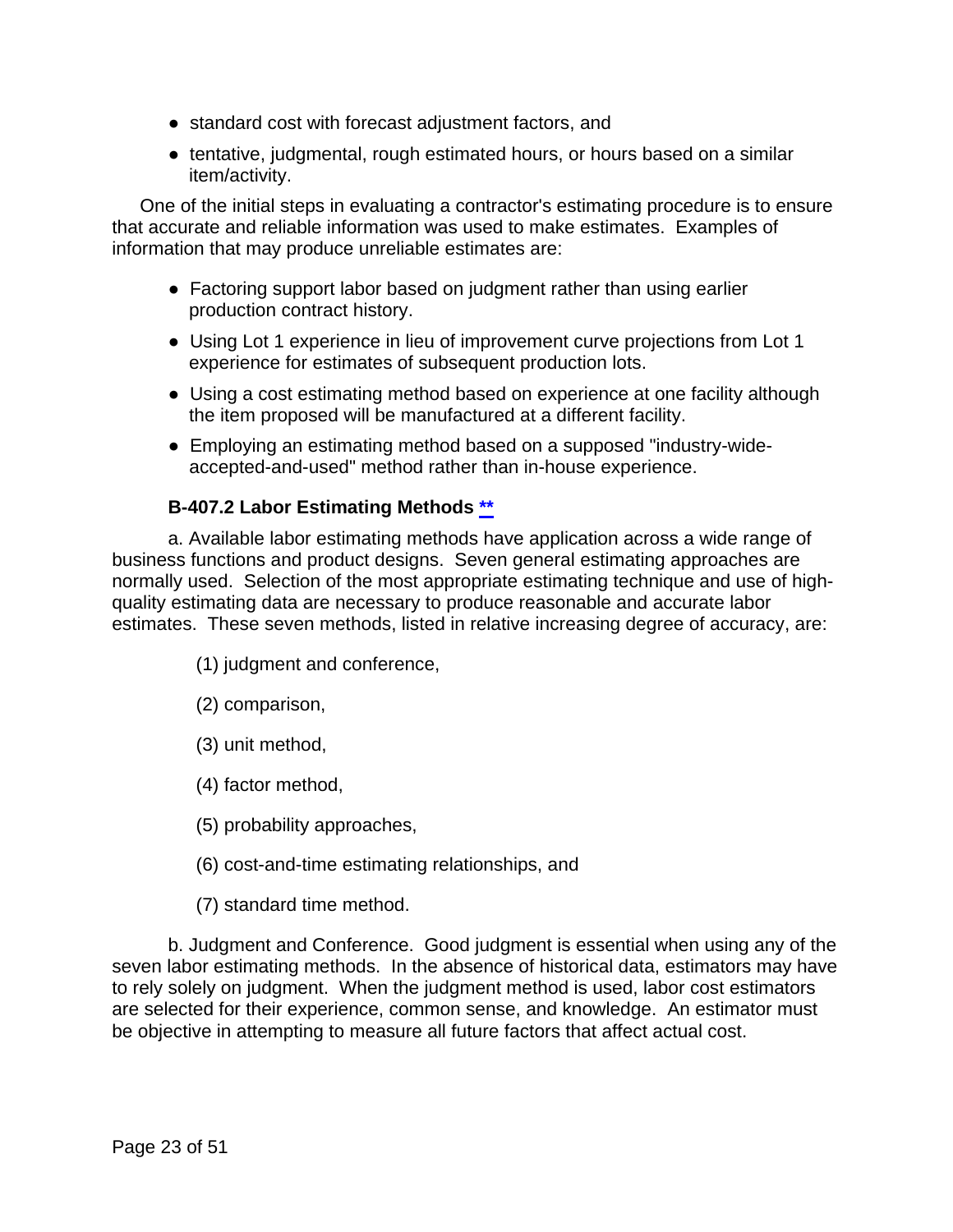- standard cost with forecast adjustment factors, and
- tentative, judgmental, rough estimated hours, or hours based on a similar item/activity.

One of the initial steps in evaluating a contractor's estimating procedure is to ensure that accurate and reliable information was used to make estimates. Examples of information that may produce unreliable estimates are:

- Factoring support labor based on judgment rather than using earlier production contract history.
- Using Lot 1 experience in lieu of improvement curve projections from Lot 1 experience for estimates of subsequent production lots.
- Using a cost estimating method based on experience at one facility although the item proposed will be manufactured at a different facility.
- Employing an estimating method based on a supposed "industry-wide-accepted-and-used" method rather than in-house experience.

### B-407.2 Labor Estimating Methods **

a. Available labor estimating methods have application across a wide range of business functions and product designs. Seven general estimating approaches are normally used. Selection of the most appropriate estimating technique and use of high-quality estimating data are necessary to produce reasonable and accurate labor estimates. These seven methods, listed in relative increasing degree of accuracy, are:

(1) judgment and conference,

(2) comparison,

(3) unit method,

(4) factor method,

(5) probability approaches,

(6) cost-and-time estimating relationships, and

(7) standard time method.

b. Judgment and Conference. Good judgment is essential when using any of the seven labor estimating methods. In the absence of historical data, estimators may have to rely solely on judgment. When the judgment method is used, labor cost estimators are selected for their experience, common sense, and knowledge. An estimator must be objective in attempting to measure all future factors that affect actual cost.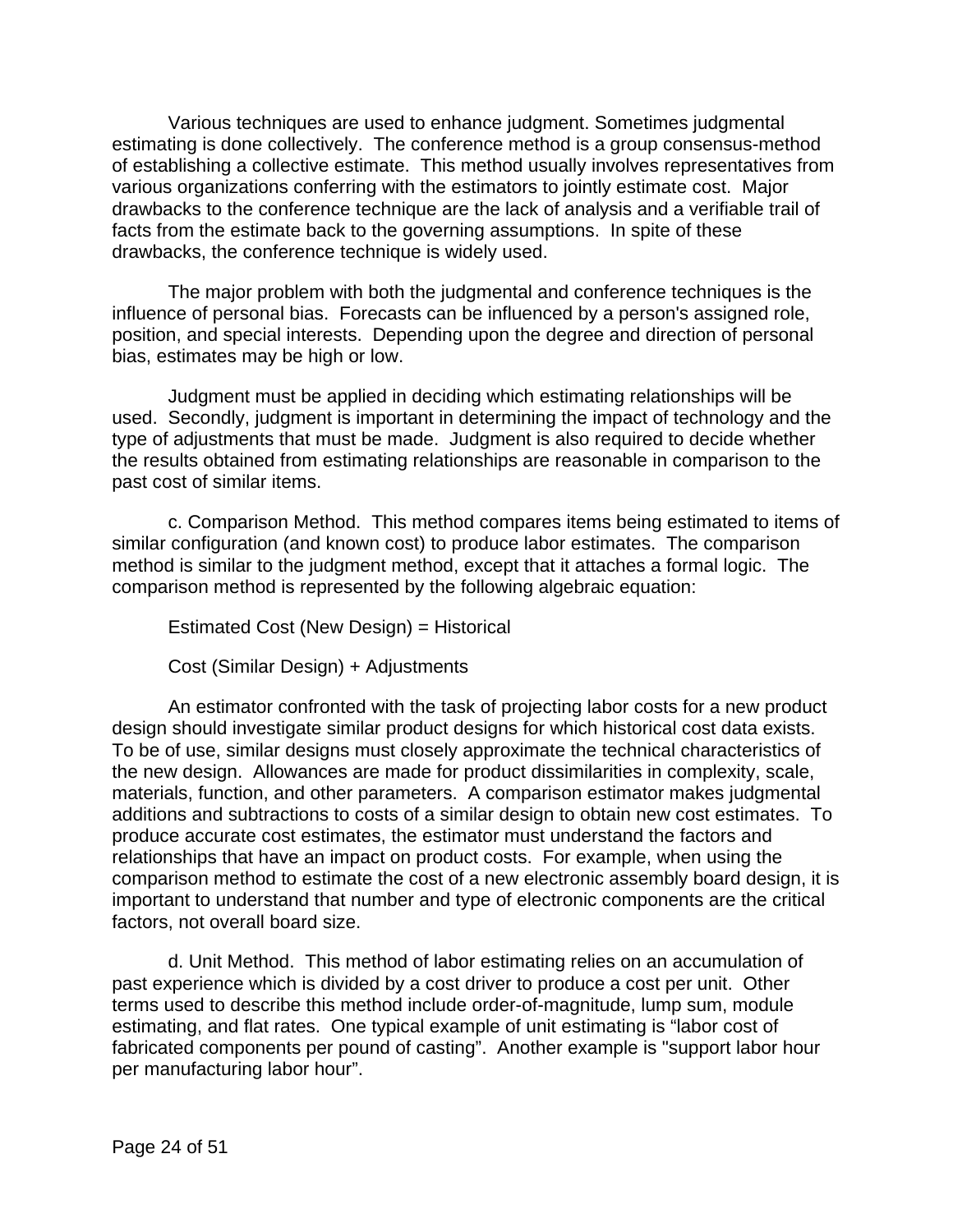Various techniques are used to enhance judgment. Sometimes judgmental estimating is done collectively. The conference method is a group consensus-method of establishing a collective estimate. This method usually involves representatives from various organizations conferring with the estimators to jointly estimate cost. Major drawbacks to the conference technique are the lack of analysis and a verifiable trail of facts from the estimate back to the governing assumptions. In spite of these drawbacks, the conference technique is widely used.

The major problem with both the judgmental and conference techniques is the influence of personal bias. Forecasts can be influenced by a person's assigned role, position, and special interests. Depending upon the degree and direction of personal bias, estimates may be high or low.

Judgment must be applied in deciding which estimating relationships will be used. Secondly, judgment is important in determining the impact of technology and the type of adjustments that must be made. Judgment is also required to decide whether the results obtained from estimating relationships are reasonable in comparison to the past cost of similar items.

c. Comparison Method. This method compares items being estimated to items of similar configuration (and known cost) to produce labor estimates. The comparison method is similar to the judgment method, except that it attaches a formal logic. The comparison method is represented by the following algebraic equation:

Estimated Cost (New Design) = Historical

Cost (Similar Design) + Adjustments

An estimator confronted with the task of projecting labor costs for a new product design should investigate similar product designs for which historical cost data exists. To be of use, similar designs must closely approximate the technical characteristics of the new design. Allowances are made for product dissimilarities in complexity, scale, materials, function, and other parameters. A comparison estimator makes judgmental additions and subtractions to costs of a similar design to obtain new cost estimates. To produce accurate cost estimates, the estimator must understand the factors and relationships that have an impact on product costs. For example, when using the comparison method to estimate the cost of a new electronic assembly board design, it is important to understand that number and type of electronic components are the critical factors, not overall board size.

d. Unit Method. This method of labor estimating relies on an accumulation of past experience which is divided by a cost driver to produce a cost per unit. Other terms used to describe this method include order-of-magnitude, lump sum, module estimating, and flat rates. One typical example of unit estimating is “labor cost of fabricated components per pound of casting”. Another example is "support labor hour per manufacturing labor hour”.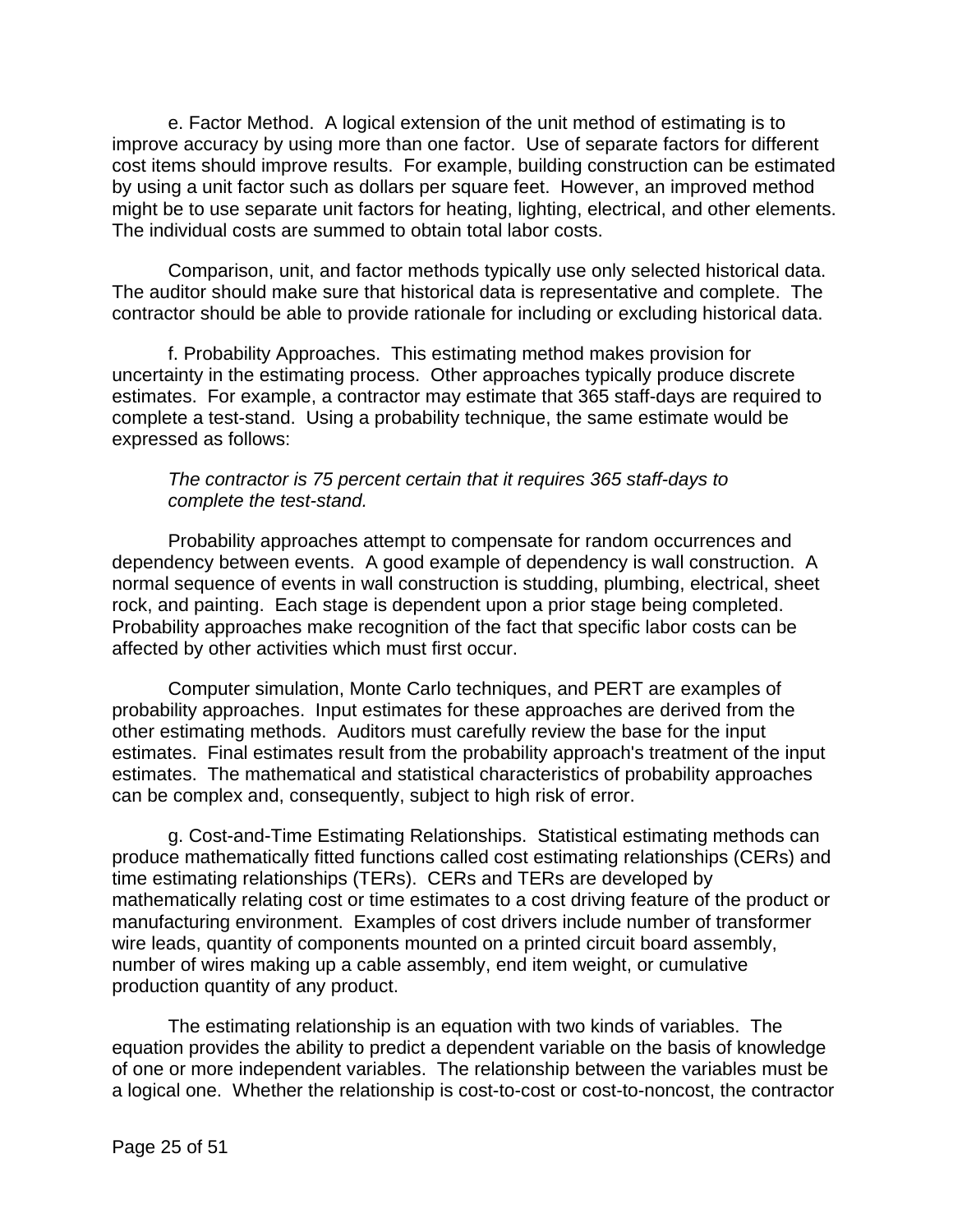e. Factor Method. A logical extension of the unit method of estimating is to improve accuracy by using more than one factor. Use of separate factors for different cost items should improve results. For example, building construction can be estimated by using a unit factor such as dollars per square feet. However, an improved method might be to use separate unit factors for heating, lighting, electrical, and other elements. The individual costs are summed to obtain total labor costs.

Comparison, unit, and factor methods typically use only selected historical data. The auditor should make sure that historical data is representative and complete. The contractor should be able to provide rationale for including or excluding historical data.

f. Probability Approaches. This estimating method makes provision for uncertainty in the estimating process. Other approaches typically produce discrete estimates. For example, a contractor may estimate that 365 staff-days are required to complete a test-stand. Using a probability technique, the same estimate would be expressed as follows:

> *The contractor is 75 percent certain that it requires 365 staff-days to complete the test-stand.*

Probability approaches attempt to compensate for random occurrences and dependency between events. A good example of dependency is wall construction. A normal sequence of events in wall construction is studding, plumbing, electrical, sheet rock, and painting. Each stage is dependent upon a prior stage being completed. Probability approaches make recognition of the fact that specific labor costs can be affected by other activities which must first occur.

Computer simulation, Monte Carlo techniques, and PERT are examples of probability approaches. Input estimates for these approaches are derived from the other estimating methods. Auditors must carefully review the base for the input estimates. Final estimates result from the probability approach's treatment of the input estimates. The mathematical and statistical characteristics of probability approaches can be complex and, consequently, subject to high risk of error.

g. Cost-and-Time Estimating Relationships. Statistical estimating methods can produce mathematically fitted functions called cost estimating relationships (CERs) and time estimating relationships (TERs). CERs and TERs are developed by mathematically relating cost or time estimates to a cost driving feature of the product or manufacturing environment. Examples of cost drivers include number of transformer wire leads, quantity of components mounted on a printed circuit board assembly, number of wires making up a cable assembly, end item weight, or cumulative production quantity of any product.

The estimating relationship is an equation with two kinds of variables. The equation provides the ability to predict a dependent variable on the basis of knowledge of one or more independent variables. The relationship between the variables must be a logical one. Whether the relationship is cost-to-cost or cost-to-noncost, the contractor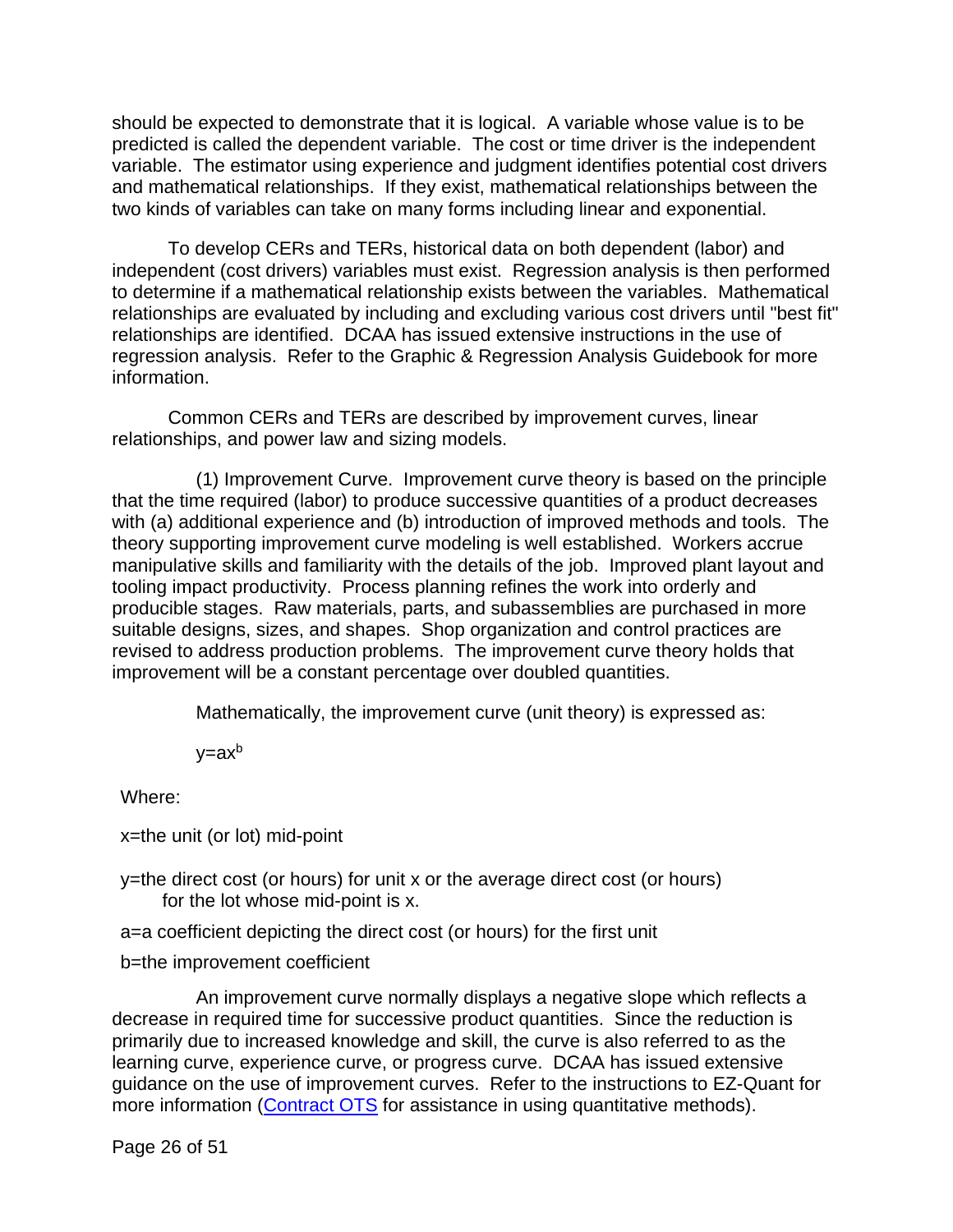should be expected to demonstrate that it is logical. A variable whose value is to be predicted is called the dependent variable. The cost or time driver is the independent variable. The estimator using experience and judgment identifies potential cost drivers and mathematical relationships. If they exist, mathematical relationships between the two kinds of variables can take on many forms including linear and exponential.

To develop CERs and TERs, historical data on both dependent (labor) and independent (cost drivers) variables must exist. Regression analysis is then performed to determine if a mathematical relationship exists between the variables. Mathematical relationships are evaluated by including and excluding various cost drivers until "best fit" relationships are identified. DCAA has issued extensive instructions in the use of regression analysis. Refer to the Graphic & Regression Analysis Guidebook for more information.

Common CERs and TERs are described by improvement curves, linear relationships, and power law and sizing models.

(1) Improvement Curve. Improvement curve theory is based on the principle that the time required (labor) to produce successive quantities of a product decreases with (a) additional experience and (b) introduction of improved methods and tools. The theory supporting improvement curve modeling is well established. Workers accrue manipulative skills and familiarity with the details of the job. Improved plant layout and tooling impact productivity. Process planning refines the work into orderly and producible stages. Raw materials, parts, and subassemblies are purchased in more suitable designs, sizes, and shapes. Shop organization and control practices are revised to address production problems. The improvement curve theory holds that improvement will be a constant percentage over doubled quantities.

Mathematically, the improvement curve (unit theory) is expressed as:

$$y=ax^b$$

Where:

x=the unit (or lot) mid-point

y=the direct cost (or hours) for unit x or the average direct cost (or hours) for the lot whose mid-point is x.

a=a coefficient depicting the direct cost (or hours) for the first unit

b=the improvement coefficient

An improvement curve normally displays a negative slope which reflects a decrease in required time for successive product quantities. Since the reduction is primarily due to increased knowledge and skill, the curve is also referred to as the learning curve, experience curve, or progress curve. DCAA has issued extensive guidance on the use of improvement curves. Refer to the instructions to EZ-Quant for more information (Contract OTS for assistance in using quantitative methods).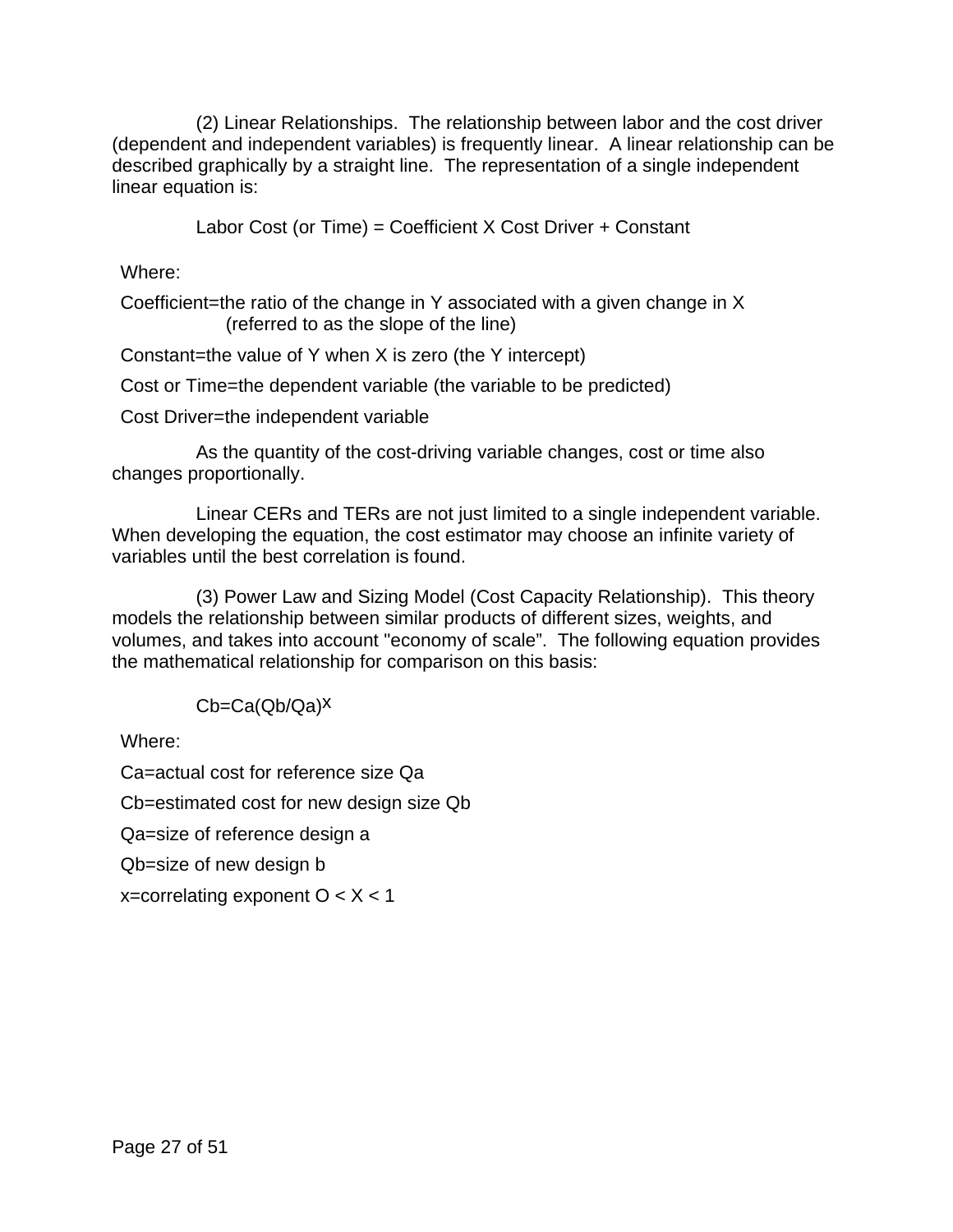(2) Linear Relationships. The relationship between labor and the cost driver (dependent and independent variables) is frequently linear. A linear relationship can be described graphically by a straight line. The representation of a single independent linear equation is:

Labor Cost (or Time) = Coefficient X Cost Driver + Constant

Where:

Coefficient=the ratio of the change in Y associated with a given change in X (referred to as the slope of the line)

Constant=the value of Y when X is zero (the Y intercept)

Cost or Time=the dependent variable (the variable to be predicted)

Cost Driver=the independent variable

As the quantity of the cost-driving variable changes, cost or time also changes proportionally.

Linear CERs and TERs are not just limited to a single independent variable. When developing the equation, the cost estimator may choose an infinite variety of variables until the best correlation is found.

(3) Power Law and Sizing Model (Cost Capacity Relationship). This theory models the relationship between similar products of different sizes, weights, and volumes, and takes into account "economy of scale". The following equation provides the mathematical relationship for comparison on this basis:

$$Cb=Ca(Qb/Qa)^{x}$$

Where:

Ca=actual cost for reference size Qa

Cb=estimated cost for new design size Qb

Qa=size of reference design a

Qb=size of new design b

x=correlating exponent $O < X < 1$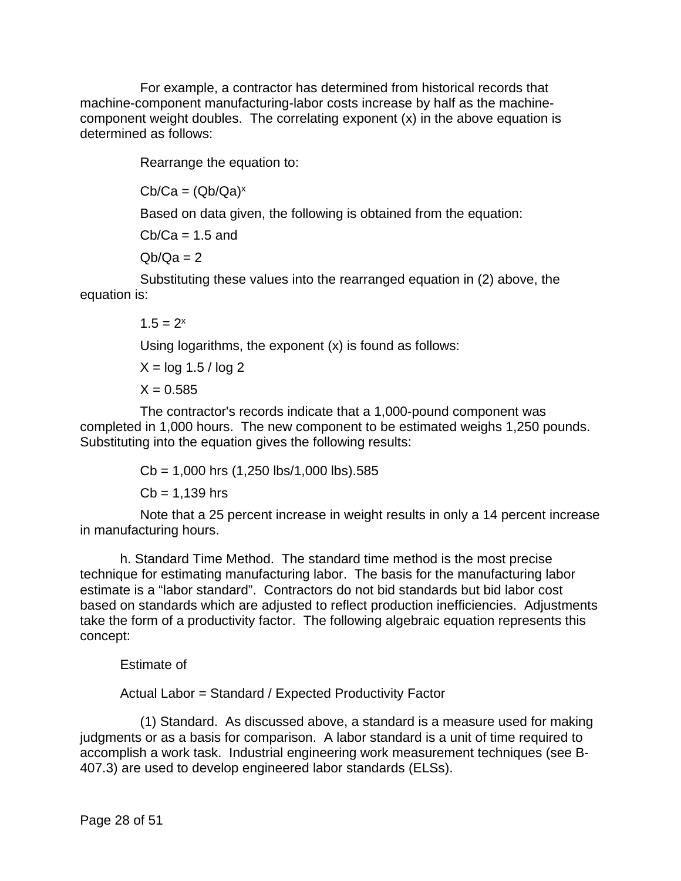For example, a contractor has determined from historical records that machine-component manufacturing-labor costs increase by half as the machine-component weight doubles. The correlating exponent (x) in the above equation is determined as follows:

Rearrange the equation to:

$Cb/Ca = (Qb/Qa)^x$

Based on data given, the following is obtained from the equation:

$Cb/Ca = 1.5$ and

$Qb/Qa = 2$

Substituting these values into the rearranged equation in (2) above, the equation is:

$1.5 = 2^x$

Using logarithms, the exponent (x) is found as follows:

$X = \log 1.5 / \log 2$

$X = 0.585$

The contractor's records indicate that a 1,000-pound component was completed in 1,000 hours. The new component to be estimated weighs 1,250 pounds. Substituting into the equation gives the following results:

$Cb = 1{,}000 \text{ hrs } (1{,}250 \text{ lbs}/1{,}000 \text{ lbs})^{.585}$

$Cb = 1{,}139 \text{ hrs}$

Note that a 25 percent increase in weight results in only a 14 percent increase in manufacturing hours.

h. Standard Time Method. The standard time method is the most precise technique for estimating manufacturing labor. The basis for the manufacturing labor estimate is a "labor standard". Contractors do not bid standards but bid labor cost based on standards which are adjusted to reflect production inefficiencies. Adjustments take the form of a productivity factor. The following algebraic equation represents this concept:

Estimate of

Actual Labor = Standard / Expected Productivity Factor

(1) Standard. As discussed above, a standard is a measure used for making judgments or as a basis for comparison. A labor standard is a unit of time required to accomplish a work task. Industrial engineering work measurement techniques (see B-407.3) are used to develop engineered labor standards (ELSs).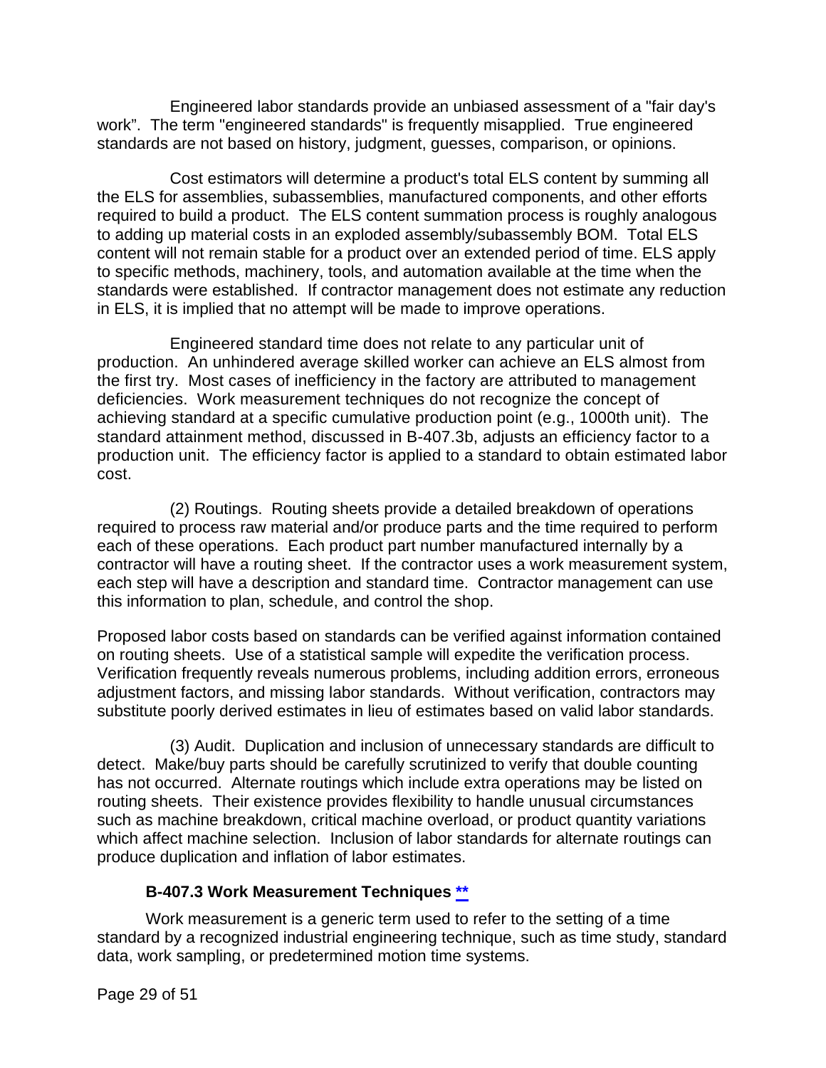Engineered labor standards provide an unbiased assessment of a "fair day's work". The term "engineered standards" is frequently misapplied. True engineered standards are not based on history, judgment, guesses, comparison, or opinions.

Cost estimators will determine a product's total ELS content by summing all the ELS for assemblies, subassemblies, manufactured components, and other efforts required to build a product. The ELS content summation process is roughly analogous to adding up material costs in an exploded assembly/subassembly BOM. Total ELS content will not remain stable for a product over an extended period of time. ELS apply to specific methods, machinery, tools, and automation available at the time when the standards were established. If contractor management does not estimate any reduction in ELS, it is implied that no attempt will be made to improve operations.

Engineered standard time does not relate to any particular unit of production. An unhindered average skilled worker can achieve an ELS almost from the first try. Most cases of inefficiency in the factory are attributed to management deficiencies. Work measurement techniques do not recognize the concept of achieving standard at a specific cumulative production point (e.g., 1000th unit). The standard attainment method, discussed in B-407.3b, adjusts an efficiency factor to a production unit. The efficiency factor is applied to a standard to obtain estimated labor cost.

(2) Routings. Routing sheets provide a detailed breakdown of operations required to process raw material and/or produce parts and the time required to perform each of these operations. Each product part number manufactured internally by a contractor will have a routing sheet. If the contractor uses a work measurement system, each step will have a description and standard time. Contractor management can use this information to plan, schedule, and control the shop.

Proposed labor costs based on standards can be verified against information contained on routing sheets. Use of a statistical sample will expedite the verification process. Verification frequently reveals numerous problems, including addition errors, erroneous adjustment factors, and missing labor standards. Without verification, contractors may substitute poorly derived estimates in lieu of estimates based on valid labor standards.

(3) Audit. Duplication and inclusion of unnecessary standards are difficult to detect. Make/buy parts should be carefully scrutinized to verify that double counting has not occurred. Alternate routings which include extra operations may be listed on routing sheets. Their existence provides flexibility to handle unusual circumstances such as machine breakdown, critical machine overload, or product quantity variations which affect machine selection. Inclusion of labor standards for alternate routings can produce duplication and inflation of labor estimates.

### B-407.3 Work Measurement Techniques **

Work measurement is a generic term used to refer to the setting of a time standard by a recognized industrial engineering technique, such as time study, standard data, work sampling, or predetermined motion time systems.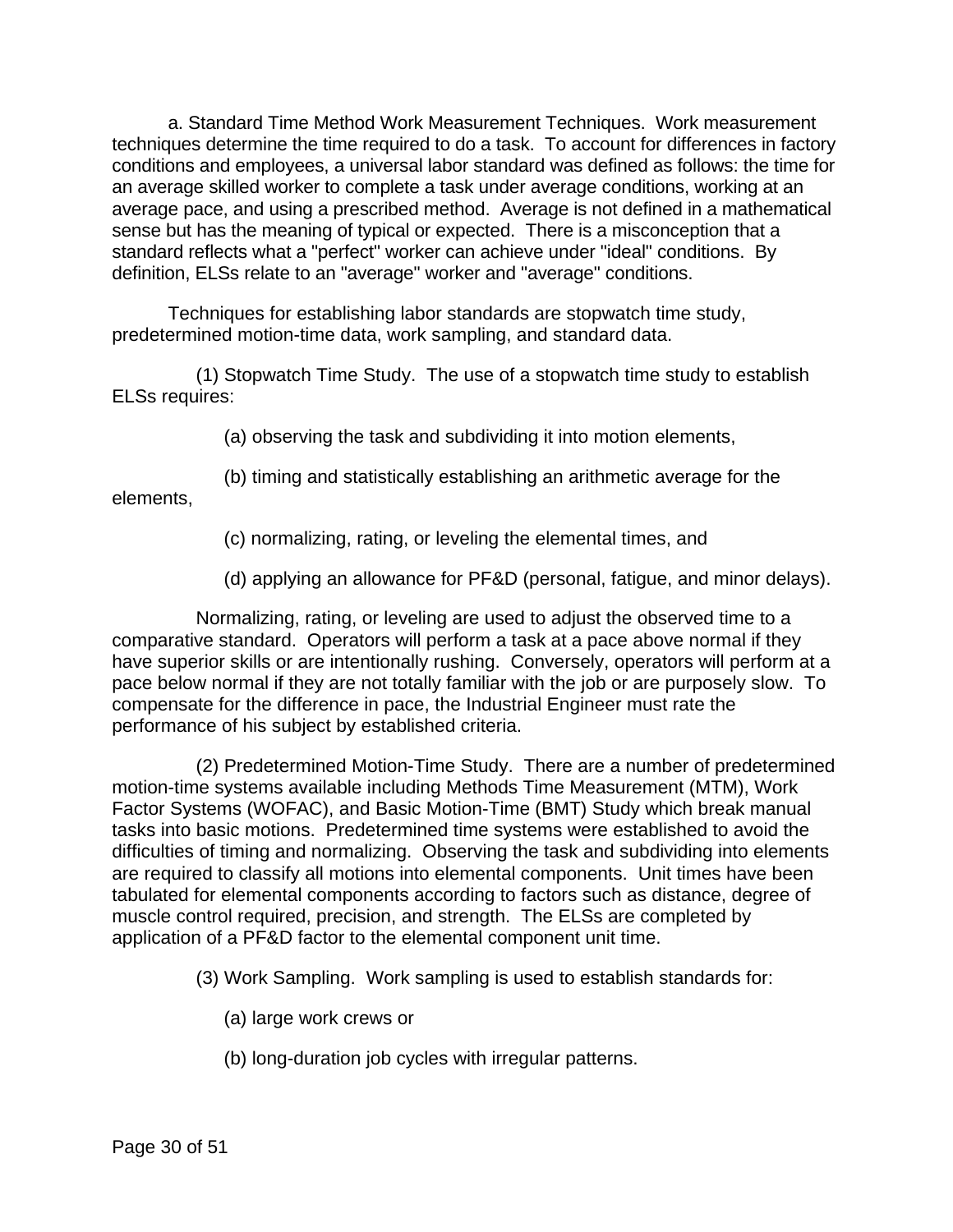a. Standard Time Method Work Measurement Techniques. Work measurement techniques determine the time required to do a task. To account for differences in factory conditions and employees, a universal labor standard was defined as follows: the time for an average skilled worker to complete a task under average conditions, working at an average pace, and using a prescribed method. Average is not defined in a mathematical sense but has the meaning of typical or expected. There is a misconception that a standard reflects what a "perfect" worker can achieve under "ideal" conditions. By definition, ELSs relate to an "average" worker and "average" conditions.

Techniques for establishing labor standards are stopwatch time study, predetermined motion-time data, work sampling, and standard data.

(1) Stopwatch Time Study. The use of a stopwatch time study to establish ELSs requires:

(a) observing the task and subdividing it into motion elements,

(b) timing and statistically establishing an arithmetic average for the elements,

(c) normalizing, rating, or leveling the elemental times, and

(d) applying an allowance for PF&D (personal, fatigue, and minor delays).

Normalizing, rating, or leveling are used to adjust the observed time to a comparative standard. Operators will perform a task at a pace above normal if they have superior skills or are intentionally rushing. Conversely, operators will perform at a pace below normal if they are not totally familiar with the job or are purposely slow. To compensate for the difference in pace, the Industrial Engineer must rate the performance of his subject by established criteria.

(2) Predetermined Motion-Time Study. There are a number of predetermined motion-time systems available including Methods Time Measurement (MTM), Work Factor Systems (WOFAC), and Basic Motion-Time (BMT) Study which break manual tasks into basic motions. Predetermined time systems were established to avoid the difficulties of timing and normalizing. Observing the task and subdividing into elements are required to classify all motions into elemental components. Unit times have been tabulated for elemental components according to factors such as distance, degree of muscle control required, precision, and strength. The ELSs are completed by application of a PF&D factor to the elemental component unit time.

(3) Work Sampling. Work sampling is used to establish standards for:

(a) large work crews or

(b) long-duration job cycles with irregular patterns.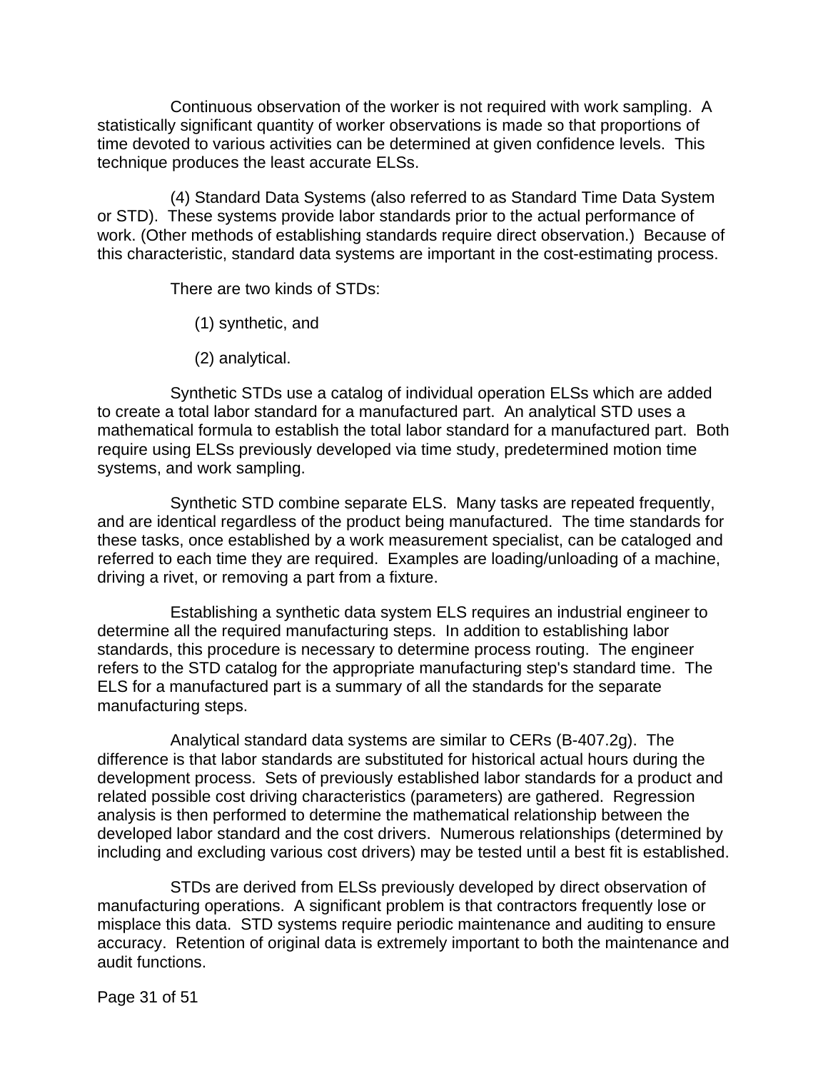Continuous observation of the worker is not required with work sampling. A statistically significant quantity of worker observations is made so that proportions of time devoted to various activities can be determined at given confidence levels. This technique produces the least accurate ELSs.

(4) Standard Data Systems (also referred to as Standard Time Data System or STD). These systems provide labor standards prior to the actual performance of work. (Other methods of establishing standards require direct observation.) Because of this characteristic, standard data systems are important in the cost-estimating process.

There are two kinds of STDs:

(1) synthetic, and

(2) analytical.

Synthetic STDs use a catalog of individual operation ELSs which are added to create a total labor standard for a manufactured part. An analytical STD uses a mathematical formula to establish the total labor standard for a manufactured part. Both require using ELSs previously developed via time study, predetermined motion time systems, and work sampling.

Synthetic STD combine separate ELS. Many tasks are repeated frequently, and are identical regardless of the product being manufactured. The time standards for these tasks, once established by a work measurement specialist, can be cataloged and referred to each time they are required. Examples are loading/unloading of a machine, driving a rivet, or removing a part from a fixture.

Establishing a synthetic data system ELS requires an industrial engineer to determine all the required manufacturing steps. In addition to establishing labor standards, this procedure is necessary to determine process routing. The engineer refers to the STD catalog for the appropriate manufacturing step's standard time. The ELS for a manufactured part is a summary of all the standards for the separate manufacturing steps.

Analytical standard data systems are similar to CERs (B-407.2g). The difference is that labor standards are substituted for historical actual hours during the development process. Sets of previously established labor standards for a product and related possible cost driving characteristics (parameters) are gathered. Regression analysis is then performed to determine the mathematical relationship between the developed labor standard and the cost drivers. Numerous relationships (determined by including and excluding various cost drivers) may be tested until a best fit is established.

STDs are derived from ELSs previously developed by direct observation of manufacturing operations. A significant problem is that contractors frequently lose or misplace this data. STD systems require periodic maintenance and auditing to ensure accuracy. Retention of original data is extremely important to both the maintenance and audit functions.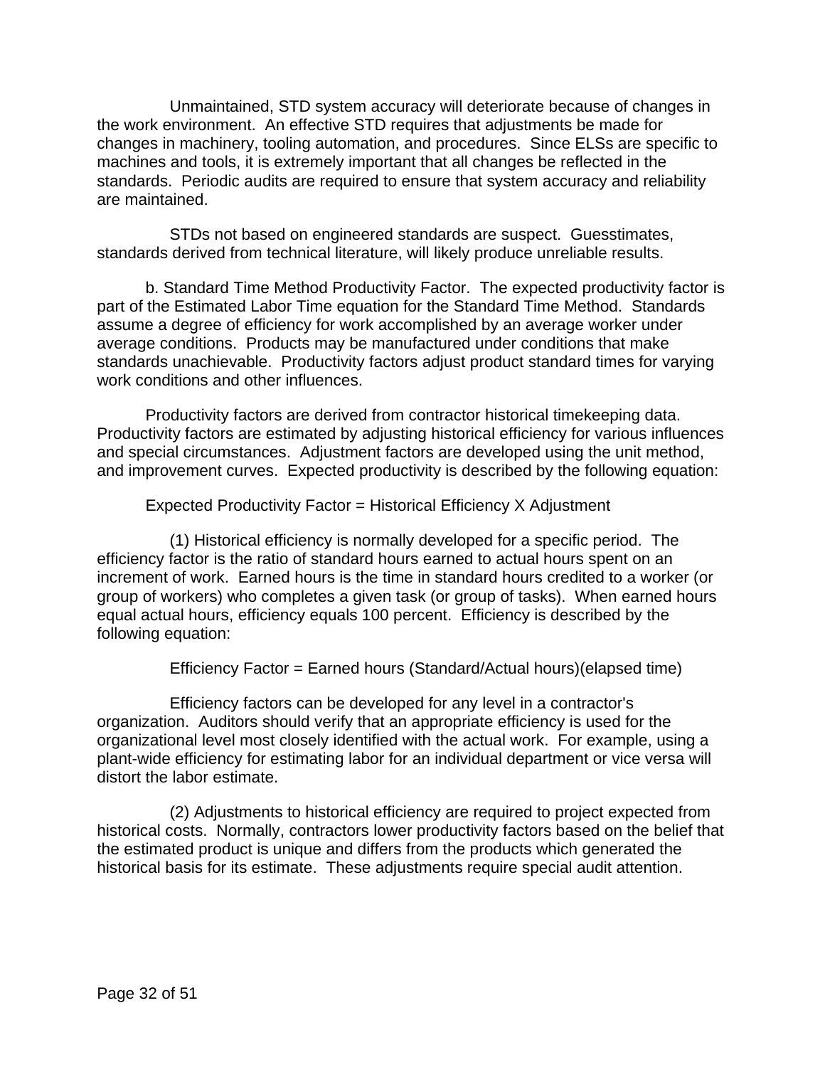Unmaintained, STD system accuracy will deteriorate because of changes in the work environment. An effective STD requires that adjustments be made for changes in machinery, tooling automation, and procedures. Since ELSs are specific to machines and tools, it is extremely important that all changes be reflected in the standards. Periodic audits are required to ensure that system accuracy and reliability are maintained.

STDs not based on engineered standards are suspect. Guesstimates, standards derived from technical literature, will likely produce unreliable results.

b. Standard Time Method Productivity Factor. The expected productivity factor is part of the Estimated Labor Time equation for the Standard Time Method. Standards assume a degree of efficiency for work accomplished by an average worker under average conditions. Products may be manufactured under conditions that make standards unachievable. Productivity factors adjust product standard times for varying work conditions and other influences.

Productivity factors are derived from contractor historical timekeeping data. Productivity factors are estimated by adjusting historical efficiency for various influences and special circumstances. Adjustment factors are developed using the unit method, and improvement curves. Expected productivity is described by the following equation:

Expected Productivity Factor = Historical Efficiency X Adjustment

(1) Historical efficiency is normally developed for a specific period. The efficiency factor is the ratio of standard hours earned to actual hours spent on an increment of work. Earned hours is the time in standard hours credited to a worker (or group of workers) who completes a given task (or group of tasks). When earned hours equal actual hours, efficiency equals 100 percent. Efficiency is described by the following equation:

Efficiency Factor = Earned hours (Standard/Actual hours)(elapsed time)

Efficiency factors can be developed for any level in a contractor's organization. Auditors should verify that an appropriate efficiency is used for the organizational level most closely identified with the actual work. For example, using a plant-wide efficiency for estimating labor for an individual department or vice versa will distort the labor estimate.

(2) Adjustments to historical efficiency are required to project expected from historical costs. Normally, contractors lower productivity factors based on the belief that the estimated product is unique and differs from the products which generated the historical basis for its estimate. These adjustments require special audit attention.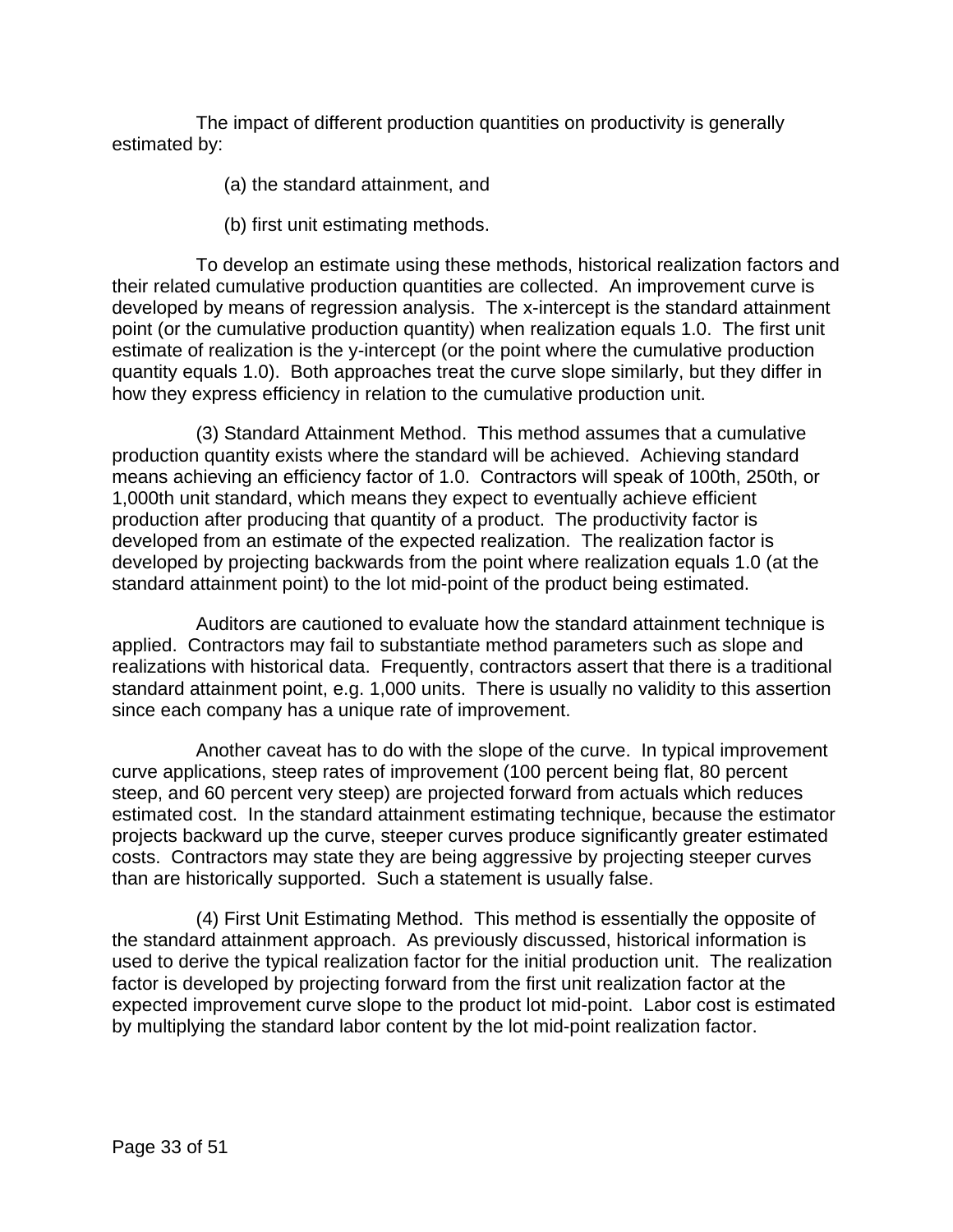The impact of different production quantities on productivity is generally estimated by:

(a) the standard attainment, and

(b) first unit estimating methods.

To develop an estimate using these methods, historical realization factors and their related cumulative production quantities are collected. An improvement curve is developed by means of regression analysis. The x-intercept is the standard attainment point (or the cumulative production quantity) when realization equals 1.0. The first unit estimate of realization is the y-intercept (or the point where the cumulative production quantity equals 1.0). Both approaches treat the curve slope similarly, but they differ in how they express efficiency in relation to the cumulative production unit.

(3) Standard Attainment Method. This method assumes that a cumulative production quantity exists where the standard will be achieved. Achieving standard means achieving an efficiency factor of 1.0. Contractors will speak of 100th, 250th, or 1,000th unit standard, which means they expect to eventually achieve efficient production after producing that quantity of a product. The productivity factor is developed from an estimate of the expected realization. The realization factor is developed by projecting backwards from the point where realization equals 1.0 (at the standard attainment point) to the lot mid-point of the product being estimated.

Auditors are cautioned to evaluate how the standard attainment technique is applied. Contractors may fail to substantiate method parameters such as slope and realizations with historical data. Frequently, contractors assert that there is a traditional standard attainment point, e.g. 1,000 units. There is usually no validity to this assertion since each company has a unique rate of improvement.

Another caveat has to do with the slope of the curve. In typical improvement curve applications, steep rates of improvement (100 percent being flat, 80 percent steep, and 60 percent very steep) are projected forward from actuals which reduces estimated cost. In the standard attainment estimating technique, because the estimator projects backward up the curve, steeper curves produce significantly greater estimated costs. Contractors may state they are being aggressive by projecting steeper curves than are historically supported. Such a statement is usually false.

(4) First Unit Estimating Method. This method is essentially the opposite of the standard attainment approach. As previously discussed, historical information is used to derive the typical realization factor for the initial production unit. The realization factor is developed by projecting forward from the first unit realization factor at the expected improvement curve slope to the product lot mid-point. Labor cost is estimated by multiplying the standard labor content by the lot mid-point realization factor.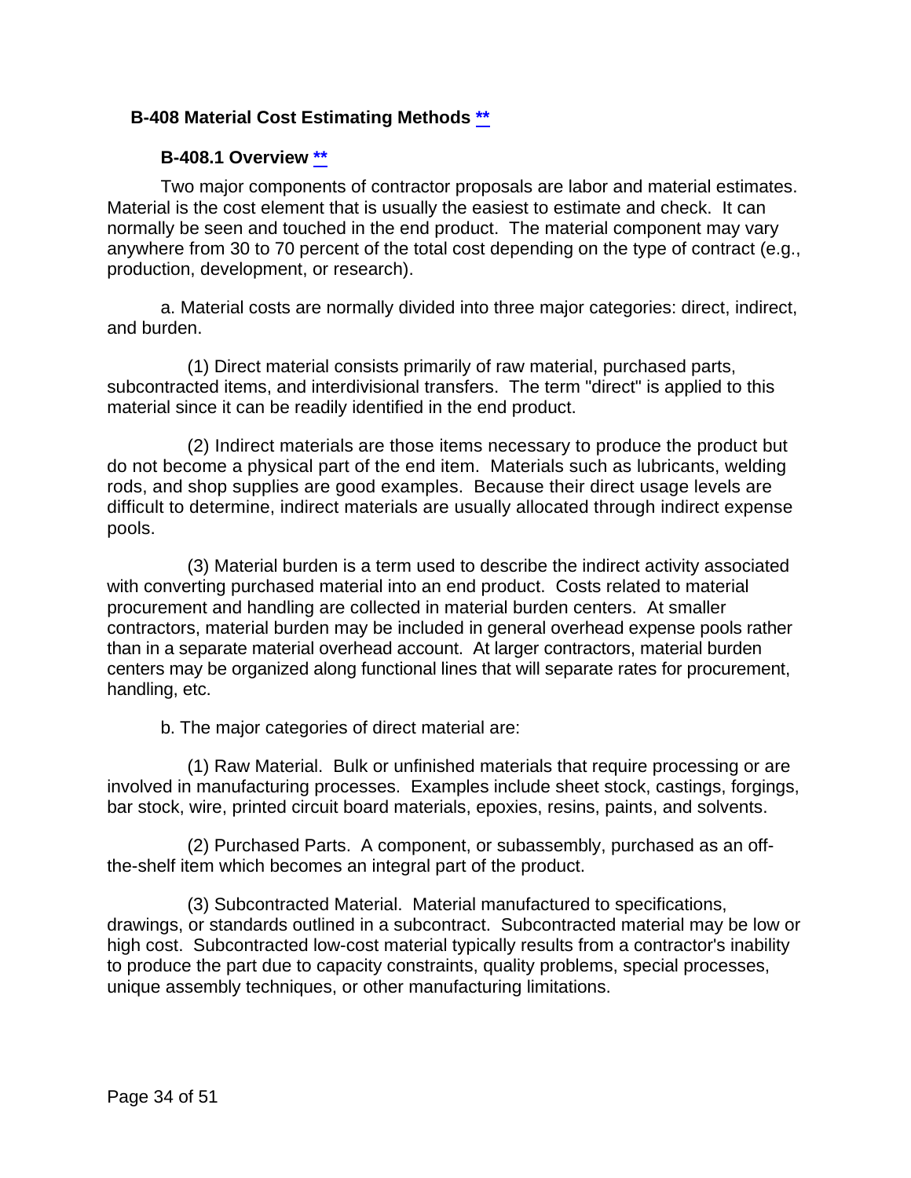## B-408 Material Cost Estimating Methods **

### B-408.1 Overview **

Two major components of contractor proposals are labor and material estimates. Material is the cost element that is usually the easiest to estimate and check. It can normally be seen and touched in the end product. The material component may vary anywhere from 30 to 70 percent of the total cost depending on the type of contract (e.g., production, development, or research).

a. Material costs are normally divided into three major categories: direct, indirect, and burden.

(1) Direct material consists primarily of raw material, purchased parts, subcontracted items, and interdivisional transfers. The term "direct" is applied to this material since it can be readily identified in the end product.

(2) Indirect materials are those items necessary to produce the product but do not become a physical part of the end item. Materials such as lubricants, welding rods, and shop supplies are good examples. Because their direct usage levels are difficult to determine, indirect materials are usually allocated through indirect expense pools.

(3) Material burden is a term used to describe the indirect activity associated with converting purchased material into an end product. Costs related to material procurement and handling are collected in material burden centers. At smaller contractors, material burden may be included in general overhead expense pools rather than in a separate material overhead account. At larger contractors, material burden centers may be organized along functional lines that will separate rates for procurement, handling, etc.

b. The major categories of direct material are:

(1) Raw Material. Bulk or unfinished materials that require processing or are involved in manufacturing processes. Examples include sheet stock, castings, forgings, bar stock, wire, printed circuit board materials, epoxies, resins, paints, and solvents.

(2) Purchased Parts. A component, or subassembly, purchased as an off-the-shelf item which becomes an integral part of the product.

(3) Subcontracted Material. Material manufactured to specifications, drawings, or standards outlined in a subcontract. Subcontracted material may be low or high cost. Subcontracted low-cost material typically results from a contractor's inability to produce the part due to capacity constraints, quality problems, special processes, unique assembly techniques, or other manufacturing limitations.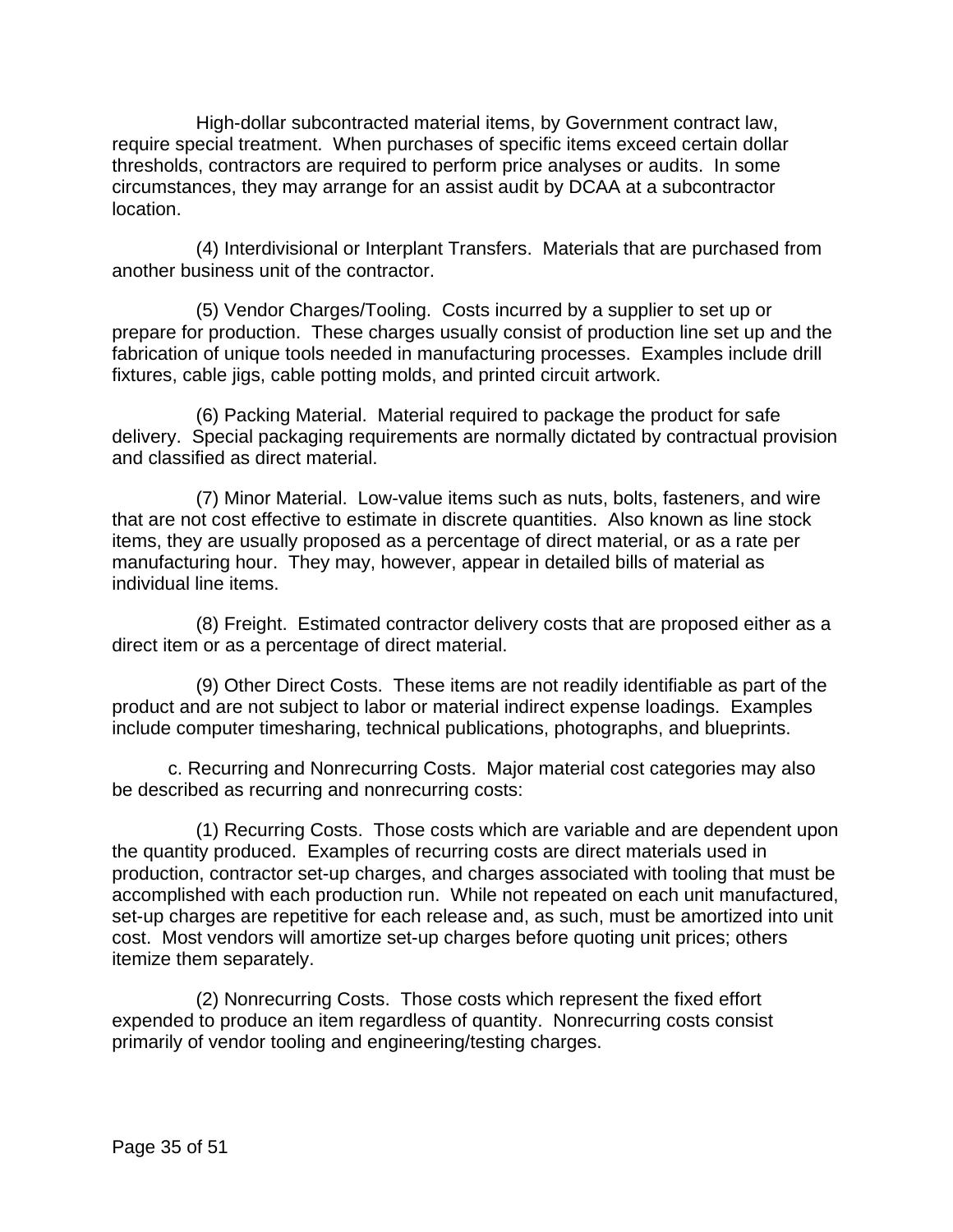High-dollar subcontracted material items, by Government contract law, require special treatment. When purchases of specific items exceed certain dollar thresholds, contractors are required to perform price analyses or audits. In some circumstances, they may arrange for an assist audit by DCAA at a subcontractor location.

(4) Interdivisional or Interplant Transfers. Materials that are purchased from another business unit of the contractor.

(5) Vendor Charges/Tooling. Costs incurred by a supplier to set up or prepare for production. These charges usually consist of production line set up and the fabrication of unique tools needed in manufacturing processes. Examples include drill fixtures, cable jigs, cable potting molds, and printed circuit artwork.

(6) Packing Material. Material required to package the product for safe delivery. Special packaging requirements are normally dictated by contractual provision and classified as direct material.

(7) Minor Material. Low-value items such as nuts, bolts, fasteners, and wire that are not cost effective to estimate in discrete quantities. Also known as line stock items, they are usually proposed as a percentage of direct material, or as a rate per manufacturing hour. They may, however, appear in detailed bills of material as individual line items.

(8) Freight. Estimated contractor delivery costs that are proposed either as a direct item or as a percentage of direct material.

(9) Other Direct Costs. These items are not readily identifiable as part of the product and are not subject to labor or material indirect expense loadings. Examples include computer timesharing, technical publications, photographs, and blueprints.

c. Recurring and Nonrecurring Costs. Major material cost categories may also be described as recurring and nonrecurring costs:

(1) Recurring Costs. Those costs which are variable and are dependent upon the quantity produced. Examples of recurring costs are direct materials used in production, contractor set-up charges, and charges associated with tooling that must be accomplished with each production run. While not repeated on each unit manufactured, set-up charges are repetitive for each release and, as such, must be amortized into unit cost. Most vendors will amortize set-up charges before quoting unit prices; others itemize them separately.

(2) Nonrecurring Costs. Those costs which represent the fixed effort expended to produce an item regardless of quantity. Nonrecurring costs consist primarily of vendor tooling and engineering/testing charges.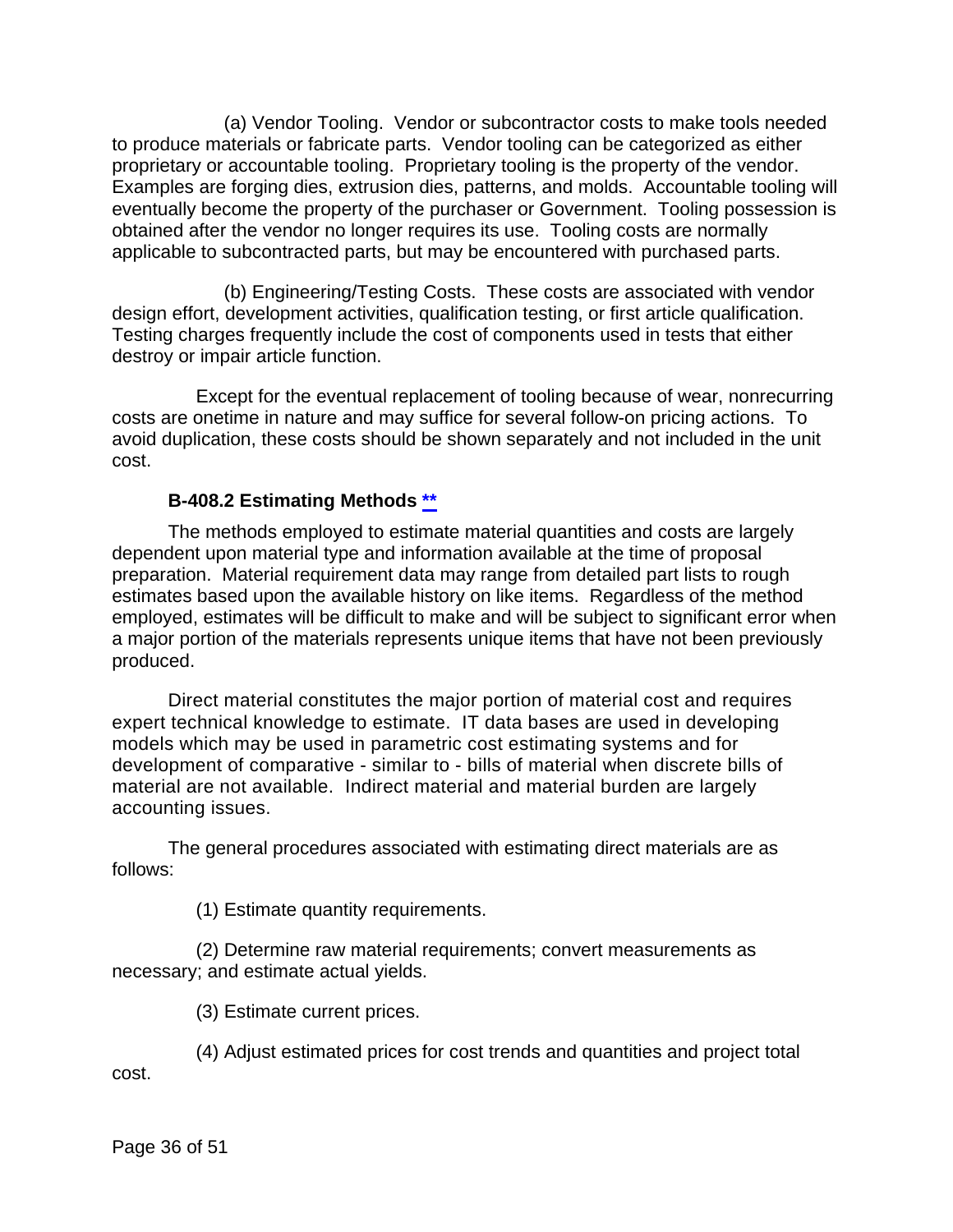(a) Vendor Tooling. Vendor or subcontractor costs to make tools needed to produce materials or fabricate parts. Vendor tooling can be categorized as either proprietary or accountable tooling. Proprietary tooling is the property of the vendor. Examples are forging dies, extrusion dies, patterns, and molds. Accountable tooling will eventually become the property of the purchaser or Government. Tooling possession is obtained after the vendor no longer requires its use. Tooling costs are normally applicable to subcontracted parts, but may be encountered with purchased parts.

(b) Engineering/Testing Costs. These costs are associated with vendor design effort, development activities, qualification testing, or first article qualification. Testing charges frequently include the cost of components used in tests that either destroy or impair article function.

Except for the eventual replacement of tooling because of wear, nonrecurring costs are onetime in nature and may suffice for several follow-on pricing actions. To avoid duplication, these costs should be shown separately and not included in the unit cost.

#### B-408.2 Estimating Methods **

The methods employed to estimate material quantities and costs are largely dependent upon material type and information available at the time of proposal preparation. Material requirement data may range from detailed part lists to rough estimates based upon the available history on like items. Regardless of the method employed, estimates will be difficult to make and will be subject to significant error when a major portion of the materials represents unique items that have not been previously produced.

Direct material constitutes the major portion of material cost and requires expert technical knowledge to estimate. IT data bases are used in developing models which may be used in parametric cost estimating systems and for development of comparative - similar to - bills of material when discrete bills of material are not available. Indirect material and material burden are largely accounting issues.

The general procedures associated with estimating direct materials are as follows:

(1) Estimate quantity requirements.

(2) Determine raw material requirements; convert measurements as necessary; and estimate actual yields.

(3) Estimate current prices.

(4) Adjust estimated prices for cost trends and quantities and project total cost.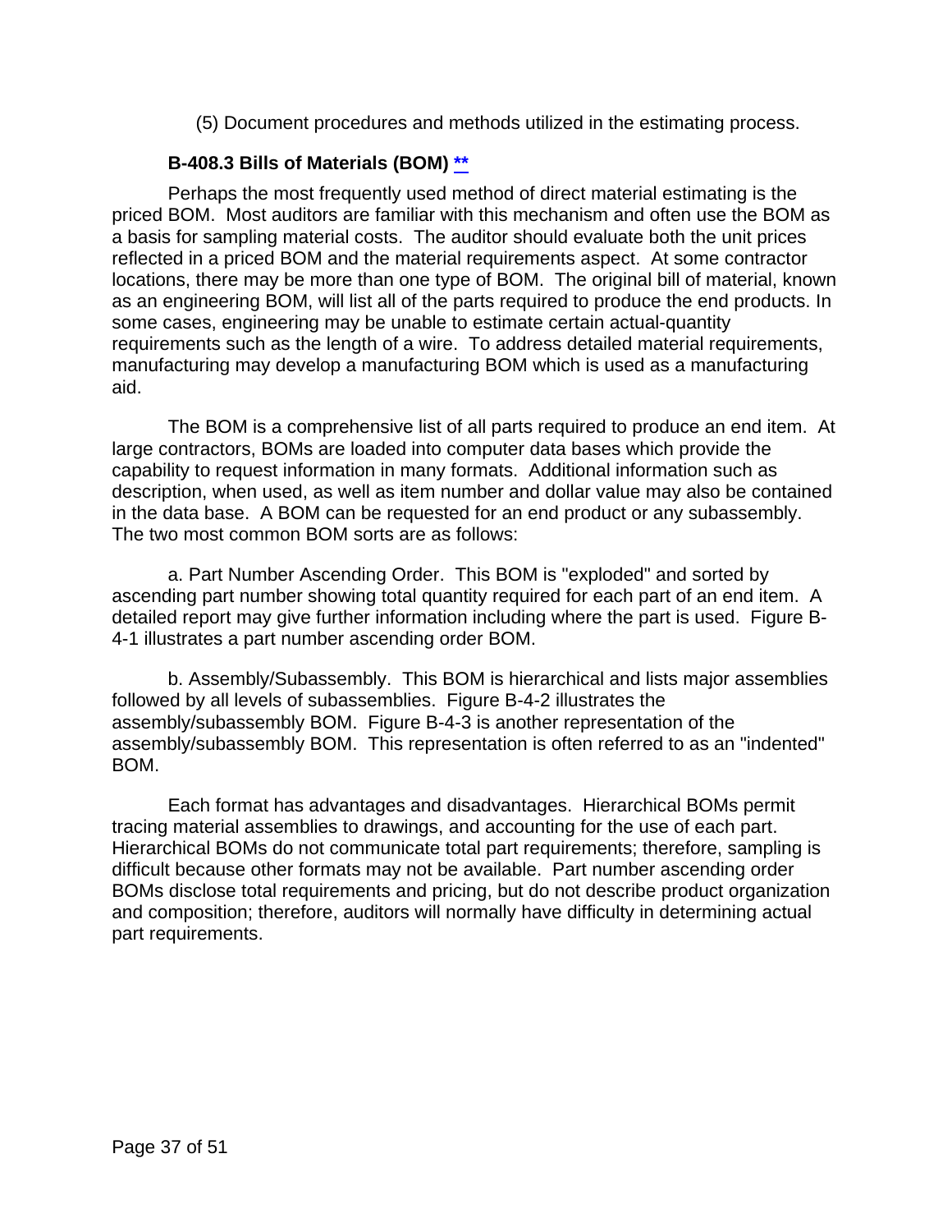(5) Document procedures and methods utilized in the estimating process.

### B-408.3 Bills of Materials (BOM) **

Perhaps the most frequently used method of direct material estimating is the priced BOM. Most auditors are familiar with this mechanism and often use the BOM as a basis for sampling material costs. The auditor should evaluate both the unit prices reflected in a priced BOM and the material requirements aspect. At some contractor locations, there may be more than one type of BOM. The original bill of material, known as an engineering BOM, will list all of the parts required to produce the end products. In some cases, engineering may be unable to estimate certain actual-quantity requirements such as the length of a wire. To address detailed material requirements, manufacturing may develop a manufacturing BOM which is used as a manufacturing aid.

The BOM is a comprehensive list of all parts required to produce an end item. At large contractors, BOMs are loaded into computer data bases which provide the capability to request information in many formats. Additional information such as description, when used, as well as item number and dollar value may also be contained in the data base. A BOM can be requested for an end product or any subassembly. The two most common BOM sorts are as follows:

a. Part Number Ascending Order. This BOM is "exploded" and sorted by ascending part number showing total quantity required for each part of an end item. A detailed report may give further information including where the part is used. Figure B-4-1 illustrates a part number ascending order BOM.

b. Assembly/Subassembly. This BOM is hierarchical and lists major assemblies followed by all levels of subassemblies. Figure B-4-2 illustrates the assembly/subassembly BOM. Figure B-4-3 is another representation of the assembly/subassembly BOM. This representation is often referred to as an "indented" BOM.

Each format has advantages and disadvantages. Hierarchical BOMs permit tracing material assemblies to drawings, and accounting for the use of each part. Hierarchical BOMs do not communicate total part requirements; therefore, sampling is difficult because other formats may not be available. Part number ascending order BOMs disclose total requirements and pricing, but do not describe product organization and composition; therefore, auditors will normally have difficulty in determining actual part requirements.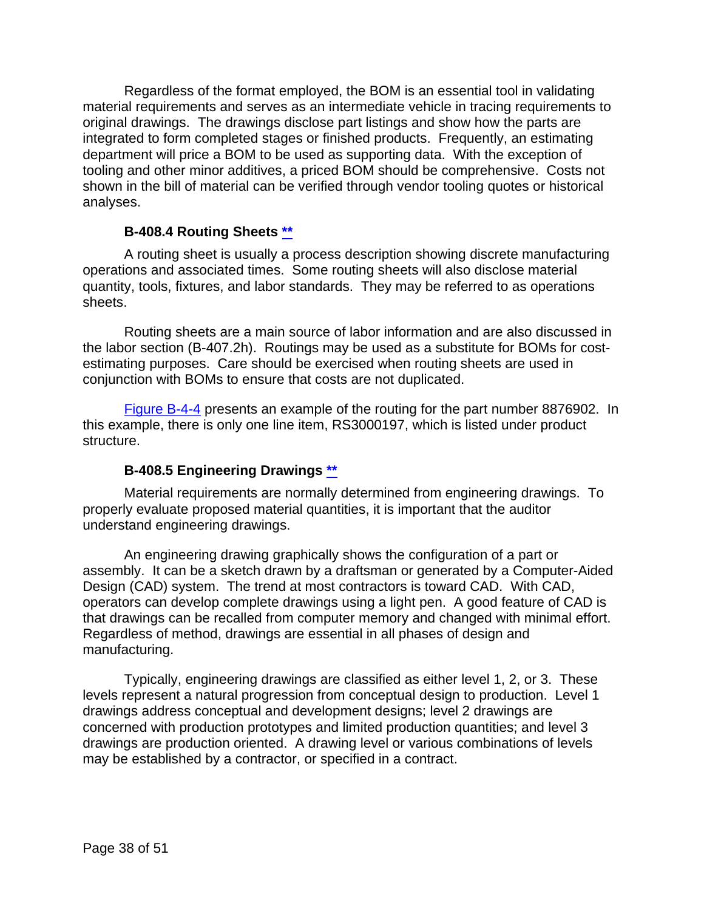Regardless of the format employed, the BOM is an essential tool in validating material requirements and serves as an intermediate vehicle in tracing requirements to original drawings. The drawings disclose part listings and show how the parts are integrated to form completed stages or finished products. Frequently, an estimating department will price a BOM to be used as supporting data. With the exception of tooling and other minor additives, a priced BOM should be comprehensive. Costs not shown in the bill of material can be verified through vendor tooling quotes or historical analyses.

### B-408.4 Routing Sheets **

A routing sheet is usually a process description showing discrete manufacturing operations and associated times. Some routing sheets will also disclose material quantity, tools, fixtures, and labor standards. They may be referred to as operations sheets.

Routing sheets are a main source of labor information and are also discussed in the labor section (B-407.2h). Routings may be used as a substitute for BOMs for cost-estimating purposes. Care should be exercised when routing sheets are used in conjunction with BOMs to ensure that costs are not duplicated.

Figure B-4-4 presents an example of the routing for the part number 8876902. In this example, there is only one line item, RS3000197, which is listed under product structure.

### B-408.5 Engineering Drawings **

Material requirements are normally determined from engineering drawings. To properly evaluate proposed material quantities, it is important that the auditor understand engineering drawings.

An engineering drawing graphically shows the configuration of a part or assembly. It can be a sketch drawn by a draftsman or generated by a Computer-Aided Design (CAD) system. The trend at most contractors is toward CAD. With CAD, operators can develop complete drawings using a light pen. A good feature of CAD is that drawings can be recalled from computer memory and changed with minimal effort. Regardless of method, drawings are essential in all phases of design and manufacturing.

Typically, engineering drawings are classified as either level 1, 2, or 3. These levels represent a natural progression from conceptual design to production. Level 1 drawings address conceptual and development designs; level 2 drawings are concerned with production prototypes and limited production quantities; and level 3 drawings are production oriented. A drawing level or various combinations of levels may be established by a contractor, or specified in a contract.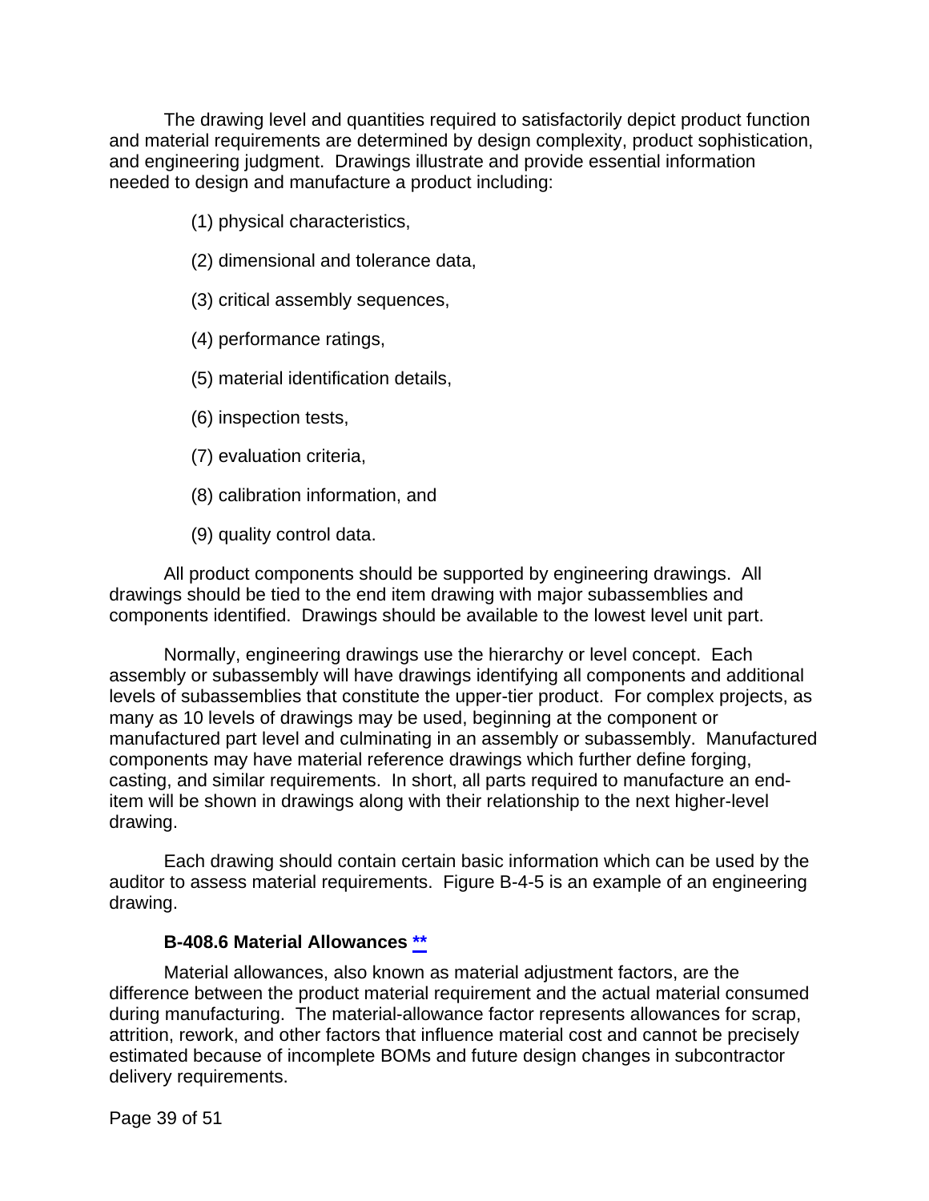The drawing level and quantities required to satisfactorily depict product function and material requirements are determined by design complexity, product sophistication, and engineering judgment. Drawings illustrate and provide essential information needed to design and manufacture a product including:

(1) physical characteristics,

(2) dimensional and tolerance data,

(3) critical assembly sequences,

(4) performance ratings,

(5) material identification details,

(6) inspection tests,

(7) evaluation criteria,

(8) calibration information, and

(9) quality control data.

All product components should be supported by engineering drawings. All drawings should be tied to the end item drawing with major subassemblies and components identified. Drawings should be available to the lowest level unit part.

Normally, engineering drawings use the hierarchy or level concept. Each assembly or subassembly will have drawings identifying all components and additional levels of subassemblies that constitute the upper-tier product. For complex projects, as many as 10 levels of drawings may be used, beginning at the component or manufactured part level and culminating in an assembly or subassembly. Manufactured components may have material reference drawings which further define forging, casting, and similar requirements. In short, all parts required to manufacture an end-item will be shown in drawings along with their relationship to the next higher-level drawing.

Each drawing should contain certain basic information which can be used by the auditor to assess material requirements. Figure B-4-5 is an example of an engineering drawing.

### B-408.6 Material Allowances **

Material allowances, also known as material adjustment factors, are the difference between the product material requirement and the actual material consumed during manufacturing. The material-allowance factor represents allowances for scrap, attrition, rework, and other factors that influence material cost and cannot be precisely estimated because of incomplete BOMs and future design changes in subcontractor delivery requirements.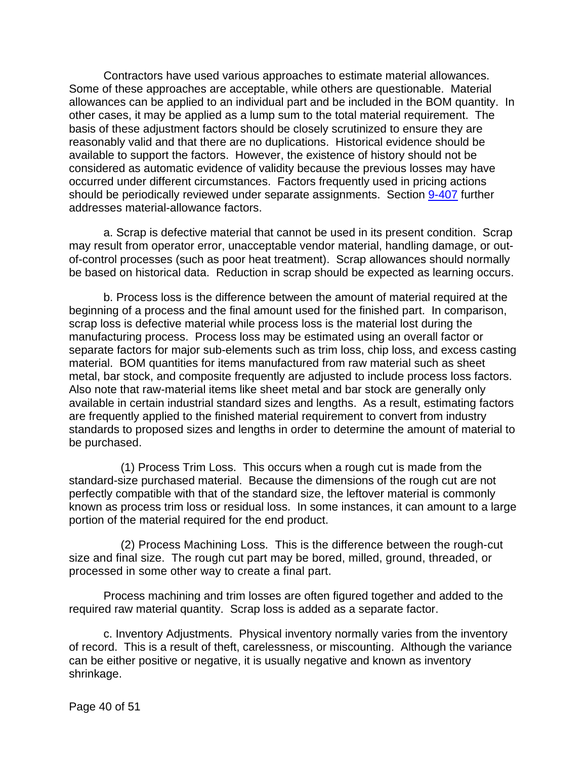Contractors have used various approaches to estimate material allowances. Some of these approaches are acceptable, while others are questionable. Material allowances can be applied to an individual part and be included in the BOM quantity. In other cases, it may be applied as a lump sum to the total material requirement. The basis of these adjustment factors should be closely scrutinized to ensure they are reasonably valid and that there are no duplications. Historical evidence should be available to support the factors. However, the existence of history should not be considered as automatic evidence of validity because the previous losses may have occurred under different circumstances. Factors frequently used in pricing actions should be periodically reviewed under separate assignments. Section 9-407 further addresses material-allowance factors.

a. Scrap is defective material that cannot be used in its present condition. Scrap may result from operator error, unacceptable vendor material, handling damage, or out-of-control processes (such as poor heat treatment). Scrap allowances should normally be based on historical data. Reduction in scrap should be expected as learning occurs.

b. Process loss is the difference between the amount of material required at the beginning of a process and the final amount used for the finished part. In comparison, scrap loss is defective material while process loss is the material lost during the manufacturing process. Process loss may be estimated using an overall factor or separate factors for major sub-elements such as trim loss, chip loss, and excess casting material. BOM quantities for items manufactured from raw material such as sheet metal, bar stock, and composite frequently are adjusted to include process loss factors. Also note that raw-material items like sheet metal and bar stock are generally only available in certain industrial standard sizes and lengths. As a result, estimating factors are frequently applied to the finished material requirement to convert from industry standards to proposed sizes and lengths in order to determine the amount of material to be purchased.

(1) Process Trim Loss. This occurs when a rough cut is made from the standard-size purchased material. Because the dimensions of the rough cut are not perfectly compatible with that of the standard size, the leftover material is commonly known as process trim loss or residual loss. In some instances, it can amount to a large portion of the material required for the end product.

(2) Process Machining Loss. This is the difference between the rough-cut size and final size. The rough cut part may be bored, milled, ground, threaded, or processed in some other way to create a final part.

Process machining and trim losses are often figured together and added to the required raw material quantity. Scrap loss is added as a separate factor.

c. Inventory Adjustments. Physical inventory normally varies from the inventory of record. This is a result of theft, carelessness, or miscounting. Although the variance can be either positive or negative, it is usually negative and known as inventory shrinkage.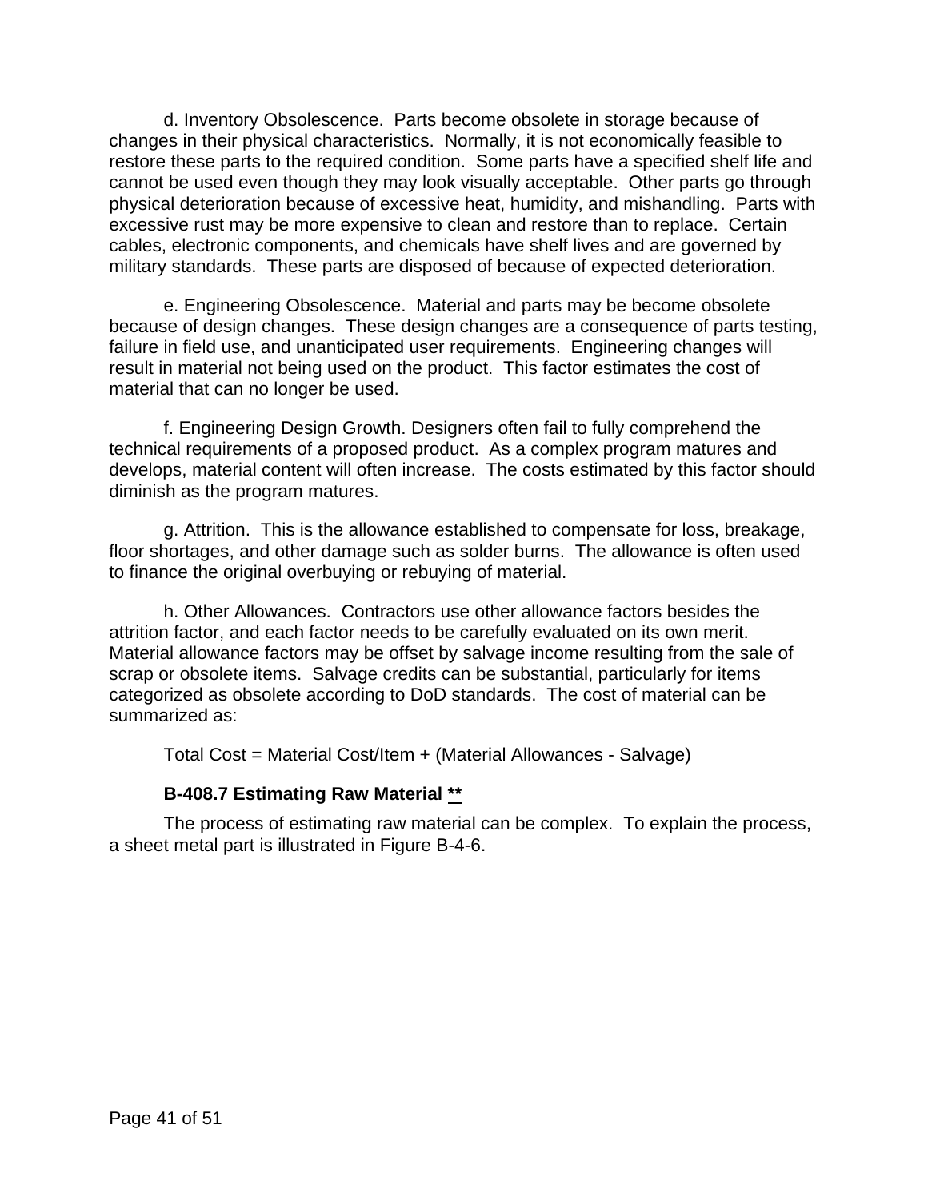d. Inventory Obsolescence. Parts become obsolete in storage because of changes in their physical characteristics. Normally, it is not economically feasible to restore these parts to the required condition. Some parts have a specified shelf life and cannot be used even though they may look visually acceptable. Other parts go through physical deterioration because of excessive heat, humidity, and mishandling. Parts with excessive rust may be more expensive to clean and restore than to replace. Certain cables, electronic components, and chemicals have shelf lives and are governed by military standards. These parts are disposed of because of expected deterioration.

e. Engineering Obsolescence. Material and parts may be become obsolete because of design changes. These design changes are a consequence of parts testing, failure in field use, and unanticipated user requirements. Engineering changes will result in material not being used on the product. This factor estimates the cost of material that can no longer be used.

f. Engineering Design Growth. Designers often fail to fully comprehend the technical requirements of a proposed product. As a complex program matures and develops, material content will often increase. The costs estimated by this factor should diminish as the program matures.

g. Attrition. This is the allowance established to compensate for loss, breakage, floor shortages, and other damage such as solder burns. The allowance is often used to finance the original overbuying or rebuying of material.

h. Other Allowances. Contractors use other allowance factors besides the attrition factor, and each factor needs to be carefully evaluated on its own merit. Material allowance factors may be offset by salvage income resulting from the sale of scrap or obsolete items. Salvage credits can be substantial, particularly for items categorized as obsolete according to DoD standards. The cost of material can be summarized as:

Total Cost = Material Cost/Item + (Material Allowances - Salvage)

### B-408.7 Estimating Raw Material **

The process of estimating raw material can be complex. To explain the process, a sheet metal part is illustrated in Figure B-4-6.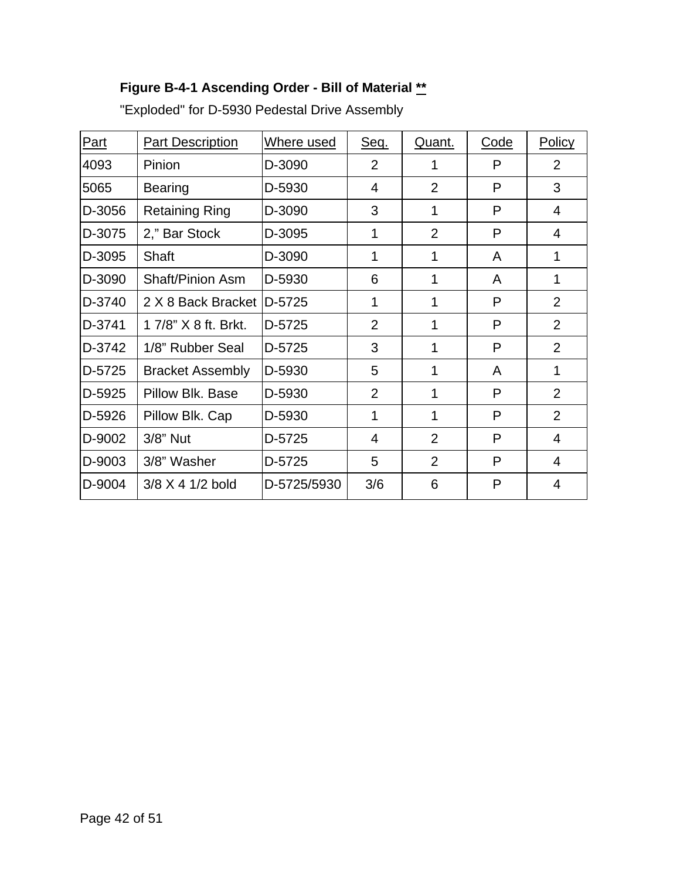**Figure B-4-1 Ascending Order - Bill of Material **

"Exploded" for D-5930 Pedestal Drive Assembly

| Part | Part Description | Where used | Seq. | Quant. | Code | Policy |
|---|---|---|---|---|---|---|
| 4093 | Pinion | D-3090 | 2 | 1 | P | 2 |
| 5065 | Bearing | D-5930 | 4 | 2 | P | 3 |
| D-3056 | Retaining Ring | D-3090 | 3 | 1 | P | 4 |
| D-3075 | 2,” Bar Stock | D-3095 | 1 | 2 | P | 4 |
| D-3095 | Shaft | D-3090 | 1 | 1 | A | 1 |
| D-3090 | Shaft/Pinion Asm | D-5930 | 6 | 1 | A | 1 |
| D-3740 | 2 X 8 Back Bracket | D-5725 | 1 | 1 | P | 2 |
| D-3741 | 1 7/8” X 8 ft. Brkt. | D-5725 | 2 | 1 | P | 2 |
| D-3742 | 1/8” Rubber Seal | D-5725 | 3 | 1 | P | 2 |
| D-5725 | Bracket Assembly | D-5930 | 5 | 1 | A | 1 |
| D-5925 | Pillow Blk. Base | D-5930 | 2 | 1 | P | 2 |
| D-5926 | Pillow Blk. Cap | D-5930 | 1 | 1 | P | 2 |
| D-9002 | 3/8” Nut | D-5725 | 4 | 2 | P | 4 |
| D-9003 | 3/8” Washer | D-5725 | 5 | 2 | P | 4 |
| D-9004 | 3/8 X 4 1/2 bold | D-5725/5930 | 3/6 | 6 | P | 4 |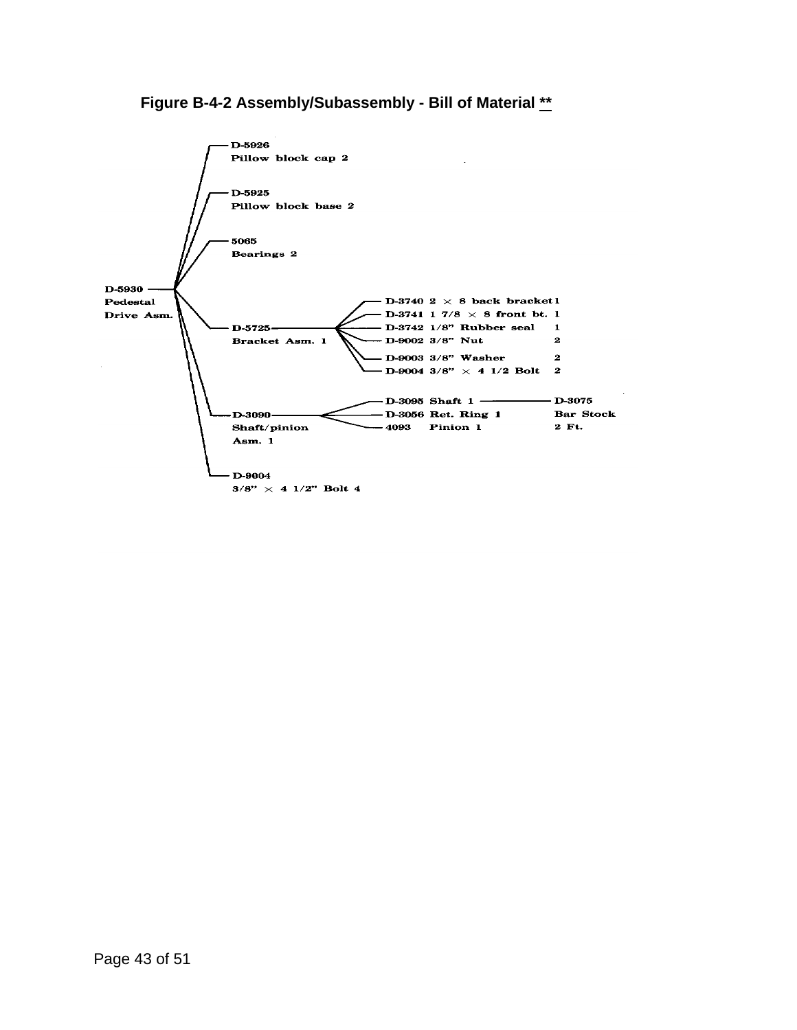**Figure B-4-2 Assembly/Subassembly - Bill of Material **
**

- D-5930 Pedestal Drive Asm.
  - D-5926 Pillow block cap 2
  - D-5925 Pillow block base 2
  - 5065 Bearings 2
  - D-5725 Bracket Asm. 1
    - D-3740 2 × 8 back bracket 1
    - D-3741 1 7/8 × 8 front bt. 1
    - D-3742 1/8" Rubber seal 1
    - D-9002 3/8" Nut 2
    - D-9003 3/8" Washer 2
    - D-9004 3/8" × 4 1/2 Bolt 2
  - D-3090 Shaft/pinion Asm. 1
    - D-3095 Shaft 1
      - D-3075 Bar Stock 2 Ft.
    - D-3056 Ret. Ring 1
    - 4093 Pinion 1
  - D-9004 3/8" × 4 1/2" Bolt 4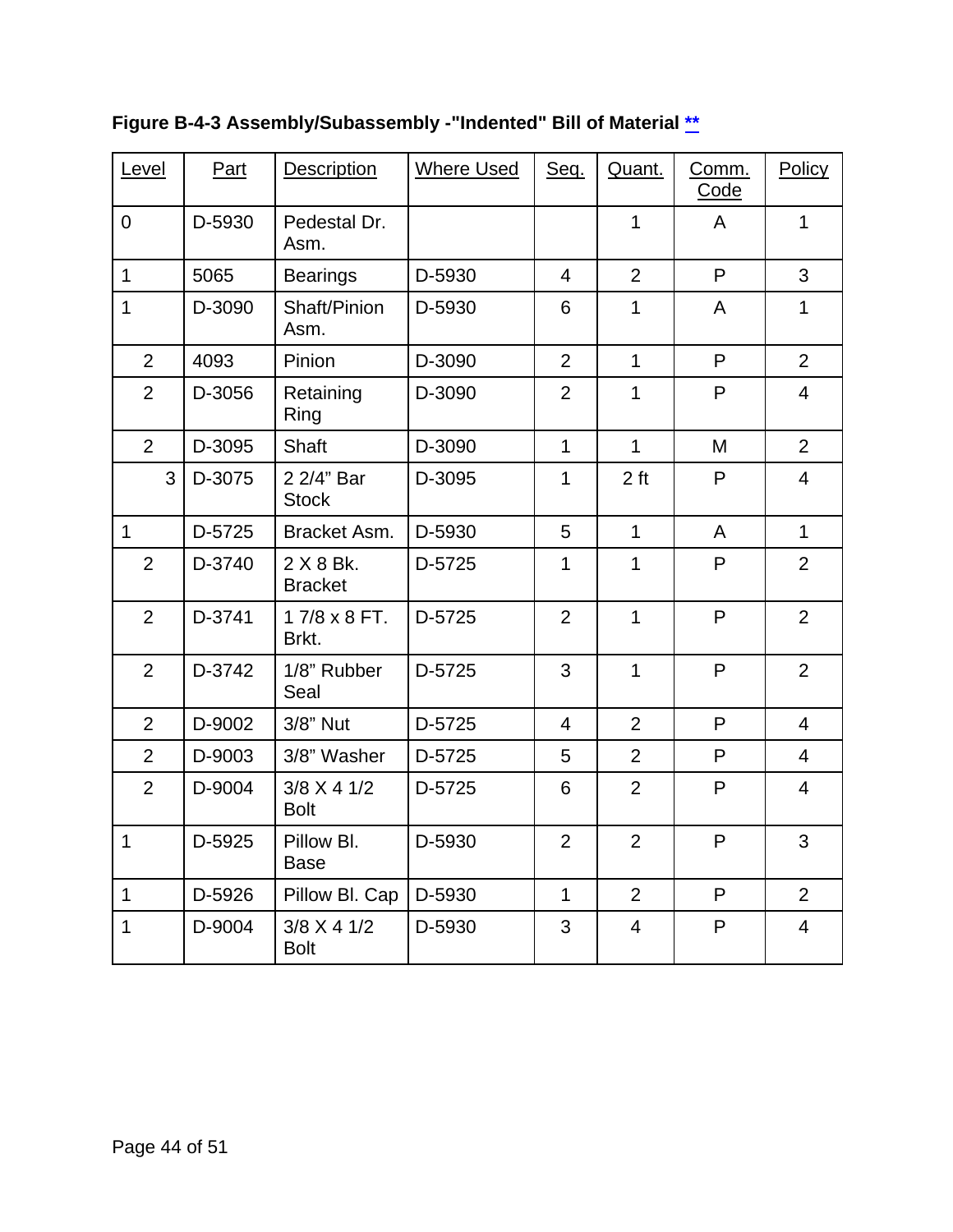**Figure B-4-3 Assembly/Subassembly -"Indented" Bill of Material [**](#)**

| Level | Part | Description | Where Used | Seq. | Quant. | Comm. Code | Policy |
|---|---|---|---|---|---|---|---|
| 0 | D-5930 | Pedestal Dr. Asm. | | | 1 | A | 1 |
| 1 | 5065 | Bearings | D-5930 | 4 | 2 | P | 3 |
| 1 | D-3090 | Shaft/Pinion Asm. | D-5930 | 6 | 1 | A | 1 |
| 2 | 4093 | Pinion | D-3090 | 2 | 1 | P | 2 |
| 2 | D-3056 | Retaining Ring | D-3090 | 2 | 1 | P | 4 |
| 2 | D-3095 | Shaft | D-3090 | 1 | 1 | M | 2 |
| 3 | D-3075 | 2 2/4" Bar Stock | D-3095 | 1 | 2 ft | P | 4 |
| 1 | D-5725 | Bracket Asm. | D-5930 | 5 | 1 | A | 1 |
| 2 | D-3740 | 2 X 8 Bk. Bracket | D-5725 | 1 | 1 | P | 2 |
| 2 | D-3741 | 1 7/8 x 8 FT. Brkt. | D-5725 | 2 | 1 | P | 2 |
| 2 | D-3742 | 1/8" Rubber Seal | D-5725 | 3 | 1 | P | 2 |
| 2 | D-9002 | 3/8" Nut | D-5725 | 4 | 2 | P | 4 |
| 2 | D-9003 | 3/8" Washer | D-5725 | 5 | 2 | P | 4 |
| 2 | D-9004 | 3/8 X 4 1/2 Bolt | D-5725 | 6 | 2 | P | 4 |
| 1 | D-5925 | Pillow Bl. Base | D-5930 | 2 | 2 | P | 3 |
| 1 | D-5926 | Pillow Bl. Cap | D-5930 | 1 | 2 | P | 2 |
| 1 | D-9004 | 3/8 X 4 1/2 Bolt | D-5930 | 3 | 4 | P | 4 |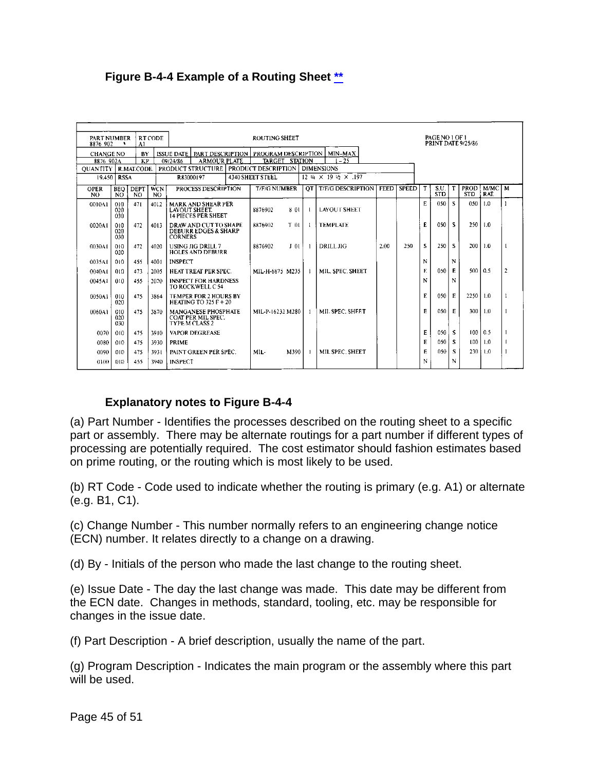### Figure B-4-4 Example of a Routing Sheet **

| PART NUMBER | RT CODE | | ROUTING SHEET | | PAGE NO 1 OF 1 |
|---|---|---|---|---|---|
| 8876 902 | A1 | | | | PRINT DATE 9/25/86 |

| CHANGE NO | BY | ISSUE DATE | PART DESCRIPTION | PROGRAM DESCRIPTION | MIN-MAX |
|---|---|---|---|---|---|
| 8876 902A | KP | 09/24/86 | ARMOUR PLATE | TARGET STATION | 1 – 25 |

| QUANTITY | R.MAT.CODE. | PRODUCT STRUCTURE | PRODUCT DESCRIPTION | DIMENSIONS |
|---|---|---|---|---|
| 19.450 | RSSA | R83000197 | 4340 SHEET STEEL | 12 ¼ × 19 ½ × .197 |

| OPER NO | BEQ NO | DEPT NO | WCN NO | PROCESS DESCRIPTION | T/F/G NUMBER | QT | T/F/G DESCRIPTION | FEED | SPEED | T | S.U. STD | T | PROD STD | M/MC RAT. | M |
|---|---|---|---|---|---|---|---|---|---|---|---|---|---|---|---|
| 0010A1 | 010 020 030 | 471 | 4012 | MARK AND SHEAR PER LAYOUT SHEET. 14 PIECES PER SHEET | 8876902 8 01 | 1 | LAYOUT SHEET | | | E | 050 | S | 050 | 1.0 | 1 |
| 0020A1 | 010 020 030 | 472 | 4013 | DRAW AND CUT TO SHAPE DEBURR EDGES & SHARP CORNERS | 8876902 T 01 | 1 | TEMPLATE | | | E | 050 | S | 250 | 1.0 | |
| 0030A1 | 010 020 | 472 | 4020 | USING JIG DRILL 7 HOLES AND DEBURR | 8876902 J 01 | 1 | DRILL JIG | 2.00 | 250 | S | 250 | S | 200 | 1.0 | 1 |
| 0035A1 | 010 | 455 | 4001 | INSPECT | | | | | | N | | N | | | |
| 0040A1 | 010 | 473 | 2005 | HEAT TREAT PER SPEC. | MIL-H-6875 M235 | 1 | MIL. SPEC. SHEET | | | E | 050 | E | 500 | 0.5 | 2 |
| 0045A1 | 010 | 455 | 2020 | INSPECT FOR HARDNESS TO ROCKWELL C 54 | | | | | | N | | N | | | |
| 0050A1 | 010 020 | 475 | 3864 | TEMPER FOR 2 HOURS BY HEATING TO 325 F + 20 | | | | | | E | 050 | E | 2250 | 1.0 | 1 |
| 0060A1 | 010 020 030 | 475 | 3870 | MANGANESE PHOSPHATE COAT PER MIL SPEC. TYPE M CLASS 2 | MIL-P-16232 M280 | 1 | MIL SPEC. SHEET | | | E | 050 | E | 300 | 1.0 | 1 |
| 0070 | 010 | 475 | 3910 | VAPOR DEGREASE | | | | | | E | 050 | S | 100 | 0.5 | 1 |
| 0080 | 010 | 475 | 3930 | PRIME | | | | | | E | 050 | S | 100 | 1.0 | 1 |
| 0090 | 010 | 475 | 3931 | PAINT GREEN PER SPEC. | MIL- M390 | 1 | MIL SPEC. SHEET | | | E | 050 | S | 230 | 1.0 | 1 |
| 0100 | 010 | 455 | 3940 | INSPECT | | | | | | N | | N | | | |

### Explanatory notes to Figure B-4-4

(a) Part Number - Identifies the processes described on the routing sheet to a specific part or assembly. There may be alternate routings for a part number if different types of processing are potentially required. The cost estimator should fashion estimates based on prime routing, or the routing which is most likely to be used.

(b) RT Code - Code used to indicate whether the routing is primary (e.g. A1) or alternate (e.g. B1, C1).

(c) Change Number - This number normally refers to an engineering change notice (ECN) number. It relates directly to a change on a drawing.

(d) By - Initials of the person who made the last change to the routing sheet.

(e) Issue Date - The day the last change was made. This date may be different from the ECN date. Changes in methods, standard, tooling, etc. may be responsible for changes in the issue date.

(f) Part Description - A brief description, usually the name of the part.

(g) Program Description - Indicates the main program or the assembly where this part will be used.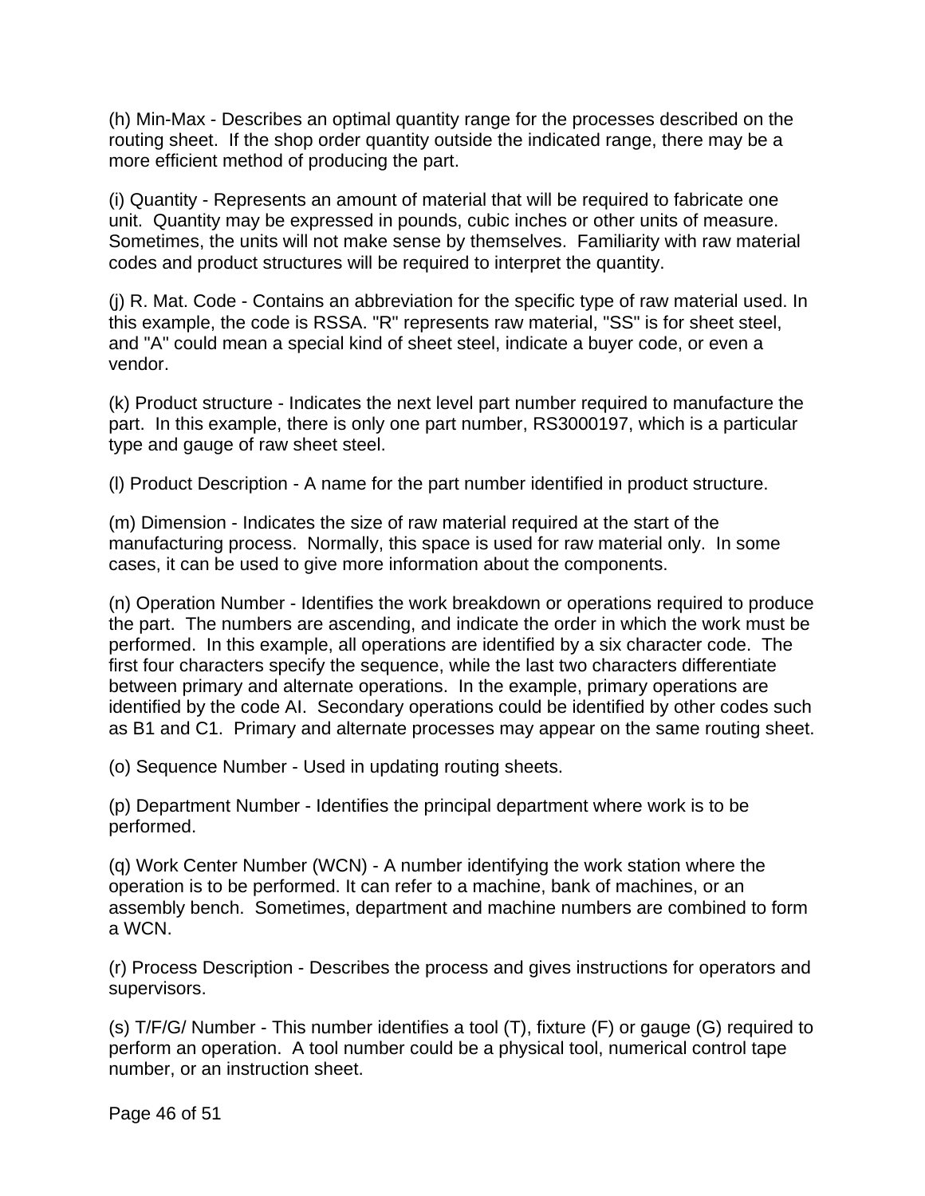(h) Min-Max - Describes an optimal quantity range for the processes described on the routing sheet. If the shop order quantity outside the indicated range, there may be a more efficient method of producing the part.

(i) Quantity - Represents an amount of material that will be required to fabricate one unit. Quantity may be expressed in pounds, cubic inches or other units of measure. Sometimes, the units will not make sense by themselves. Familiarity with raw material codes and product structures will be required to interpret the quantity.

(j) R. Mat. Code - Contains an abbreviation for the specific type of raw material used. In this example, the code is RSSA. "R" represents raw material, "SS" is for sheet steel, and "A" could mean a special kind of sheet steel, indicate a buyer code, or even a vendor.

(k) Product structure - Indicates the next level part number required to manufacture the part. In this example, there is only one part number, RS3000197, which is a particular type and gauge of raw sheet steel.

(l) Product Description - A name for the part number identified in product structure.

(m) Dimension - Indicates the size of raw material required at the start of the manufacturing process. Normally, this space is used for raw material only. In some cases, it can be used to give more information about the components.

(n) Operation Number - Identifies the work breakdown or operations required to produce the part. The numbers are ascending, and indicate the order in which the work must be performed. In this example, all operations are identified by a six character code. The first four characters specify the sequence, while the last two characters differentiate between primary and alternate operations. In the example, primary operations are identified by the code AI. Secondary operations could be identified by other codes such as B1 and C1. Primary and alternate processes may appear on the same routing sheet.

(o) Sequence Number - Used in updating routing sheets.

(p) Department Number - Identifies the principal department where work is to be performed.

(q) Work Center Number (WCN) - A number identifying the work station where the operation is to be performed. It can refer to a machine, bank of machines, or an assembly bench. Sometimes, department and machine numbers are combined to form a WCN.

(r) Process Description - Describes the process and gives instructions for operators and supervisors.

(s) T/F/G/ Number - This number identifies a tool (T), fixture (F) or gauge (G) required to perform an operation. A tool number could be a physical tool, numerical control tape number, or an instruction sheet.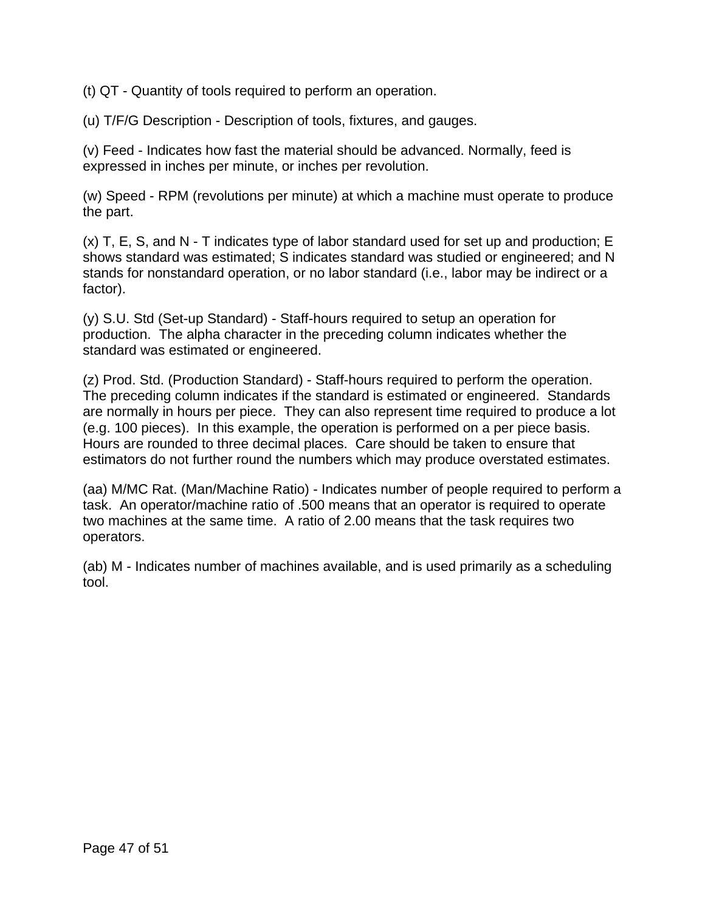(t) QT - Quantity of tools required to perform an operation.

(u) T/F/G Description - Description of tools, fixtures, and gauges.

(v) Feed - Indicates how fast the material should be advanced. Normally, feed is expressed in inches per minute, or inches per revolution.

(w) Speed - RPM (revolutions per minute) at which a machine must operate to produce the part.

(x) T, E, S, and N - T indicates type of labor standard used for set up and production; E shows standard was estimated; S indicates standard was studied or engineered; and N stands for nonstandard operation, or no labor standard (i.e., labor may be indirect or a factor).

(y) S.U. Std (Set-up Standard) - Staff-hours required to setup an operation for production. The alpha character in the preceding column indicates whether the standard was estimated or engineered.

(z) Prod. Std. (Production Standard) - Staff-hours required to perform the operation. The preceding column indicates if the standard is estimated or engineered. Standards are normally in hours per piece. They can also represent time required to produce a lot (e.g. 100 pieces). In this example, the operation is performed on a per piece basis. Hours are rounded to three decimal places. Care should be taken to ensure that estimators do not further round the numbers which may produce overstated estimates.

(aa) M/MC Rat. (Man/Machine Ratio) - Indicates number of people required to perform a task. An operator/machine ratio of .500 means that an operator is required to operate two machines at the same time. A ratio of 2.00 means that the task requires two operators.

(ab) M - Indicates number of machines available, and is used primarily as a scheduling tool.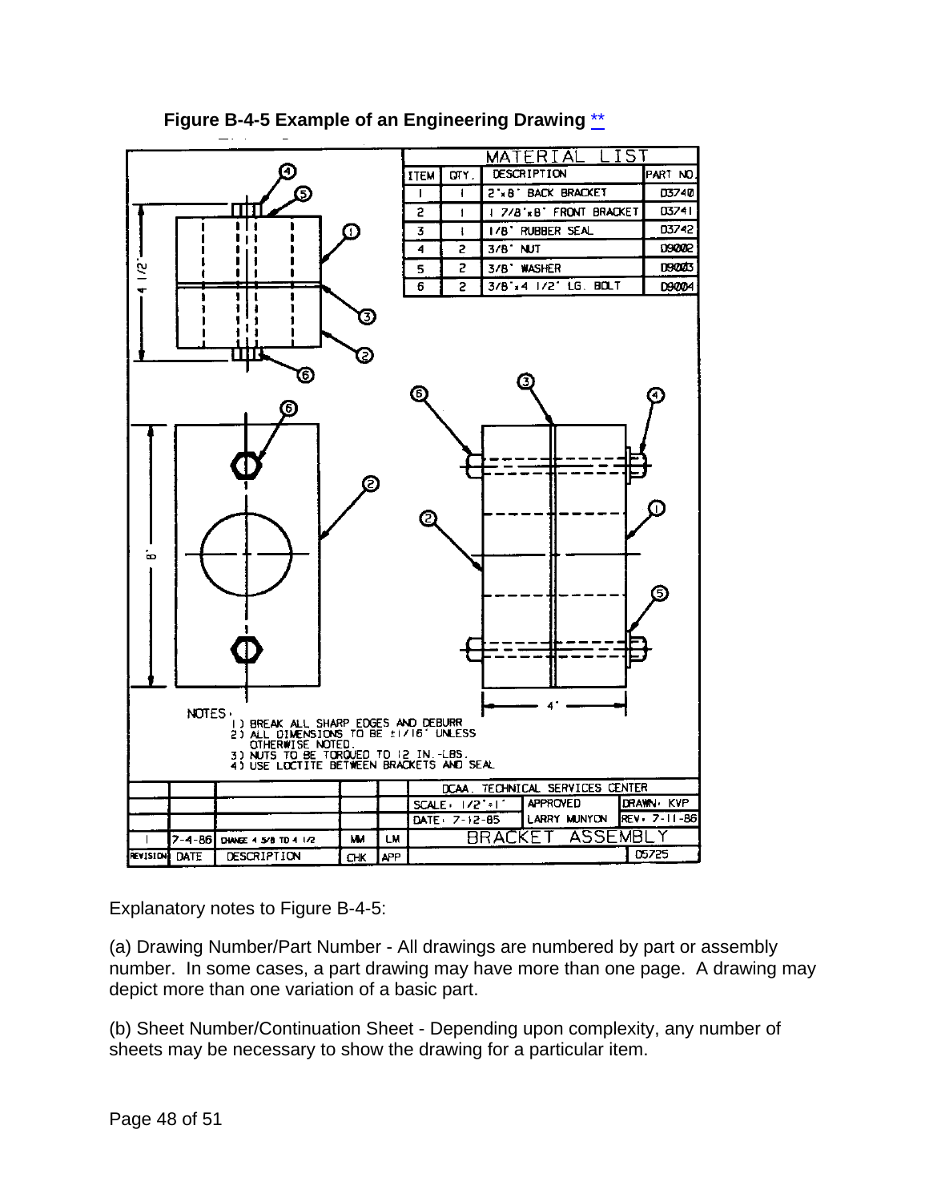**Figure B-4-5 Example of an Engineering Drawing** **

| ITEM | QTY. | DESCRIPTION | PART NO. |
|---|---|---|---|
| 1 | 1 | 2"x8" BACK BRACKET | 03740 |
| 2 | 1 | 1 7/8"x8" FRONT BRACKET | 03741 |
| 3 | 1 | 1/8" RUBBER SEAL | 03742 |
| 4 | 2 | 3/8" NUT | 09002 |
| 5 | 2 | 3/8" WASHER | 09003 |
| 6 | 2 | 3/8"x4 1/2" LG. BOLT | 09004 |

NOTES:

1) BREAK ALL SHARP EDGES AND DEBURR
2) ALL DIMENSIONS TO BE ±1/16" UNLESS OTHERWISE NOTED.
3) NUTS TO BE TORQUED TO 12 IN.-LBS.
4) USE LOCTITE BETWEEN BRACKETS AND SEAL

| REVISION | DATE | DESCRIPTION | CHK | APP |
|---|---|---|---|---|
| 1 | 7-4-86 | CHANGE 4 5/8 TO 4 1/2 | MM | LM |

DCAA. TECHNICAL SERVICES CENTER
SCALE: 1/2"=1" | APPROVED: LARRY MUNYON | DRAWN: KVP
DATE: 7-12-85 | REV. 7-11-86
BRACKET ASSEMBLY | 05725

Explanatory notes to Figure B-4-5:

(a) Drawing Number/Part Number - All drawings are numbered by part or assembly number. In some cases, a part drawing may have more than one page. A drawing may depict more than one variation of a basic part.

(b) Sheet Number/Continuation Sheet - Depending upon complexity, any number of sheets may be necessary to show the drawing for a particular item.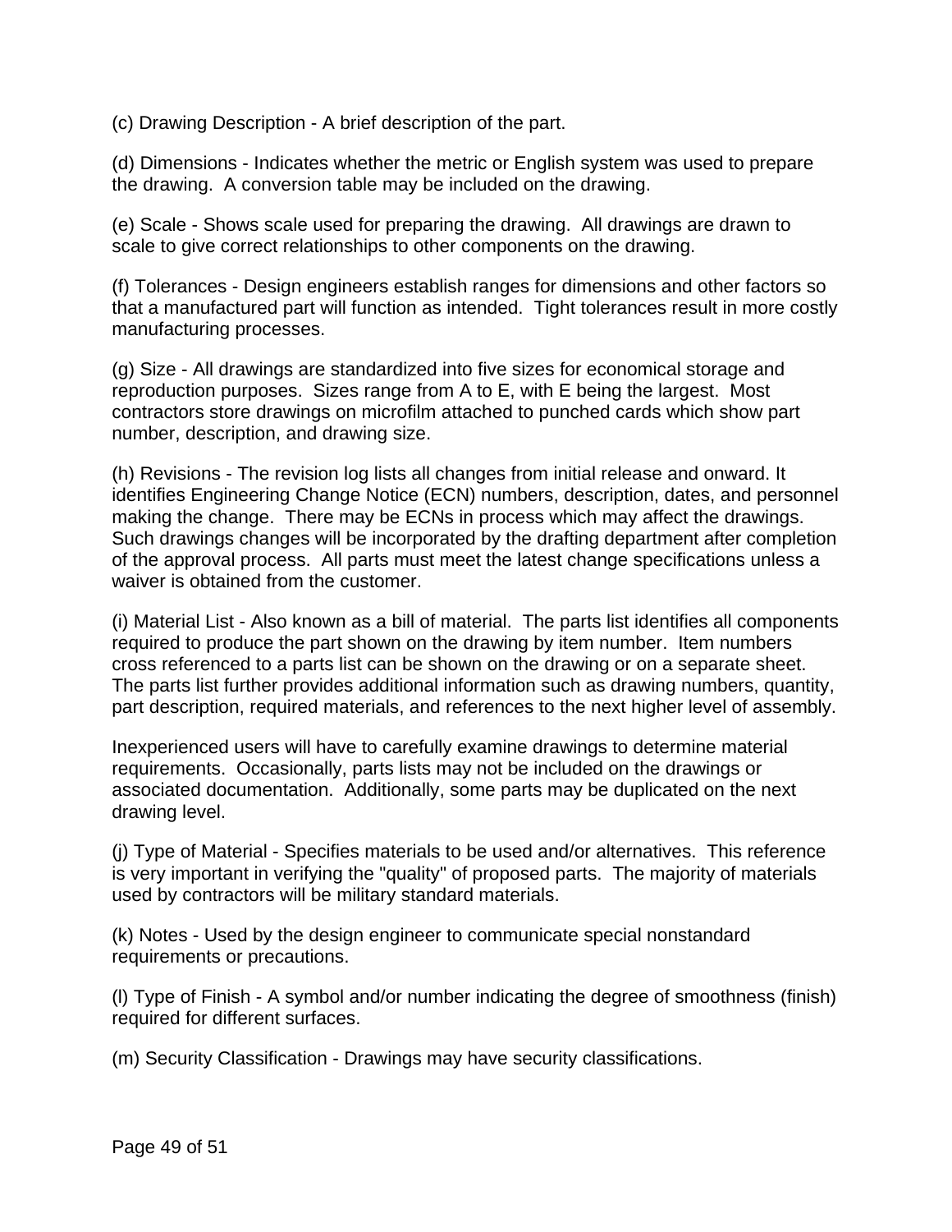(c) Drawing Description - A brief description of the part.

(d) Dimensions - Indicates whether the metric or English system was used to prepare the drawing.  A conversion table may be included on the drawing.

(e) Scale - Shows scale used for preparing the drawing.  All drawings are drawn to scale to give correct relationships to other components on the drawing.

(f) Tolerances - Design engineers establish ranges for dimensions and other factors so that a manufactured part will function as intended.  Tight tolerances result in more costly manufacturing processes.

(g) Size - All drawings are standardized into five sizes for economical storage and reproduction purposes.  Sizes range from A to E, with E being the largest.  Most contractors store drawings on microfilm attached to punched cards which show part number, description, and drawing size.

(h) Revisions - The revision log lists all changes from initial release and onward. It identifies Engineering Change Notice (ECN) numbers, description, dates, and personnel making the change.  There may be ECNs in process which may affect the drawings. Such drawings changes will be incorporated by the drafting department after completion of the approval process.  All parts must meet the latest change specifications unless a waiver is obtained from the customer.

(i) Material List - Also known as a bill of material.  The parts list identifies all components required to produce the part shown on the drawing by item number.  Item numbers cross referenced to a parts list can be shown on the drawing or on a separate sheet. The parts list further provides additional information such as drawing numbers, quantity, part description, required materials, and references to the next higher level of assembly.

Inexperienced users will have to carefully examine drawings to determine material requirements.  Occasionally, parts lists may not be included on the drawings or associated documentation.  Additionally, some parts may be duplicated on the next drawing level.

(j) Type of Material - Specifies materials to be used and/or alternatives.  This reference is very important in verifying the "quality" of proposed parts.  The majority of materials used by contractors will be military standard materials.

(k) Notes - Used by the design engineer to communicate special nonstandard requirements or precautions.

(l) Type of Finish - A symbol and/or number indicating the degree of smoothness (finish) required for different surfaces.

(m) Security Classification - Drawings may have security classifications.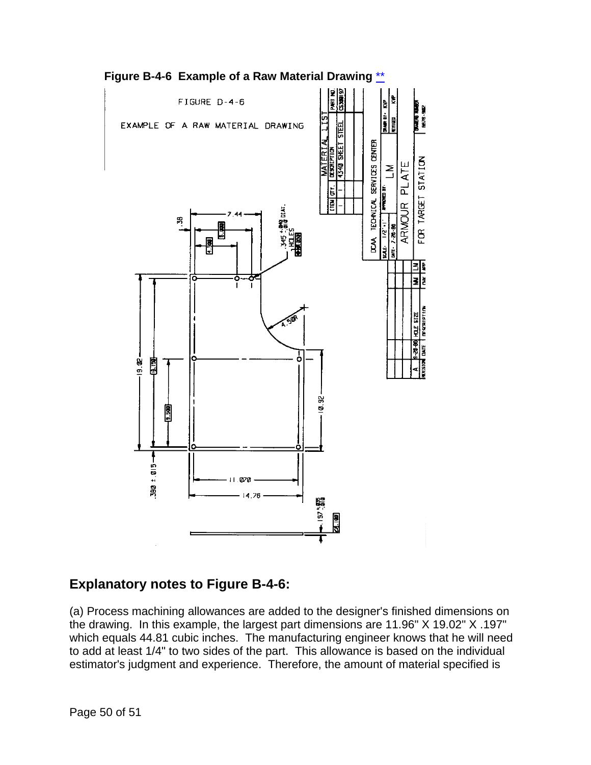**Figure B-4-6 Example of a Raw Material Drawing** **

## Explanatory notes to Figure B-4-6:

(a) Process machining allowances are added to the designer's finished dimensions on the drawing. In this example, the largest part dimensions are 11.96" X 19.02" X .197" which equals 44.81 cubic inches. The manufacturing engineer knows that he will need to add at least 1/4" to two sides of the part. This allowance is based on the individual estimator's judgment and experience. Therefore, the amount of material specified is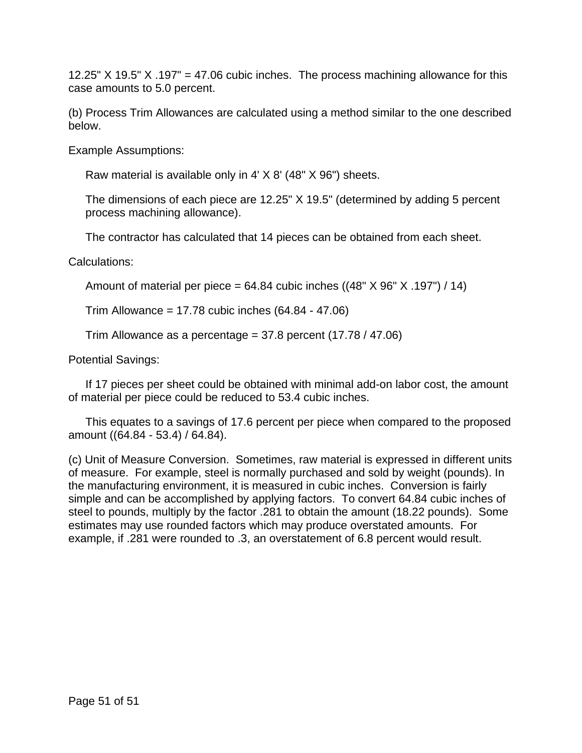12.25" X 19.5" X .197" = 47.06 cubic inches. The process machining allowance for this case amounts to 5.0 percent.

(b) Process Trim Allowances are calculated using a method similar to the one described below.

Example Assumptions:

Raw material is available only in 4' X 8' (48" X 96") sheets.

The dimensions of each piece are 12.25" X 19.5" (determined by adding 5 percent process machining allowance).

The contractor has calculated that 14 pieces can be obtained from each sheet.

Calculations:

Amount of material per piece = 64.84 cubic inches ((48" X 96" X .197") / 14)

Trim Allowance = 17.78 cubic inches (64.84 - 47.06)

Trim Allowance as a percentage = 37.8 percent (17.78 / 47.06)

Potential Savings:

If 17 pieces per sheet could be obtained with minimal add-on labor cost, the amount of material per piece could be reduced to 53.4 cubic inches.

This equates to a savings of 17.6 percent per piece when compared to the proposed amount ((64.84 - 53.4) / 64.84).

(c) Unit of Measure Conversion. Sometimes, raw material is expressed in different units of measure. For example, steel is normally purchased and sold by weight (pounds). In the manufacturing environment, it is measured in cubic inches. Conversion is fairly simple and can be accomplished by applying factors. To convert 64.84 cubic inches of steel to pounds, multiply by the factor .281 to obtain the amount (18.22 pounds). Some estimates may use rounded factors which may produce overstated amounts. For example, if .281 were rounded to .3, an overstatement of 6.8 percent would result.